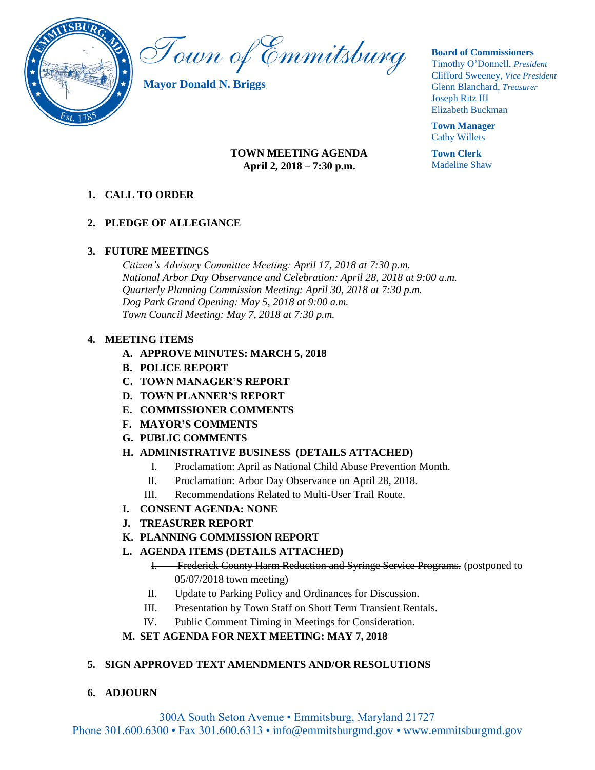# Town of Emmitsburg

**Mayor Donald N. Briggs**

**Board of Commissioners**
Timothy O'Donnell, *President*
Clifford Sweeney, *Vice President*
Glenn Blanchard, *Treasurer*
Joseph Ritz III
Elizabeth Buckman

**Town Manager**
Cathy Willets

**Town Clerk**
Madeline Shaw

**TOWN MEETING AGENDA**
**April 2, 2018 – 7:30 p.m.**

1. **CALL TO ORDER**

2. **PLEDGE OF ALLEGIANCE**

3. **FUTURE MEETINGS**

   *Citizen's Advisory Committee Meeting: April 17, 2018 at 7:30 p.m.*
   *National Arbor Day Observance and Celebration: April 28, 2018 at 9:00 a.m.*
   *Quarterly Planning Commission Meeting: April 30, 2018 at 7:30 p.m.*
   *Dog Park Grand Opening: May 5, 2018 at 9:00 a.m.*
   *Town Council Meeting: May 7, 2018 at 7:30 p.m.*

4. **MEETING ITEMS**
   - **A. APPROVE MINUTES: MARCH 5, 2018**
   - **B. POLICE REPORT**
   - **C. TOWN MANAGER'S REPORT**
   - **D. TOWN PLANNER'S REPORT**
   - **E. COMMISSIONER COMMENTS**
   - **F. MAYOR'S COMMENTS**
   - **G. PUBLIC COMMENTS**
   - **H. ADMINISTRATIVE BUSINESS (DETAILS ATTACHED)**
     - I. Proclamation: April as National Child Abuse Prevention Month.
     - II. Proclamation: Arbor Day Observance on April 28, 2018.
     - III. Recommendations Related to Multi-User Trail Route.
   - **I. CONSENT AGENDA: NONE**
   - **J. TREASURER REPORT**
   - **K. PLANNING COMMISSION REPORT**
   - **L. AGENDA ITEMS (DETAILS ATTACHED)**
     - ~~I. Frederick County Harm Reduction and Syringe Service Programs.~~ (postponed to 05/07/2018 town meeting)
     - II. Update to Parking Policy and Ordinances for Discussion.
     - III. Presentation by Town Staff on Short Term Transient Rentals.
     - IV. Public Comment Timing in Meetings for Consideration.
   - **M. SET AGENDA FOR NEXT MEETING: MAY 7, 2018**

5. **SIGN APPROVED TEXT AMENDMENTS AND/OR RESOLUTIONS**

6. **ADJOURN**

300A South Seton Avenue • Emmitsburg, Maryland 21727
Phone 301.600.6300 • Fax 301.600.6313 • info@emmitsburgmd.gov • www.emmitsburgmd.gov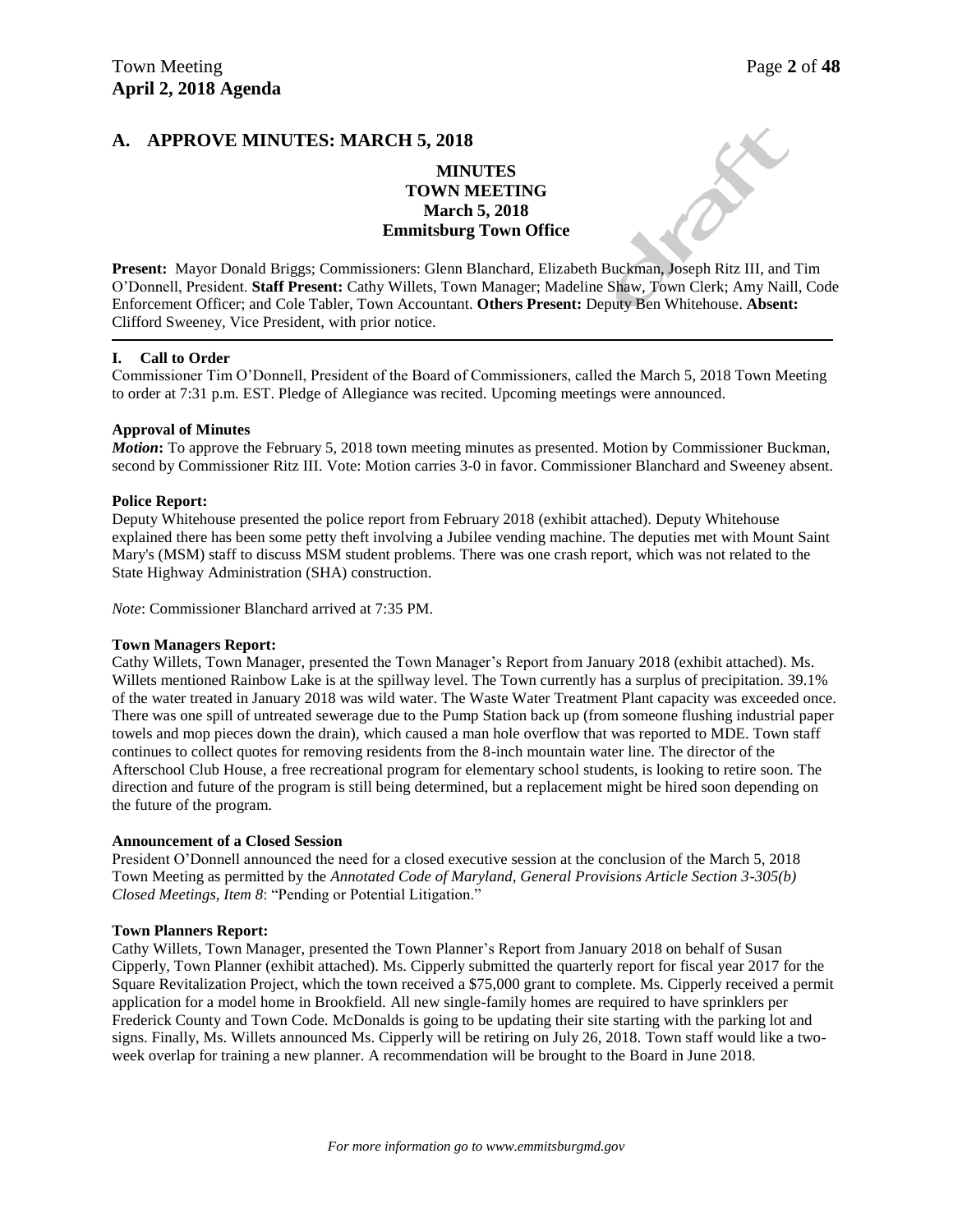## A. APPROVE MINUTES: MARCH 5, 2018

**MINUTES**
**TOWN MEETING**
**March 5, 2018**
**Emmitsburg Town Office**

**Present:** Mayor Donald Briggs; Commissioners: Glenn Blanchard, Elizabeth Buckman, Joseph Ritz III, and Tim O'Donnell, President. **Staff Present:** Cathy Willets, Town Manager; Madeline Shaw, Town Clerk; Amy Naill, Code Enforcement Officer; and Cole Tabler, Town Accountant. **Others Present:** Deputy Ben Whitehouse. **Absent:** Clifford Sweeney, Vice President, with prior notice.

---

#### I. Call to Order

Commissioner Tim O'Donnell, President of the Board of Commissioners, called the March 5, 2018 Town Meeting to order at 7:31 p.m. EST. Pledge of Allegiance was recited. Upcoming meetings were announced.

**Approval of Minutes**

***Motion*:** To approve the February 5, 2018 town meeting minutes as presented. Motion by Commissioner Buckman, second by Commissioner Ritz III. Vote: Motion carries 3-0 in favor. Commissioner Blanchard and Sweeney absent.

**Police Report:**

Deputy Whitehouse presented the police report from February 2018 (exhibit attached). Deputy Whitehouse explained there has been some petty theft involving a Jubilee vending machine. The deputies met with Mount Saint Mary's (MSM) staff to discuss MSM student problems. There was one crash report, which was not related to the State Highway Administration (SHA) construction.

*Note*: Commissioner Blanchard arrived at 7:35 PM.

**Town Managers Report:**

Cathy Willets, Town Manager, presented the Town Manager's Report from January 2018 (exhibit attached). Ms. Willets mentioned Rainbow Lake is at the spillway level. The Town currently has a surplus of precipitation. 39.1% of the water treated in January 2018 was wild water. The Waste Water Treatment Plant capacity was exceeded once. There was one spill of untreated sewerage due to the Pump Station back up (from someone flushing industrial paper towels and mop pieces down the drain), which caused a man hole overflow that was reported to MDE. Town staff continues to collect quotes for removing residents from the 8-inch mountain water line. The director of the Afterschool Club House, a free recreational program for elementary school students, is looking to retire soon. The direction and future of the program is still being determined, but a replacement might be hired soon depending on the future of the program.

**Announcement of a Closed Session**

President O'Donnell announced the need for a closed executive session at the conclusion of the March 5, 2018 Town Meeting as permitted by the *Annotated Code of Maryland, General Provisions Article Section 3-305(b) Closed Meetings, Item 8*: "Pending or Potential Litigation."

**Town Planners Report:**

Cathy Willets, Town Manager, presented the Town Planner's Report from January 2018 on behalf of Susan Cipperly, Town Planner (exhibit attached). Ms. Cipperly submitted the quarterly report for fiscal year 2017 for the Square Revitalization Project, which the town received a $75,000 grant to complete. Ms. Cipperly received a permit application for a model home in Brookfield. All new single-family homes are required to have sprinklers per Frederick County and Town Code. McDonalds is going to be updating their site starting with the parking lot and signs. Finally, Ms. Willets announced Ms. Cipperly will be retiring on July 26, 2018. Town staff would like a two-week overlap for training a new planner. A recommendation will be brought to the Board in June 2018.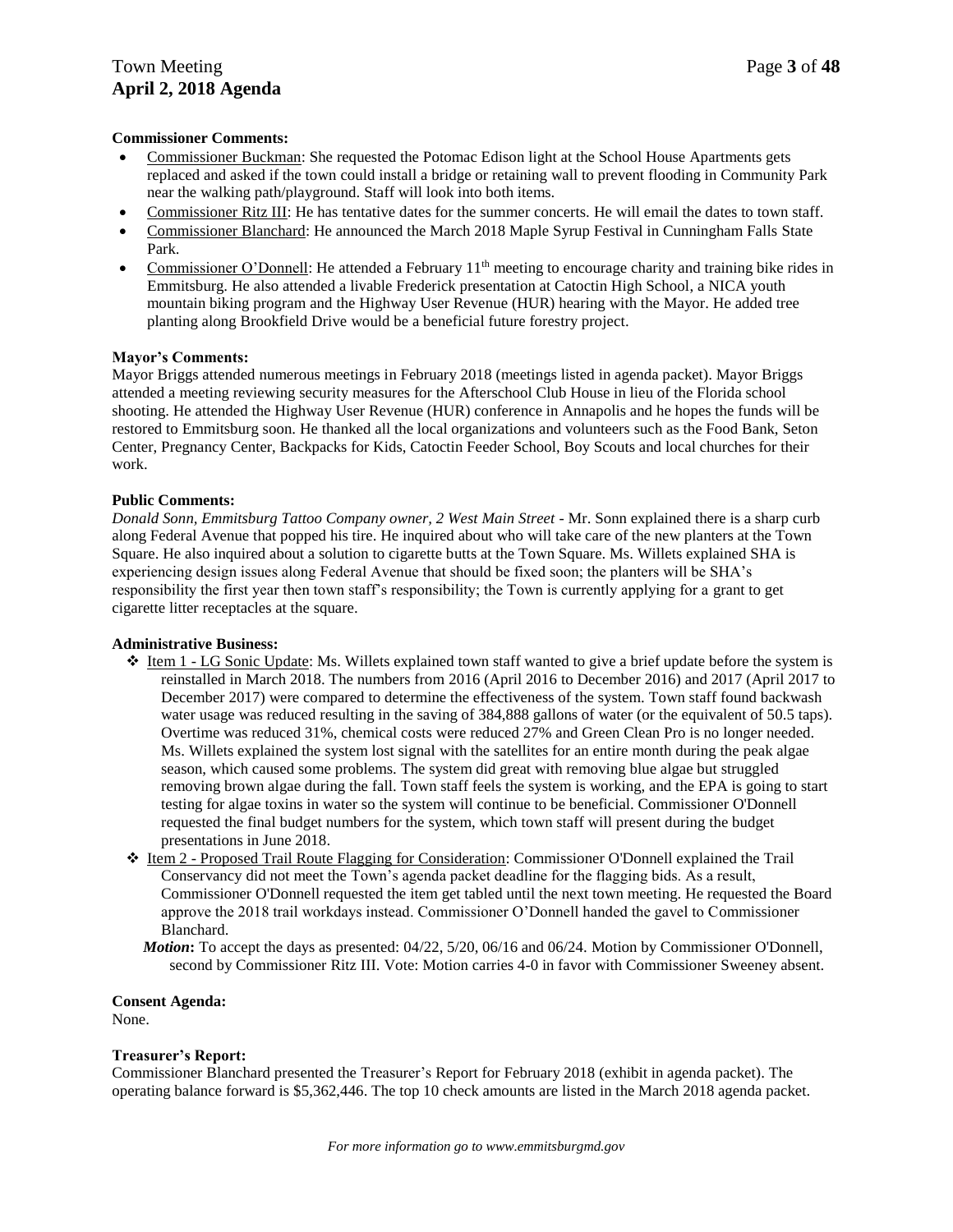**Commissioner Comments:**

- Commissioner Buckman: She requested the Potomac Edison light at the School House Apartments gets replaced and asked if the town could install a bridge or retaining wall to prevent flooding in Community Park near the walking path/playground. Staff will look into both items.
- Commissioner Ritz III: He has tentative dates for the summer concerts. He will email the dates to town staff.
- Commissioner Blanchard: He announced the March 2018 Maple Syrup Festival in Cunningham Falls State Park.
- Commissioner O'Donnell: He attended a February 11th meeting to encourage charity and training bike rides in Emmitsburg. He also attended a livable Frederick presentation at Catoctin High School, a NICA youth mountain biking program and the Highway User Revenue (HUR) hearing with the Mayor. He added tree planting along Brookfield Drive would be a beneficial future forestry project.

**Mayor's Comments:**

Mayor Briggs attended numerous meetings in February 2018 (meetings listed in agenda packet). Mayor Briggs attended a meeting reviewing security measures for the Afterschool Club House in lieu of the Florida school shooting. He attended the Highway User Revenue (HUR) conference in Annapolis and he hopes the funds will be restored to Emmitsburg soon. He thanked all the local organizations and volunteers such as the Food Bank, Seton Center, Pregnancy Center, Backpacks for Kids, Catoctin Feeder School, Boy Scouts and local churches for their work.

**Public Comments:**

*Donald Sonn, Emmitsburg Tattoo Company owner, 2 West Main Street* - Mr. Sonn explained there is a sharp curb along Federal Avenue that popped his tire. He inquired about who will take care of the new planters at the Town Square. He also inquired about a solution to cigarette butts at the Town Square. Ms. Willets explained SHA is experiencing design issues along Federal Avenue that should be fixed soon; the planters will be SHA's responsibility the first year then town staff's responsibility; the Town is currently applying for a grant to get cigarette litter receptacles at the square.

**Administrative Business:**

- Item 1 - LG Sonic Update: Ms. Willets explained town staff wanted to give a brief update before the system is reinstalled in March 2018. The numbers from 2016 (April 2016 to December 2016) and 2017 (April 2017 to December 2017) were compared to determine the effectiveness of the system. Town staff found backwash water usage was reduced resulting in the saving of 384,888 gallons of water (or the equivalent of 50.5 taps). Overtime was reduced 31%, chemical costs were reduced 27% and Green Clean Pro is no longer needed. Ms. Willets explained the system lost signal with the satellites for an entire month during the peak algae season, which caused some problems. The system did great with removing blue algae but struggled removing brown algae during the fall. Town staff feels the system is working, and the EPA is going to start testing for algae toxins in water so the system will continue to be beneficial. Commissioner O'Donnell requested the final budget numbers for the system, which town staff will present during the budget presentations in June 2018.
- Item 2 - Proposed Trail Route Flagging for Consideration: Commissioner O'Donnell explained the Trail Conservancy did not meet the Town's agenda packet deadline for the flagging bids. As a result, Commissioner O'Donnell requested the item get tabled until the next town meeting. He requested the Board approve the 2018 trail workdays instead. Commissioner O'Donnell handed the gavel to Commissioner Blanchard.

  ***Motion*:** To accept the days as presented: 04/22, 5/20, 06/16 and 06/24. Motion by Commissioner O'Donnell, second by Commissioner Ritz III. Vote: Motion carries 4-0 in favor with Commissioner Sweeney absent.

**Consent Agenda:**

None.

**Treasurer's Report:**

Commissioner Blanchard presented the Treasurer's Report for February 2018 (exhibit in agenda packet). The operating balance forward is $5,362,446. The top 10 check amounts are listed in the March 2018 agenda packet.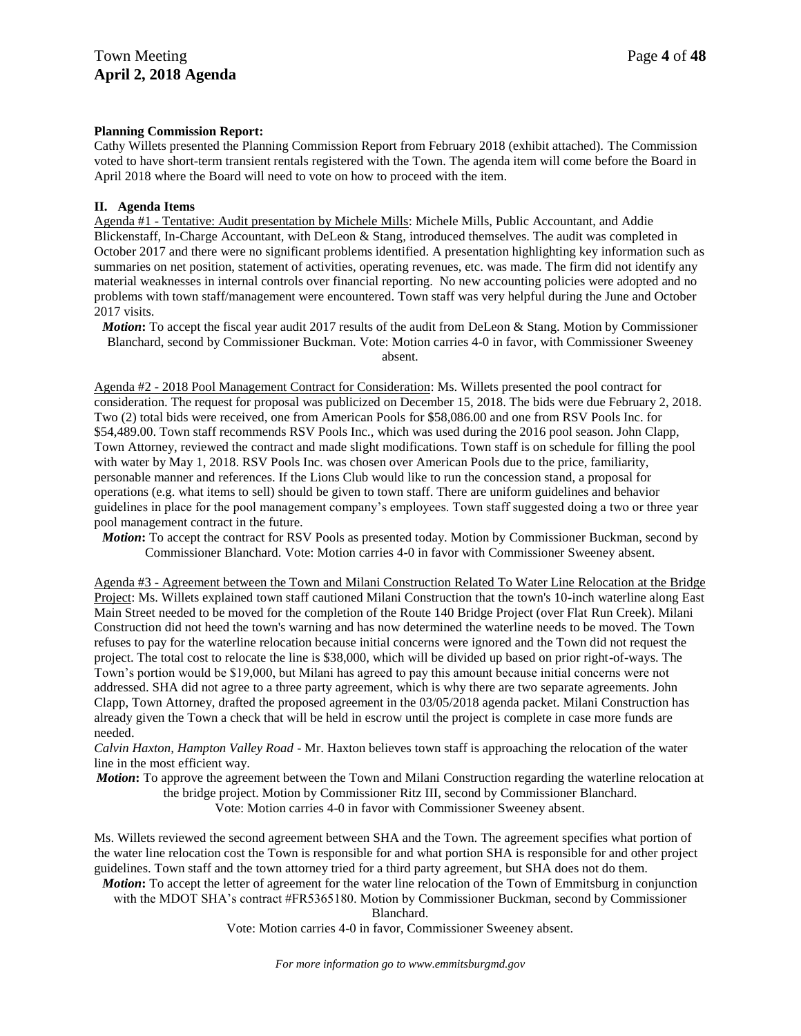**Planning Commission Report:**
Cathy Willets presented the Planning Commission Report from February 2018 (exhibit attached). The Commission voted to have short-term transient rentals registered with the Town. The agenda item will come before the Board in April 2018 where the Board will need to vote on how to proceed with the item.

**II. Agenda Items**

Agenda #1 - Tentative: Audit presentation by Michele Mills: Michele Mills, Public Accountant, and Addie Blickenstaff, In-Charge Accountant, with DeLeon & Stang, introduced themselves. The audit was completed in October 2017 and there were no significant problems identified. A presentation highlighting key information such as summaries on net position, statement of activities, operating revenues, etc. was made. The firm did not identify any material weaknesses in internal controls over financial reporting. No new accounting policies were adopted and no problems with town staff/management were encountered. Town staff was very helpful during the June and October 2017 visits.

***Motion*:** To accept the fiscal year audit 2017 results of the audit from DeLeon & Stang. Motion by Commissioner Blanchard, second by Commissioner Buckman. Vote: Motion carries 4-0 in favor, with Commissioner Sweeney absent.

Agenda #2 - 2018 Pool Management Contract for Consideration: Ms. Willets presented the pool contract for consideration. The request for proposal was publicized on December 15, 2018. The bids were due February 2, 2018. Two (2) total bids were received, one from American Pools for $58,086.00 and one from RSV Pools Inc. for $54,489.00. Town staff recommends RSV Pools Inc., which was used during the 2016 pool season. John Clapp, Town Attorney, reviewed the contract and made slight modifications. Town staff is on schedule for filling the pool with water by May 1, 2018. RSV Pools Inc. was chosen over American Pools due to the price, familiarity, personable manner and references. If the Lions Club would like to run the concession stand, a proposal for operations (e.g. what items to sell) should be given to town staff. There are uniform guidelines and behavior guidelines in place for the pool management company's employees. Town staff suggested doing a two or three year pool management contract in the future.

***Motion*:** To accept the contract for RSV Pools as presented today. Motion by Commissioner Buckman, second by Commissioner Blanchard. Vote: Motion carries 4-0 in favor with Commissioner Sweeney absent.

Agenda #3 - Agreement between the Town and Milani Construction Related To Water Line Relocation at the Bridge Project: Ms. Willets explained town staff cautioned Milani Construction that the town's 10-inch waterline along East Main Street needed to be moved for the completion of the Route 140 Bridge Project (over Flat Run Creek). Milani Construction did not heed the town's warning and has now determined the waterline needs to be moved. The Town refuses to pay for the waterline relocation because initial concerns were ignored and the Town did not request the project. The total cost to relocate the line is $38,000, which will be divided up based on prior right-of-ways. The Town's portion would be $19,000, but Milani has agreed to pay this amount because initial concerns were not addressed. SHA did not agree to a three party agreement, which is why there are two separate agreements. John Clapp, Town Attorney, drafted the proposed agreement in the 03/05/2018 agenda packet. Milani Construction has already given the Town a check that will be held in escrow until the project is complete in case more funds are needed.

*Calvin Haxton, Hampton Valley Road* - Mr. Haxton believes town staff is approaching the relocation of the water line in the most efficient way.

***Motion*:** To approve the agreement between the Town and Milani Construction regarding the waterline relocation at the bridge project. Motion by Commissioner Ritz III, second by Commissioner Blanchard. Vote: Motion carries 4-0 in favor with Commissioner Sweeney absent.

Ms. Willets reviewed the second agreement between SHA and the Town. The agreement specifies what portion of the water line relocation cost the Town is responsible for and what portion SHA is responsible for and other project guidelines. Town staff and the town attorney tried for a third party agreement, but SHA does not do them.

***Motion*:** To accept the letter of agreement for the water line relocation of the Town of Emmitsburg in conjunction with the MDOT SHA's contract #FR5365180. Motion by Commissioner Buckman, second by Commissioner Blanchard.
Vote: Motion carries 4-0 in favor, Commissioner Sweeney absent.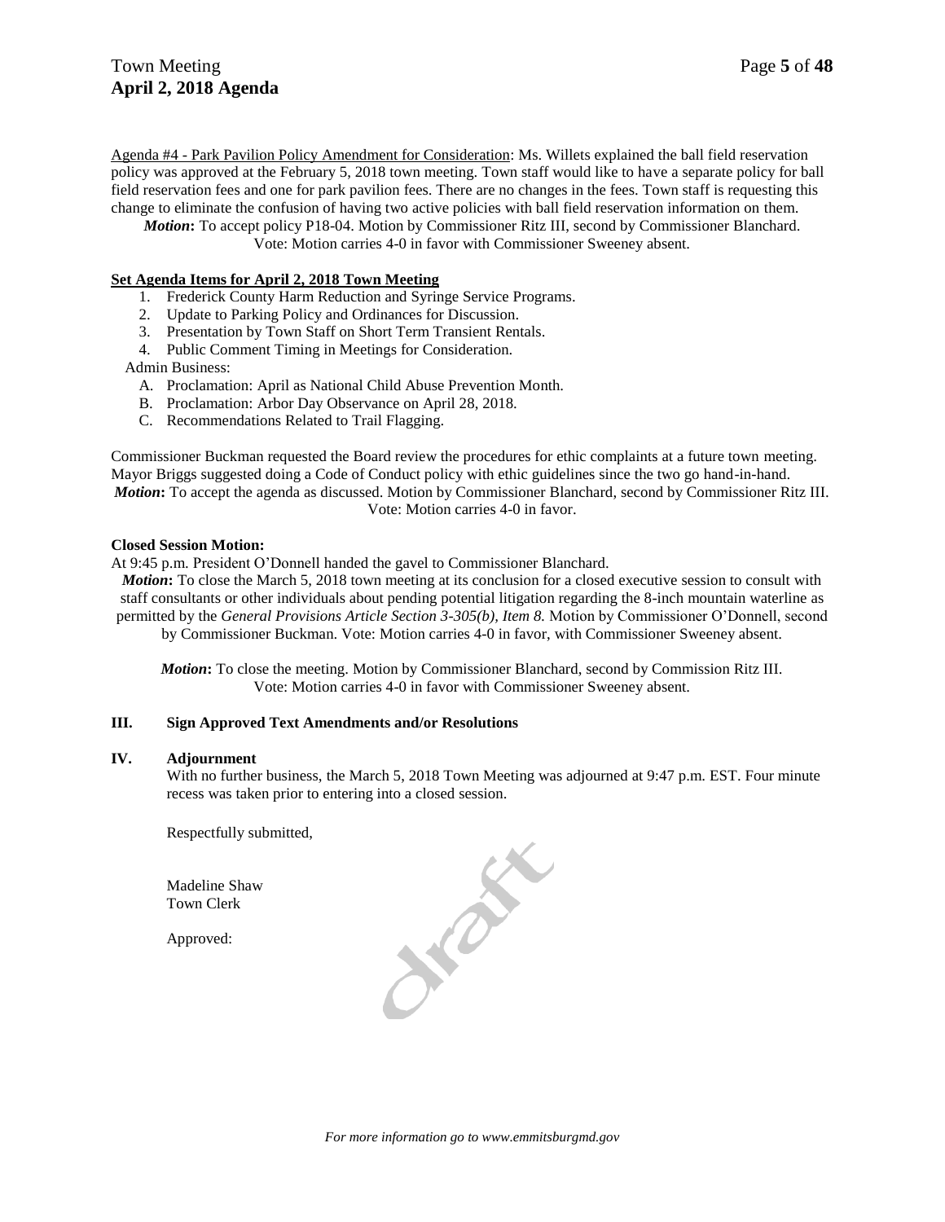Agenda #4 - Park Pavilion Policy Amendment for Consideration: Ms. Willets explained the ball field reservation policy was approved at the February 5, 2018 town meeting. Town staff would like to have a separate policy for ball field reservation fees and one for park pavilion fees. There are no changes in the fees. Town staff is requesting this change to eliminate the confusion of having two active policies with ball field reservation information on them.

***Motion*:** To accept policy P18-04. Motion by Commissioner Ritz III, second by Commissioner Blanchard. Vote: Motion carries 4-0 in favor with Commissioner Sweeney absent.

**Set Agenda Items for April 2, 2018 Town Meeting**

1. Frederick County Harm Reduction and Syringe Service Programs.
2. Update to Parking Policy and Ordinances for Discussion.
3. Presentation by Town Staff on Short Term Transient Rentals.
4. Public Comment Timing in Meetings for Consideration.

Admin Business:

A. Proclamation: April as National Child Abuse Prevention Month.
B. Proclamation: Arbor Day Observance on April 28, 2018.
C. Recommendations Related to Trail Flagging.

Commissioner Buckman requested the Board review the procedures for ethic complaints at a future town meeting. Mayor Briggs suggested doing a Code of Conduct policy with ethic guidelines since the two go hand-in-hand.

***Motion*:** To accept the agenda as discussed. Motion by Commissioner Blanchard, second by Commissioner Ritz III. Vote: Motion carries 4-0 in favor.

**Closed Session Motion:**

At 9:45 p.m. President O'Donnell handed the gavel to Commissioner Blanchard.

***Motion*:** To close the March 5, 2018 town meeting at its conclusion for a closed executive session to consult with staff consultants or other individuals about pending potential litigation regarding the 8-inch mountain waterline as permitted by the *General Provisions Article Section 3-305(b), Item 8.* Motion by Commissioner O'Donnell, second by Commissioner Buckman. Vote: Motion carries 4-0 in favor, with Commissioner Sweeney absent.

***Motion*:** To close the meeting. Motion by Commissioner Blanchard, second by Commission Ritz III. Vote: Motion carries 4-0 in favor with Commissioner Sweeney absent.

## III. Sign Approved Text Amendments and/or Resolutions

## IV. Adjournment

With no further business, the March 5, 2018 Town Meeting was adjourned at 9:47 p.m. EST. Four minute recess was taken prior to entering into a closed session.

Respectfully submitted,

Madeline Shaw
Town Clerk

Approved:

*For more information go to www.emmitsburgmd.gov*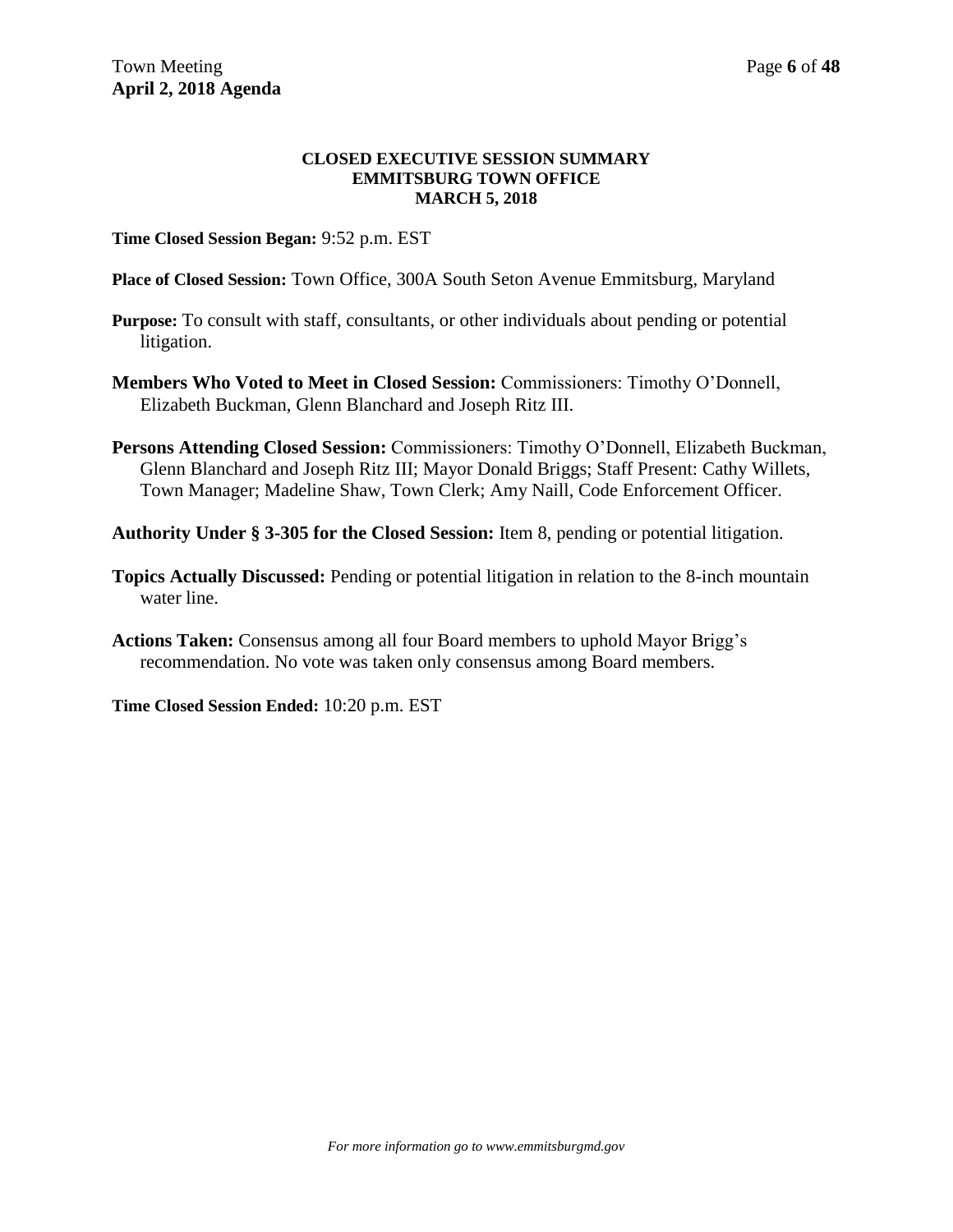## CLOSED EXECUTIVE SESSION SUMMARY
## EMMITSBURG TOWN OFFICE
## MARCH 5, 2018

**Time Closed Session Began:** 9:52 p.m. EST

**Place of Closed Session:** Town Office, 300A South Seton Avenue Emmitsburg, Maryland

**Purpose:** To consult with staff, consultants, or other individuals about pending or potential litigation.

**Members Who Voted to Meet in Closed Session:** Commissioners: Timothy O'Donnell, Elizabeth Buckman, Glenn Blanchard and Joseph Ritz III.

**Persons Attending Closed Session:** Commissioners: Timothy O'Donnell, Elizabeth Buckman, Glenn Blanchard and Joseph Ritz III; Mayor Donald Briggs; Staff Present: Cathy Willets, Town Manager; Madeline Shaw, Town Clerk; Amy Naill, Code Enforcement Officer.

**Authority Under § 3-305 for the Closed Session:** Item 8, pending or potential litigation.

**Topics Actually Discussed:** Pending or potential litigation in relation to the 8-inch mountain water line.

**Actions Taken:** Consensus among all four Board members to uphold Mayor Brigg's recommendation. No vote was taken only consensus among Board members.

**Time Closed Session Ended:** 10:20 p.m. EST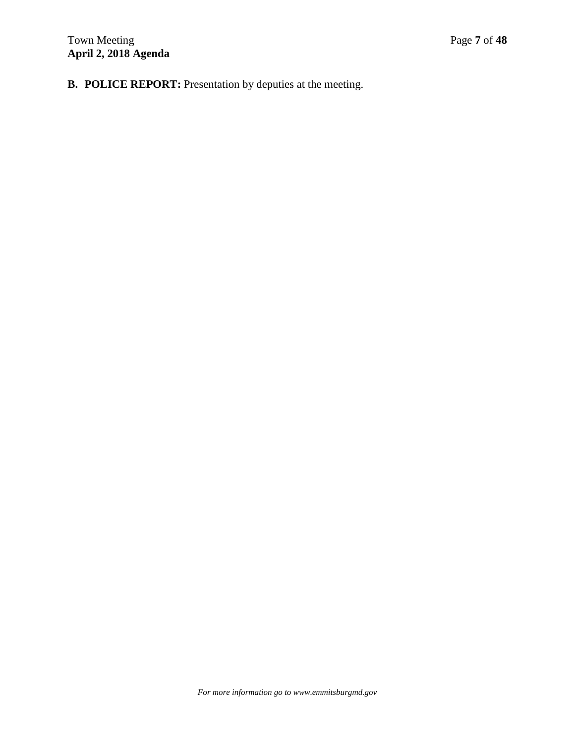**B. POLICE REPORT:** Presentation by deputies at the meeting.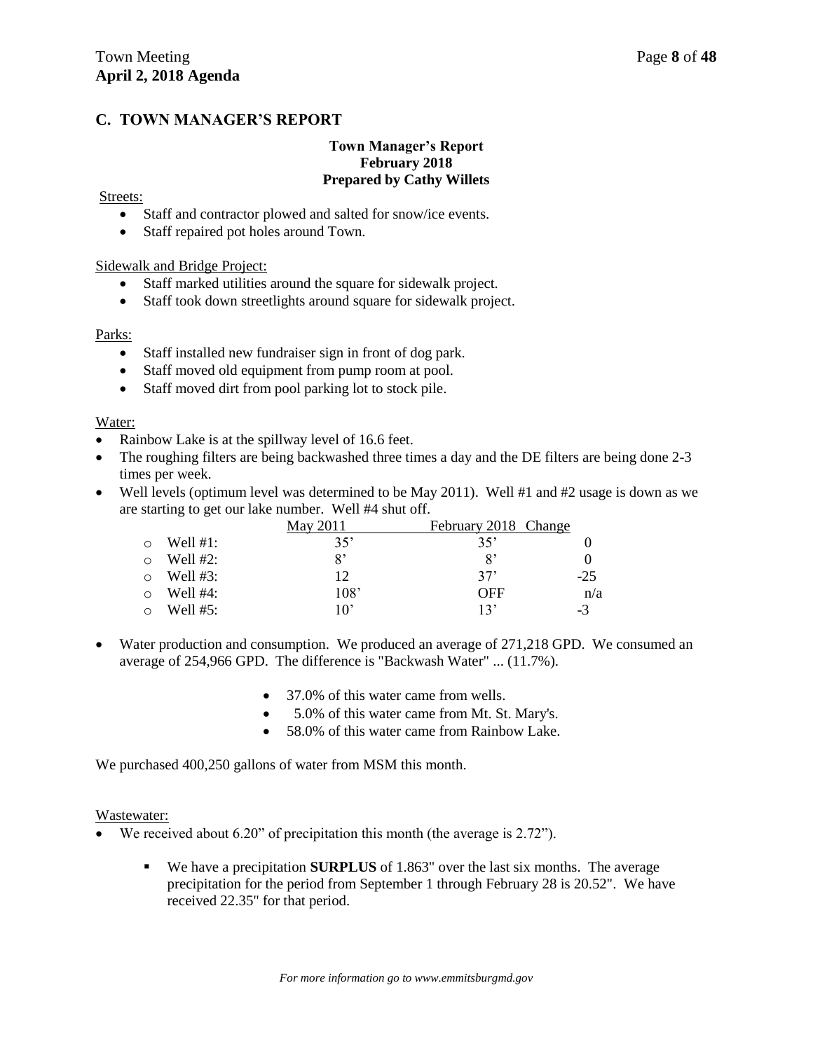## C. TOWN MANAGER'S REPORT

**Town Manager's Report**
**February 2018**
**Prepared by Cathy Willets**

Streets:

- Staff and contractor plowed and salted for snow/ice events.
- Staff repaired pot holes around Town.

Sidewalk and Bridge Project:

- Staff marked utilities around the square for sidewalk project.
- Staff took down streetlights around square for sidewalk project.

Parks:

- Staff installed new fundraiser sign in front of dog park.
- Staff moved old equipment from pump room at pool.
- Staff moved dirt from pool parking lot to stock pile.

Water:

- Rainbow Lake is at the spillway level of 16.6 feet.
- The roughing filters are being backwashed three times a day and the DE filters are being done 2-3 times per week.
- Well levels (optimum level was determined to be May 2011). Well #1 and #2 usage is down as we are starting to get our lake number. Well #4 shut off.

| | May 2011 | February 2018 | Change |
|---|---|---|---|
| Well #1: | 35' | 35' | 0 |
| Well #2: | 8' | 8' | 0 |
| Well #3: | 12 | 37' | -25 |
| Well #4: | 108' | OFF | n/a |
| Well #5: | 10' | 13' | -3 |

- Water production and consumption. We produced an average of 271,218 GPD. We consumed an average of 254,966 GPD. The difference is "Backwash Water" ... (11.7%).
  - 37.0% of this water came from wells.
  - 5.0% of this water came from Mt. St. Mary's.
  - 58.0% of this water came from Rainbow Lake.

We purchased 400,250 gallons of water from MSM this month.

Wastewater:

- We received about 6.20" of precipitation this month (the average is 2.72").
  - We have a precipitation **SURPLUS** of 1.863" over the last six months. The average precipitation for the period from September 1 through February 28 is 20.52". We have received 22.35" for that period.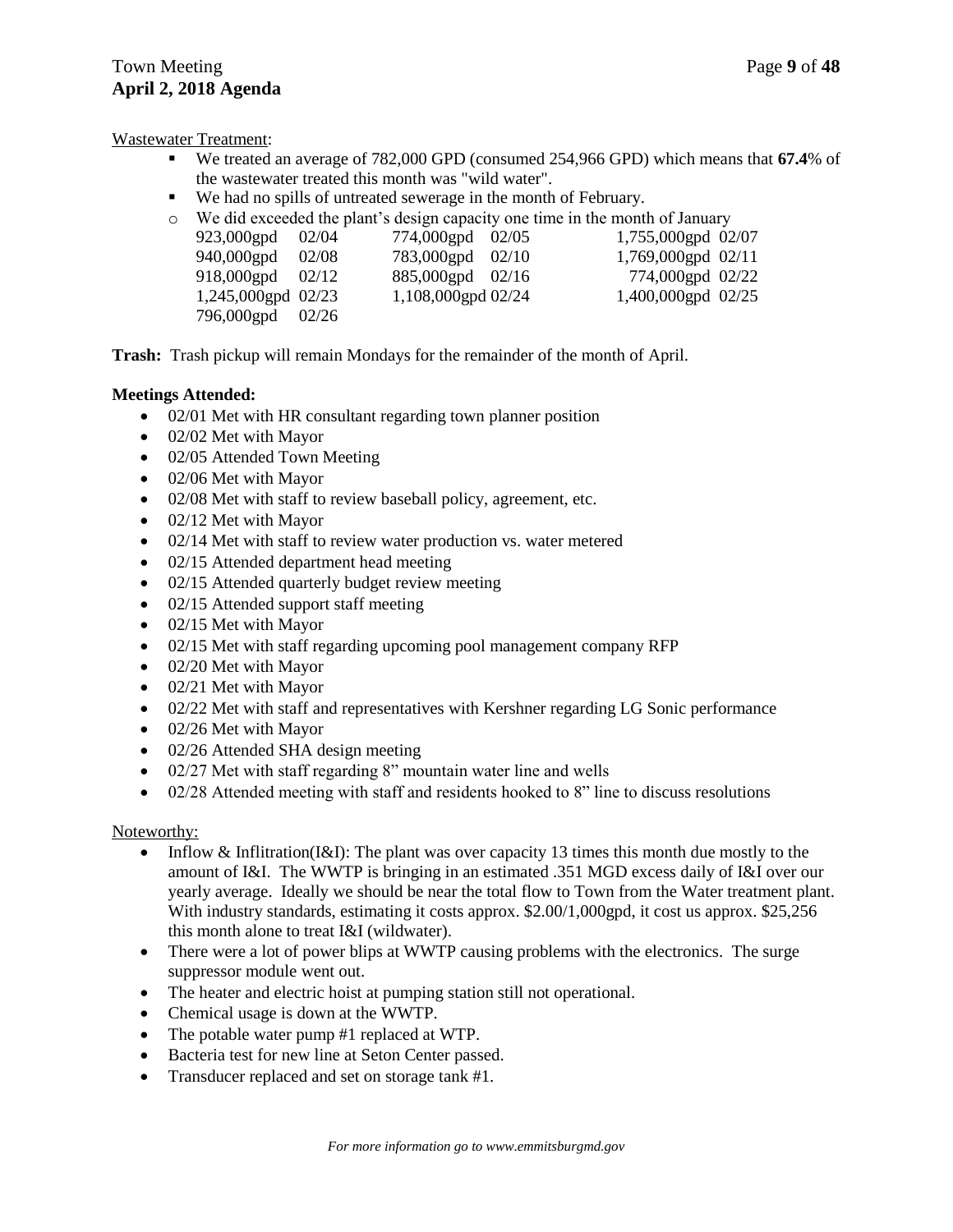Wastewater Treatment:

- We treated an average of 782,000 GPD (consumed 254,966 GPD) which means that **67.4**% of the wastewater treated this month was "wild water".
- We had no spills of untreated sewerage in the month of February.
- We did exceeded the plant's design capacity one time in the month of January

| | | | | | |
|---|---|---|---|---|---|
| 923,000gpd | 02/04 | 774,000gpd | 02/05 | 1,755,000gpd | 02/07 |
| 940,000gpd | 02/08 | 783,000gpd | 02/10 | 1,769,000gpd | 02/11 |
| 918,000gpd | 02/12 | 885,000gpd | 02/16 | 774,000gpd | 02/22 |
| 1,245,000gpd | 02/23 | 1,108,000gpd | 02/24 | 1,400,000gpd | 02/25 |
| 796,000gpd | 02/26 | | | | |

**Trash:** Trash pickup will remain Mondays for the remainder of the month of April.

**Meetings Attended:**

- 02/01 Met with HR consultant regarding town planner position
- 02/02 Met with Mayor
- 02/05 Attended Town Meeting
- 02/06 Met with Mayor
- 02/08 Met with staff to review baseball policy, agreement, etc.
- 02/12 Met with Mayor
- 02/14 Met with staff to review water production vs. water metered
- 02/15 Attended department head meeting
- 02/15 Attended quarterly budget review meeting
- 02/15 Attended support staff meeting
- 02/15 Met with Mayor
- 02/15 Met with staff regarding upcoming pool management company RFP
- 02/20 Met with Mayor
- 02/21 Met with Mayor
- 02/22 Met with staff and representatives with Kershner regarding LG Sonic performance
- 02/26 Met with Mayor
- 02/26 Attended SHA design meeting
- 02/27 Met with staff regarding 8" mountain water line and wells
- 02/28 Attended meeting with staff and residents hooked to 8" line to discuss resolutions

Noteworthy:

- Inflow & Infiltration(I&I): The plant was over capacity 13 times this month due mostly to the amount of I&I. The WWTP is bringing in an estimated .351 MGD excess daily of I&I over our yearly average. Ideally we should be near the total flow to Town from the Water treatment plant. With industry standards, estimating it costs approx. $2.00/1,000gpd, it cost us approx. $25,256 this month alone to treat I&I (wildwater).
- There were a lot of power blips at WWTP causing problems with the electronics. The surge suppressor module went out.
- The heater and electric hoist at pumping station still not operational.
- Chemical usage is down at the WWTP.
- The potable water pump #1 replaced at WTP.
- Bacteria test for new line at Seton Center passed.
- Transducer replaced and set on storage tank #1.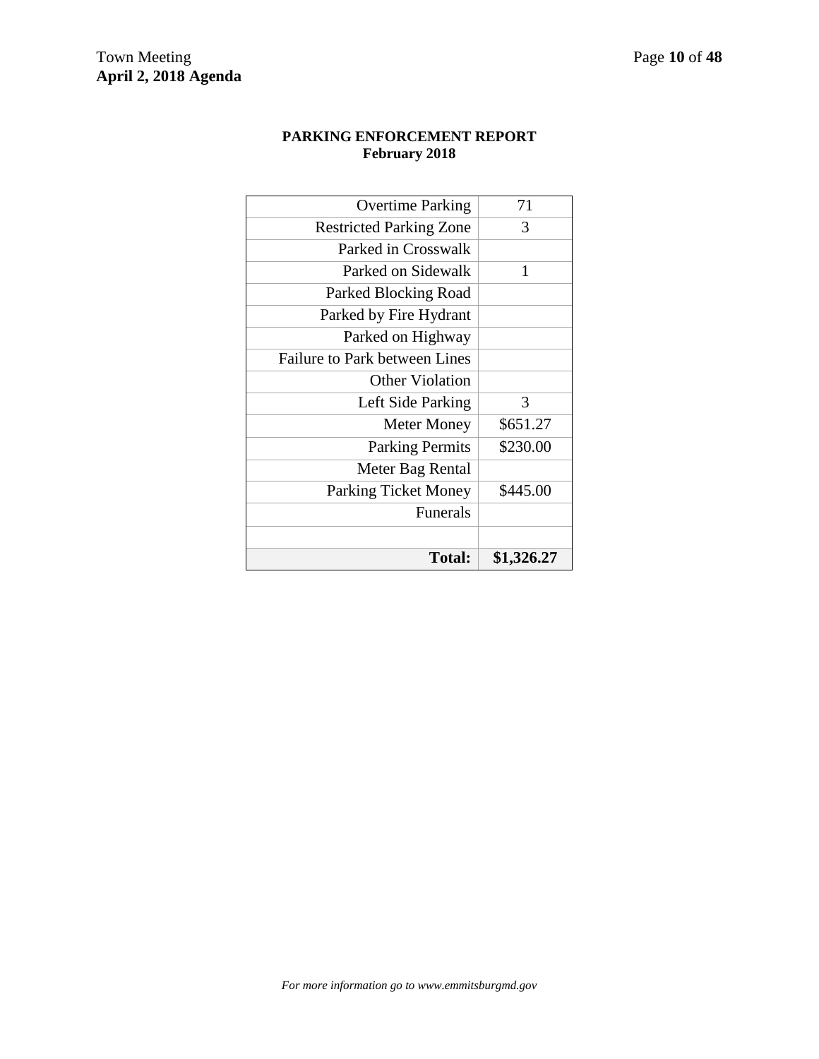**PARKING ENFORCEMENT REPORT**
**February 2018**

| | |
|---|---|
| Overtime Parking | 71 |
| Restricted Parking Zone | 3 |
| Parked in Crosswalk | |
| Parked on Sidewalk | 1 |
| Parked Blocking Road | |
| Parked by Fire Hydrant | |
| Parked on Highway | |
| Failure to Park between Lines | |
| Other Violation | |
| Left Side Parking | 3 |
| Meter Money | $651.27 |
| Parking Permits | $230.00 |
| Meter Bag Rental | |
| Parking Ticket Money | $445.00 |
| Funerals | |
| | |
| **Total:** | **$1,326.27** |

*For more information go to www.emmitsburgmd.gov*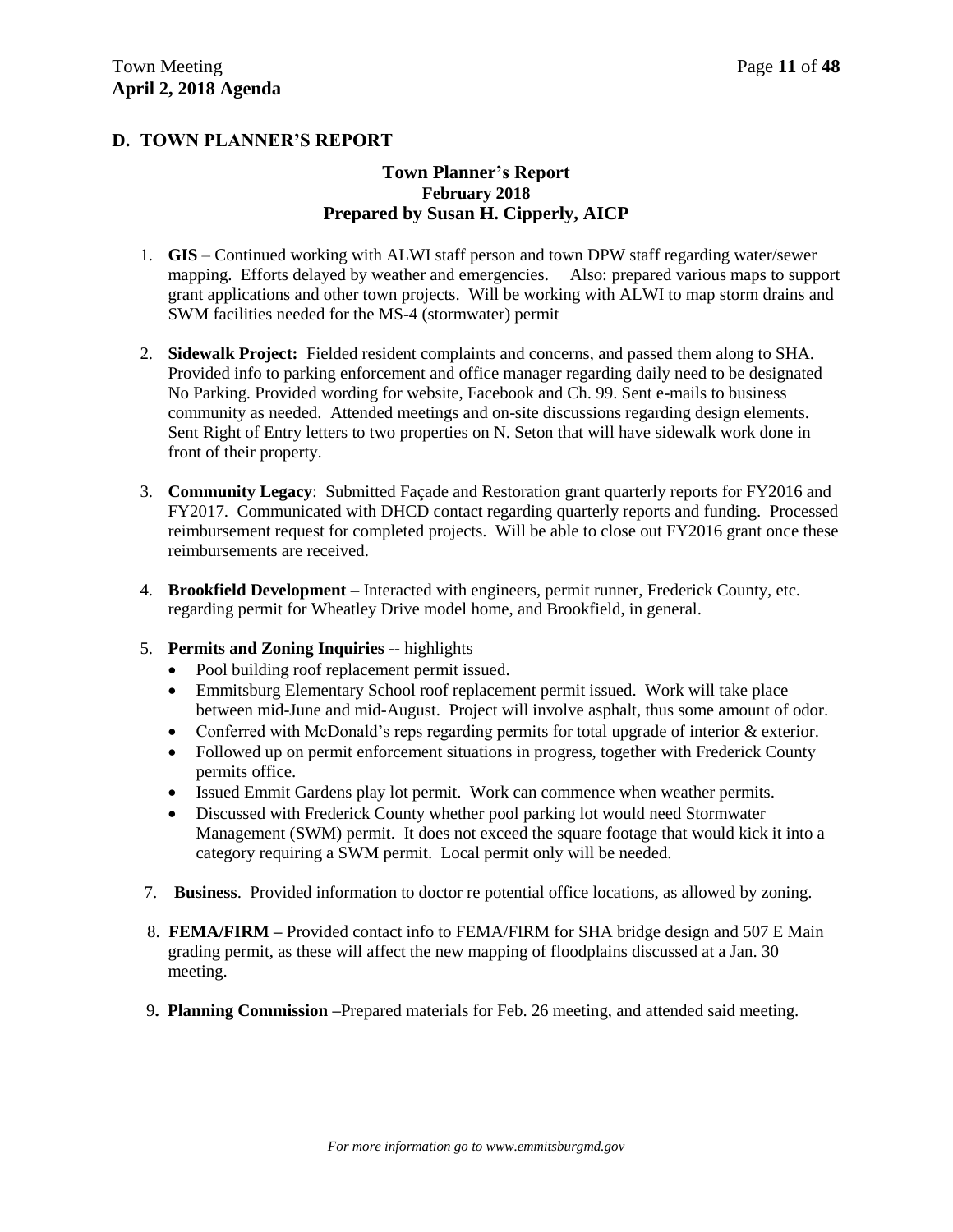## D. TOWN PLANNER'S REPORT

### Town Planner's Report
### February 2018
### Prepared by Susan H. Cipperly, AICP

1. **GIS** – Continued working with ALWI staff person and town DPW staff regarding water/sewer mapping. Efforts delayed by weather and emergencies. Also: prepared various maps to support grant applications and other town projects. Will be working with ALWI to map storm drains and SWM facilities needed for the MS-4 (stormwater) permit

2. **Sidewalk Project:** Fielded resident complaints and concerns, and passed them along to SHA. Provided info to parking enforcement and office manager regarding daily need to be designated No Parking. Provided wording for website, Facebook and Ch. 99. Sent e-mails to business community as needed. Attended meetings and on-site discussions regarding design elements. Sent Right of Entry letters to two properties on N. Seton that will have sidewalk work done in front of their property.

3. **Community Legacy**: Submitted Façade and Restoration grant quarterly reports for FY2016 and FY2017. Communicated with DHCD contact regarding quarterly reports and funding. Processed reimbursement request for completed projects. Will be able to close out FY2016 grant once these reimbursements are received.

4. **Brookfield Development** – Interacted with engineers, permit runner, Frederick County, etc. regarding permit for Wheatley Drive model home, and Brookfield, in general.

5. **Permits and Zoning Inquiries --** highlights
   - Pool building roof replacement permit issued.
   - Emmitsburg Elementary School roof replacement permit issued. Work will take place between mid-June and mid-August. Project will involve asphalt, thus some amount of odor.
   - Conferred with McDonald's reps regarding permits for total upgrade of interior & exterior.
   - Followed up on permit enforcement situations in progress, together with Frederick County permits office.
   - Issued Emmit Gardens play lot permit. Work can commence when weather permits.
   - Discussed with Frederick County whether pool parking lot would need Stormwater Management (SWM) permit. It does not exceed the square footage that would kick it into a category requiring a SWM permit. Local permit only will be needed.

7. **Business**. Provided information to doctor re potential office locations, as allowed by zoning.

8. **FEMA/FIRM** – Provided contact info to FEMA/FIRM for SHA bridge design and 507 E Main grading permit, as these will affect the new mapping of floodplains discussed at a Jan. 30 meeting.

9. **Planning Commission** –Prepared materials for Feb. 26 meeting, and attended said meeting.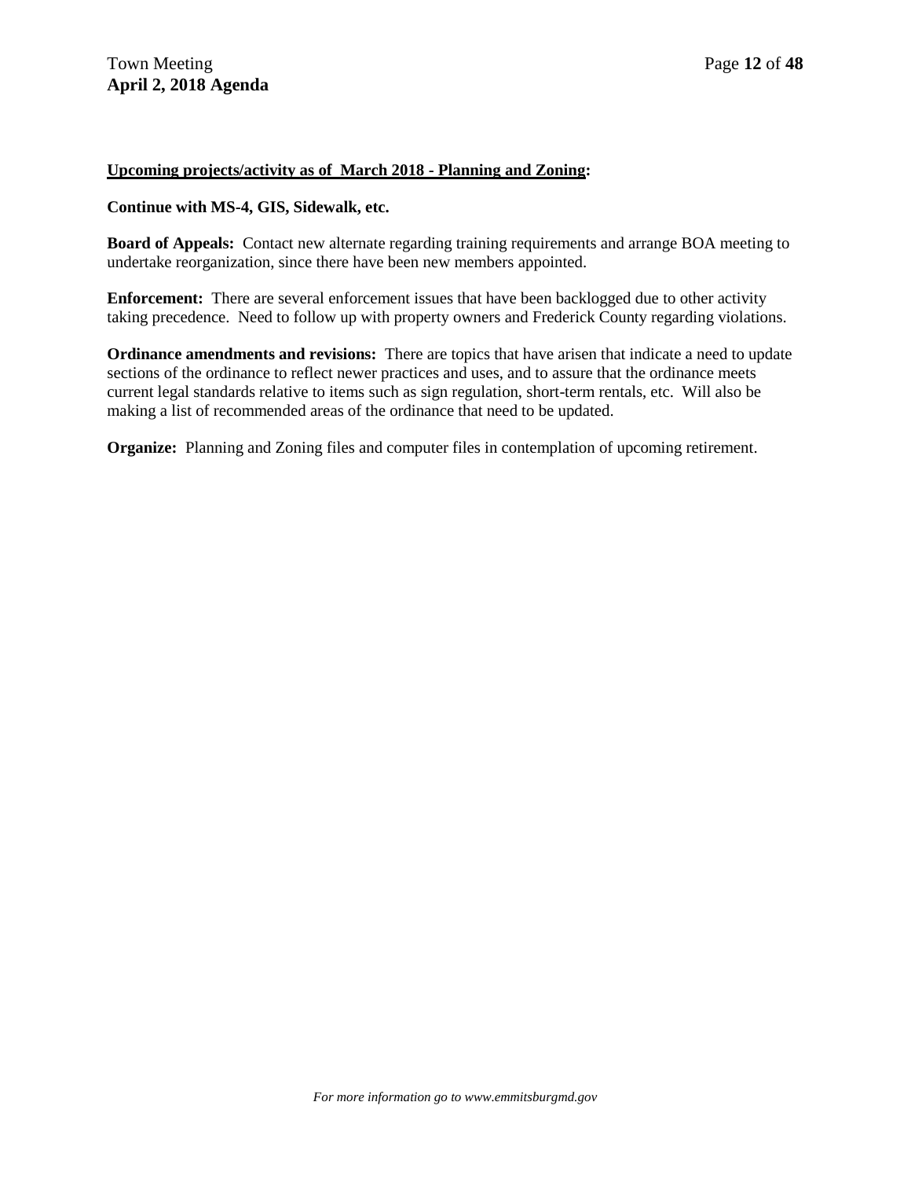**<u>Upcoming projects/activity as of March 2018 - Planning and Zoning</u>:**

**Continue with MS-4, GIS, Sidewalk, etc.**

**Board of Appeals:** Contact new alternate regarding training requirements and arrange BOA meeting to undertake reorganization, since there have been new members appointed.

**Enforcement:** There are several enforcement issues that have been backlogged due to other activity taking precedence. Need to follow up with property owners and Frederick County regarding violations.

**Ordinance amendments and revisions:** There are topics that have arisen that indicate a need to update sections of the ordinance to reflect newer practices and uses, and to assure that the ordinance meets current legal standards relative to items such as sign regulation, short-term rentals, etc. Will also be making a list of recommended areas of the ordinance that need to be updated.

**Organize:** Planning and Zoning files and computer files in contemplation of upcoming retirement.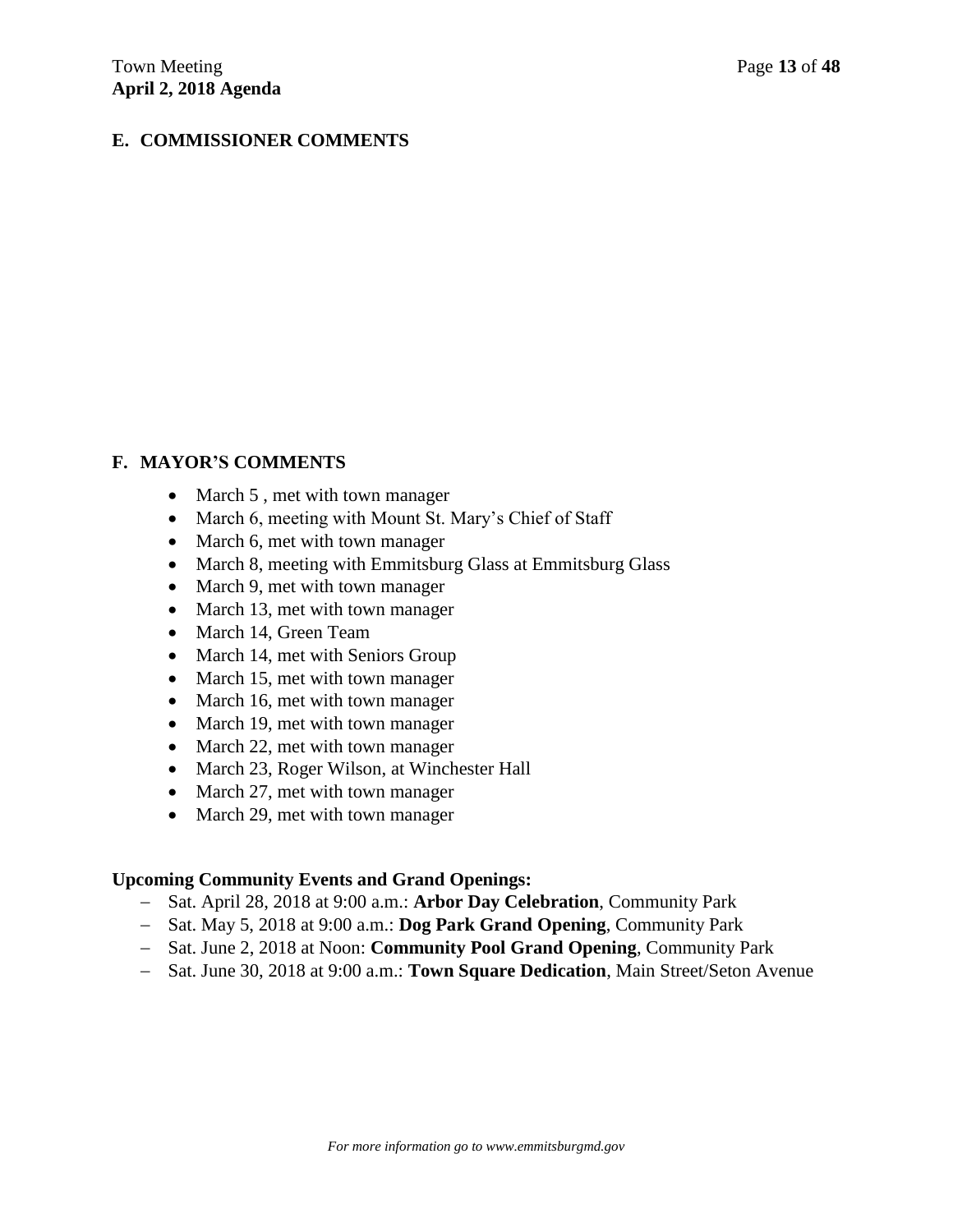## E. COMMISSIONER COMMENTS

## F. MAYOR'S COMMENTS

- March 5 , met with town manager
- March 6, meeting with Mount St. Mary's Chief of Staff
- March 6, met with town manager
- March 8, meeting with Emmitsburg Glass at Emmitsburg Glass
- March 9, met with town manager
- March 13, met with town manager
- March 14, Green Team
- March 14, met with Seniors Group
- March 15, met with town manager
- March 16, met with town manager
- March 19, met with town manager
- March 22, met with town manager
- March 23, Roger Wilson, at Winchester Hall
- March 27, met with town manager
- March 29, met with town manager

**Upcoming Community Events and Grand Openings:**

- Sat. April 28, 2018 at 9:00 a.m.: **Arbor Day Celebration**, Community Park
- Sat. May 5, 2018 at 9:00 a.m.: **Dog Park Grand Opening**, Community Park
- Sat. June 2, 2018 at Noon: **Community Pool Grand Opening**, Community Park
- Sat. June 30, 2018 at 9:00 a.m.: **Town Square Dedication**, Main Street/Seton Avenue

*For more information go to www.emmitsburgmd.gov*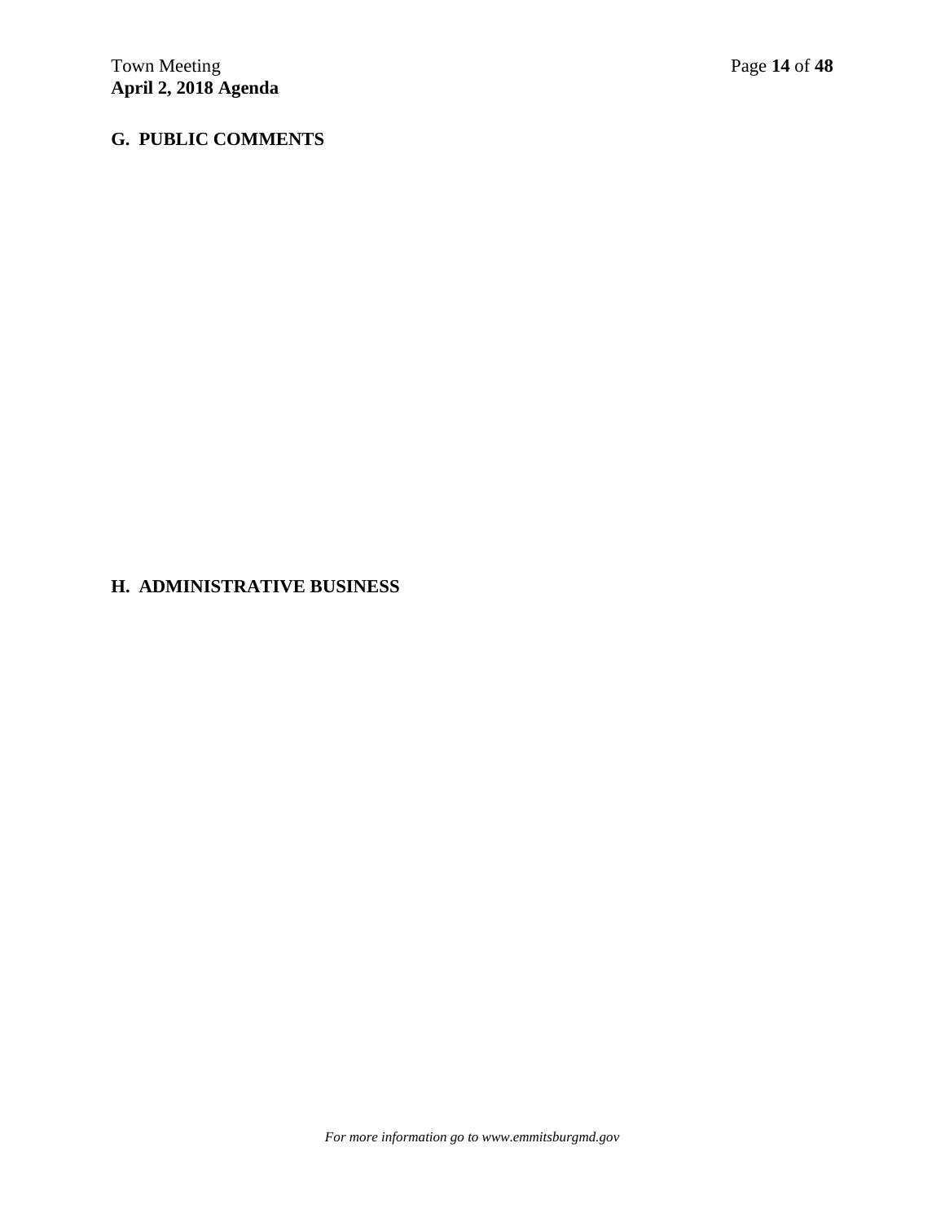## G. PUBLIC COMMENTS

## H. ADMINISTRATIVE BUSINESS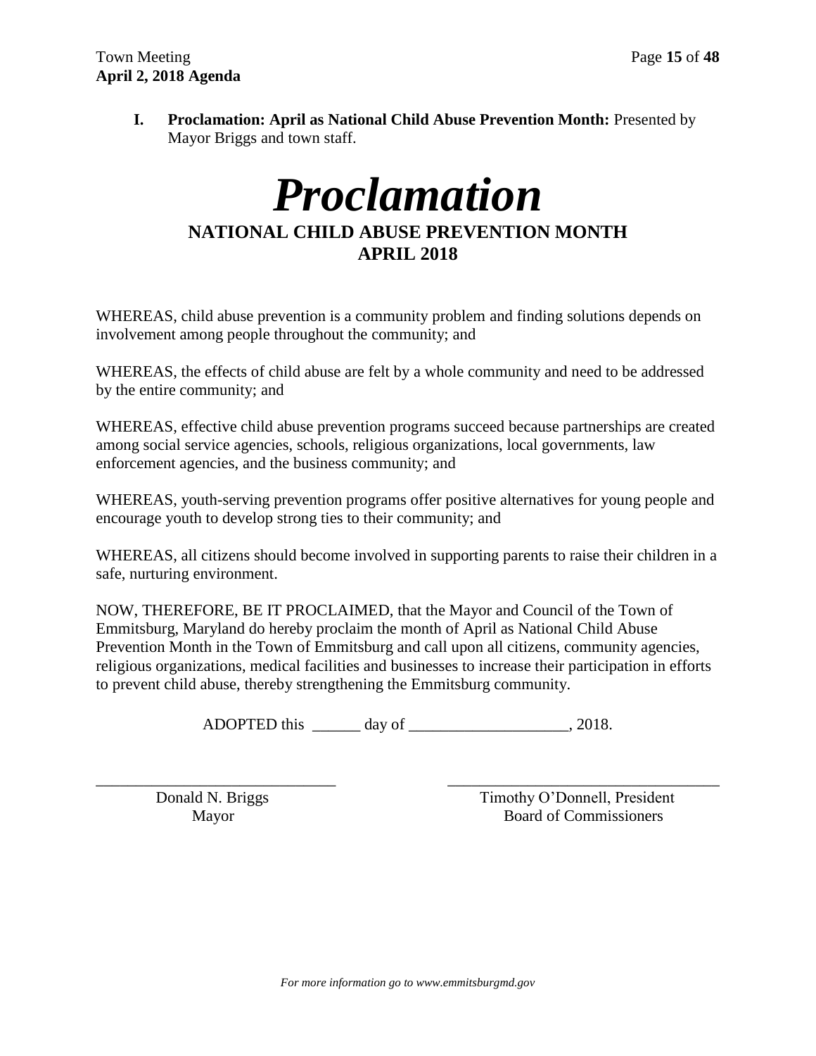**I. Proclamation: April as National Child Abuse Prevention Month:** Presented by Mayor Briggs and town staff.

# *Proclamation*

## NATIONAL CHILD ABUSE PREVENTION MONTH
## APRIL 2018

WHEREAS, child abuse prevention is a community problem and finding solutions depends on involvement among people throughout the community; and

WHEREAS, the effects of child abuse are felt by a whole community and need to be addressed by the entire community; and

WHEREAS, effective child abuse prevention programs succeed because partnerships are created among social service agencies, schools, religious organizations, local governments, law enforcement agencies, and the business community; and

WHEREAS, youth-serving prevention programs offer positive alternatives for young people and encourage youth to develop strong ties to their community; and

WHEREAS, all citizens should become involved in supporting parents to raise their children in a safe, nurturing environment.

NOW, THEREFORE, BE IT PROCLAIMED, that the Mayor and Council of the Town of Emmitsburg, Maryland do hereby proclaim the month of April as National Child Abuse Prevention Month in the Town of Emmitsburg and call upon all citizens, community agencies, religious organizations, medical facilities and businesses to increase their participation in efforts to prevent child abuse, thereby strengthening the Emmitsburg community.

ADOPTED this ______ day of ____________________, 2018.

______________________________
Donald N. Briggs
Mayor

__________________________________
Timothy O'Donnell, President
Board of Commissioners

*For more information go to www.emmitsburgmd.gov*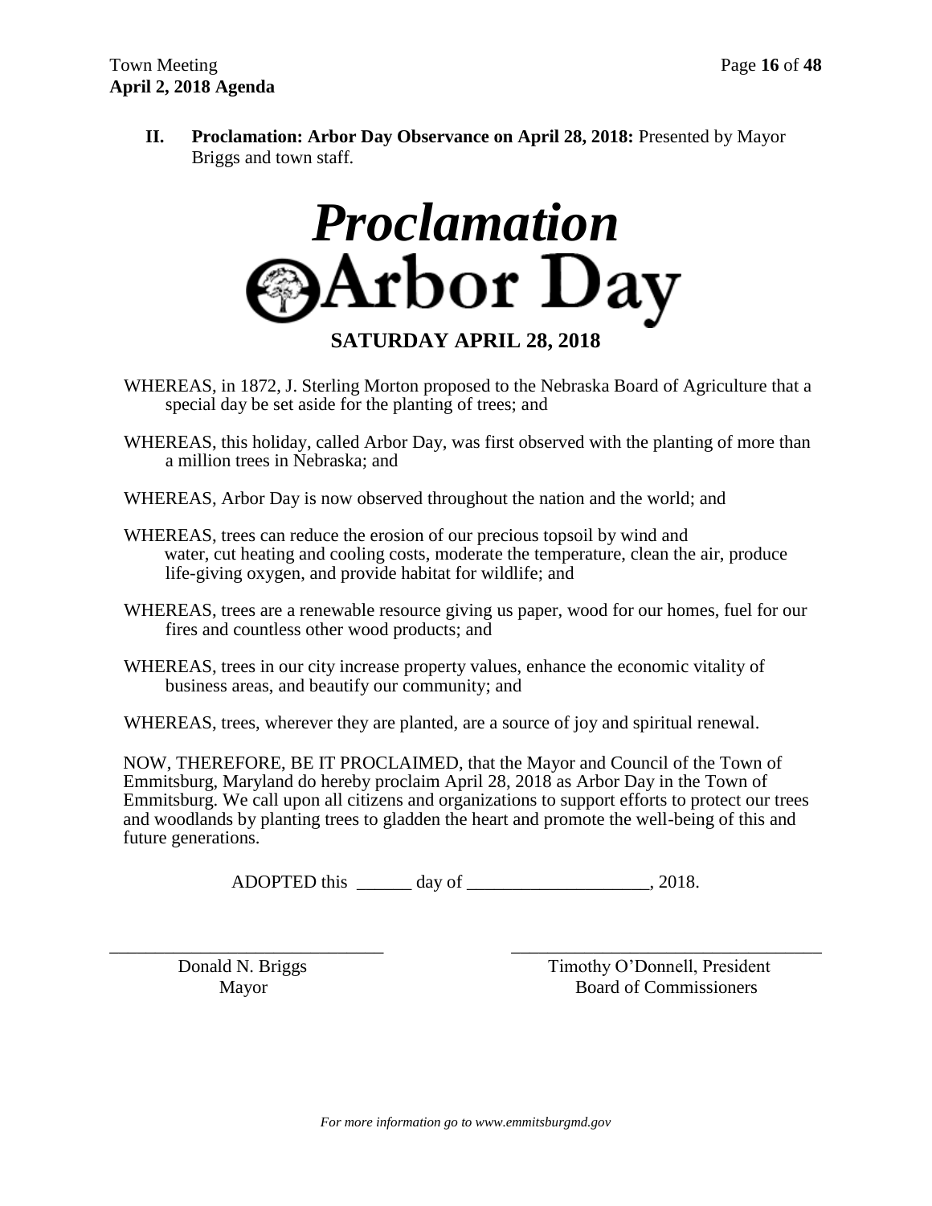**II. Proclamation: Arbor Day Observance on April 28, 2018:** Presented by Mayor Briggs and town staff.

# *Proclamation*

# Arbor Day

## SATURDAY APRIL 28, 2018

WHEREAS, in 1872, J. Sterling Morton proposed to the Nebraska Board of Agriculture that a special day be set aside for the planting of trees; and

WHEREAS, this holiday, called Arbor Day, was first observed with the planting of more than a million trees in Nebraska; and

WHEREAS, Arbor Day is now observed throughout the nation and the world; and

WHEREAS, trees can reduce the erosion of our precious topsoil by wind and water, cut heating and cooling costs, moderate the temperature, clean the air, produce life-giving oxygen, and provide habitat for wildlife; and

WHEREAS, trees are a renewable resource giving us paper, wood for our homes, fuel for our fires and countless other wood products; and

WHEREAS, trees in our city increase property values, enhance the economic vitality of business areas, and beautify our community; and

WHEREAS, trees, wherever they are planted, are a source of joy and spiritual renewal.

NOW, THEREFORE, BE IT PROCLAIMED, that the Mayor and Council of the Town of Emmitsburg, Maryland do hereby proclaim April 28, 2018 as Arbor Day in the Town of Emmitsburg. We call upon all citizens and organizations to support efforts to protect our trees and woodlands by planting trees to gladden the heart and promote the well-being of this and future generations.

ADOPTED this ______ day of ____________________, 2018.

| _______________________________ | _________________________________ |
| --- | --- |
| Donald N. Briggs | Timothy O'Donnell, President |
| Mayor | Board of Commissioners |

*For more information go to www.emmitsburgmd.gov*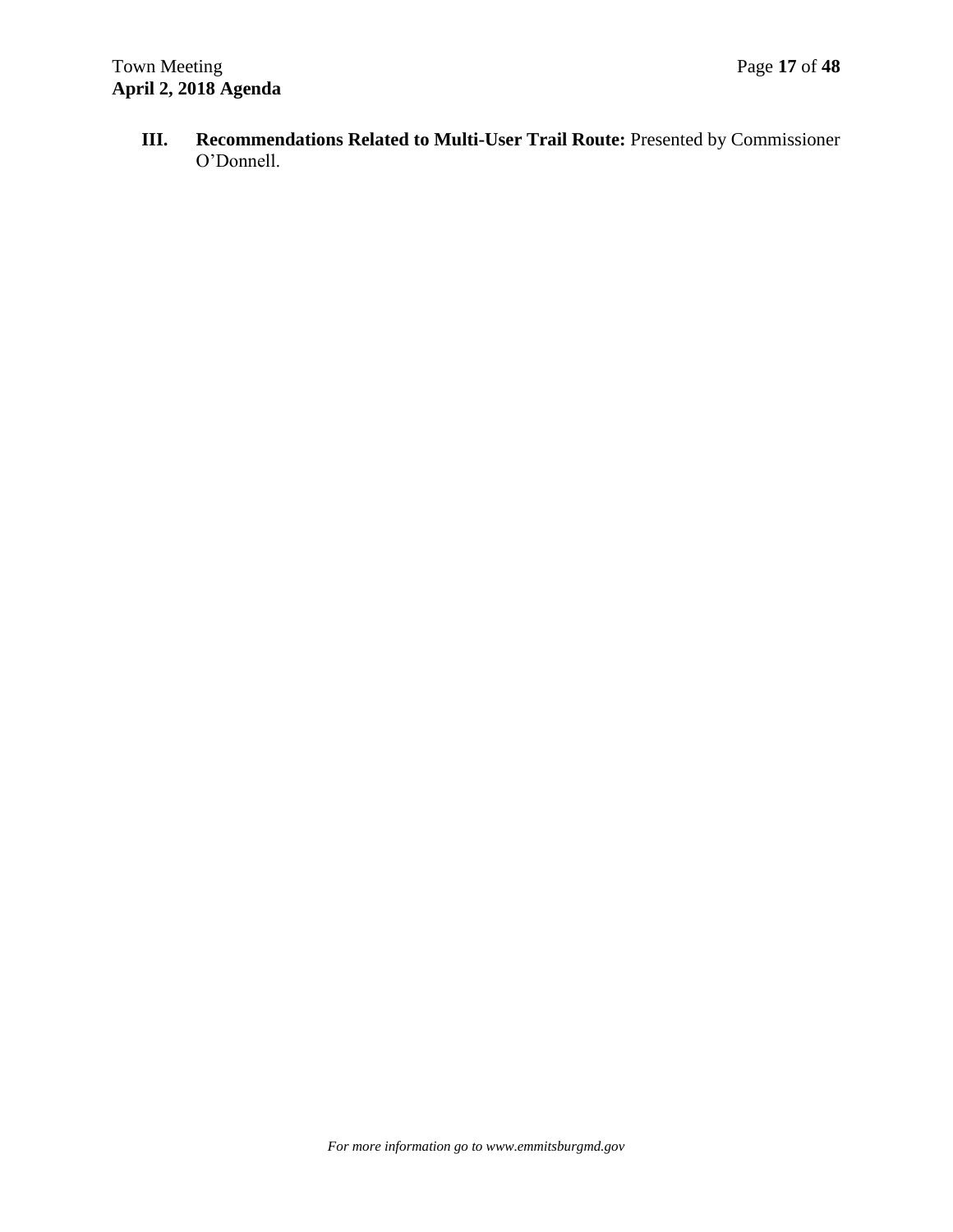**III. Recommendations Related to Multi-User Trail Route:** Presented by Commissioner O'Donnell.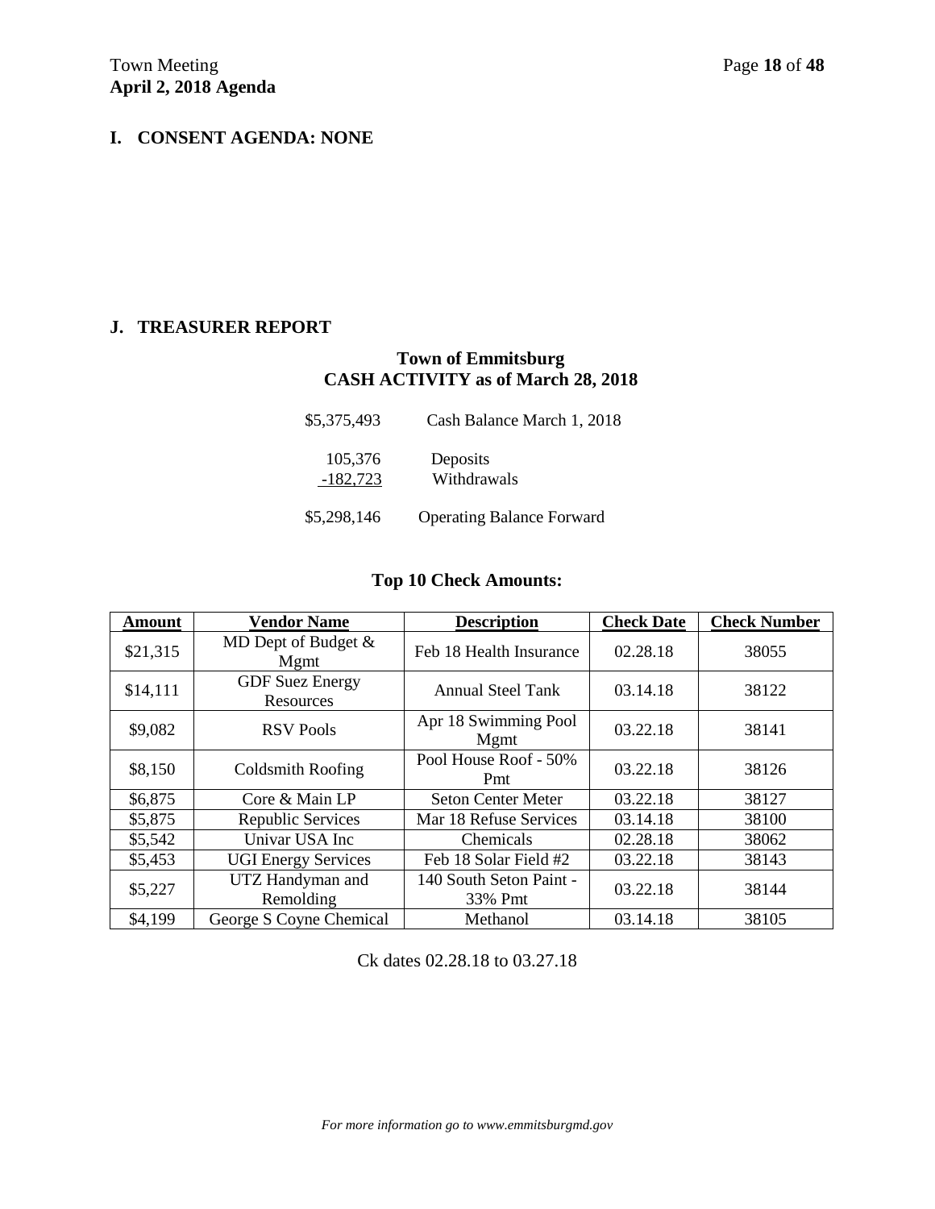## I. CONSENT AGENDA: NONE

## J. TREASURER REPORT

### Town of Emmitsburg
### CASH ACTIVITY as of March 28, 2018

| | |
|---|---|
| $5,375,493 | Cash Balance March 1, 2018 |
| 105,376 | Deposits |
| -182,723 | Withdrawals |
| $5,298,146 | Operating Balance Forward |

### Top 10 Check Amounts:

| Amount | Vendor Name | Description | Check Date | Check Number |
|---|---|---|---|---|
| $21,315 | MD Dept of Budget & Mgmt | Feb 18 Health Insurance | 02.28.18 | 38055 |
| $14,111 | GDF Suez Energy Resources | Annual Steel Tank | 03.14.18 | 38122 |
| $9,082 | RSV Pools | Apr 18 Swimming Pool Mgmt | 03.22.18 | 38141 |
| $8,150 | Coldsmith Roofing | Pool House Roof - 50% Pmt | 03.22.18 | 38126 |
| $6,875 | Core & Main LP | Seton Center Meter | 03.22.18 | 38127 |
| $5,875 | Republic Services | Mar 18 Refuse Services | 03.14.18 | 38100 |
| $5,542 | Univar USA Inc | Chemicals | 02.28.18 | 38062 |
| $5,453 | UGI Energy Services | Feb 18 Solar Field #2 | 03.22.18 | 38143 |
| $5,227 | UTZ Handyman and Remolding | 140 South Seton Paint - 33% Pmt | 03.22.18 | 38144 |
| $4,199 | George S Coyne Chemical | Methanol | 03.14.18 | 38105 |

Ck dates 02.28.18 to 03.27.18

*For more information go to www.emmitsburgmd.gov*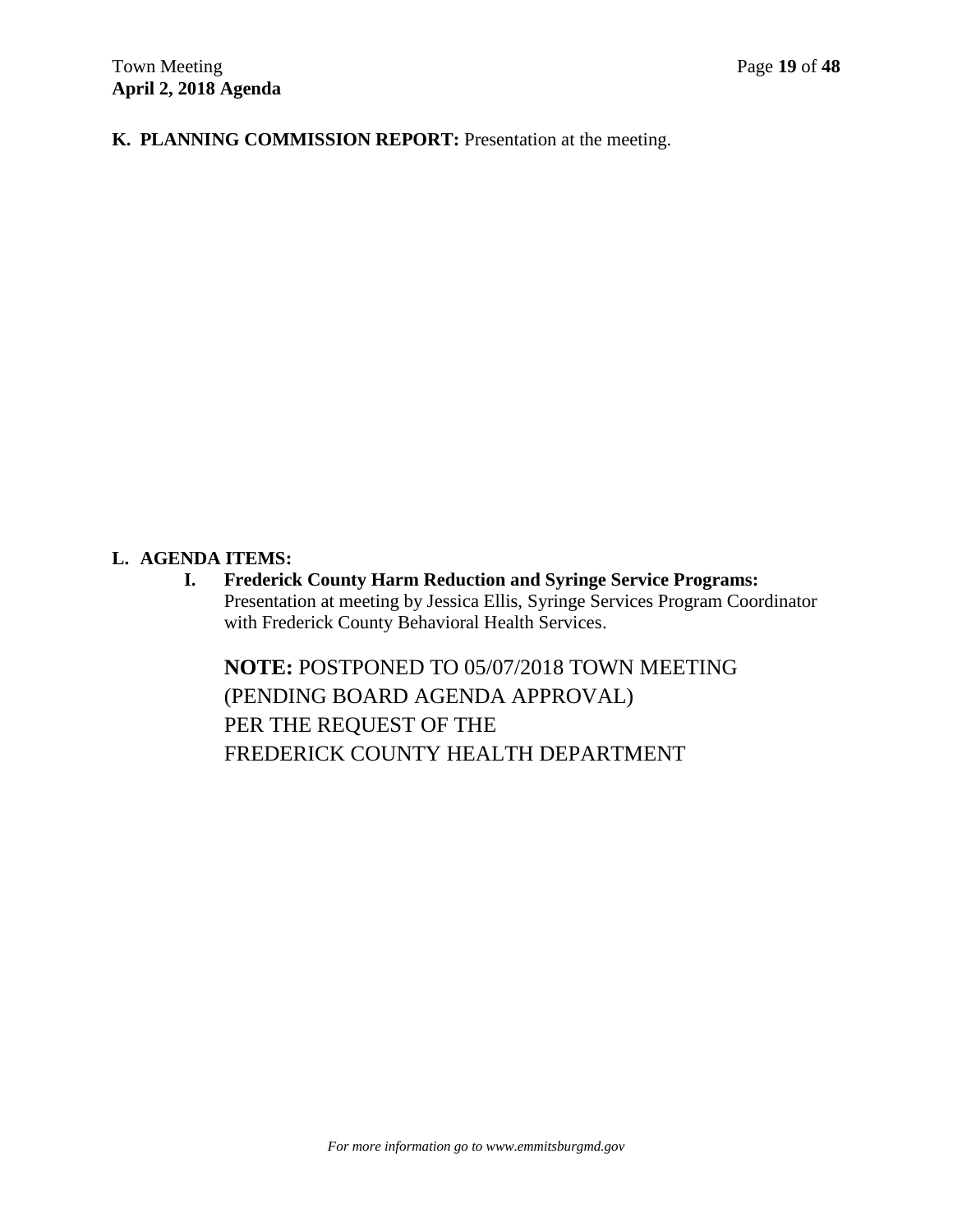**K. PLANNING COMMISSION REPORT:** Presentation at the meeting.

**L. AGENDA ITEMS:**

**I. Frederick County Harm Reduction and Syringe Service Programs:** Presentation at meeting by Jessica Ellis, Syringe Services Program Coordinator with Frederick County Behavioral Health Services.

**NOTE:** POSTPONED TO 05/07/2018 TOWN MEETING (PENDING BOARD AGENDA APPROVAL) PER THE REQUEST OF THE FREDERICK COUNTY HEALTH DEPARTMENT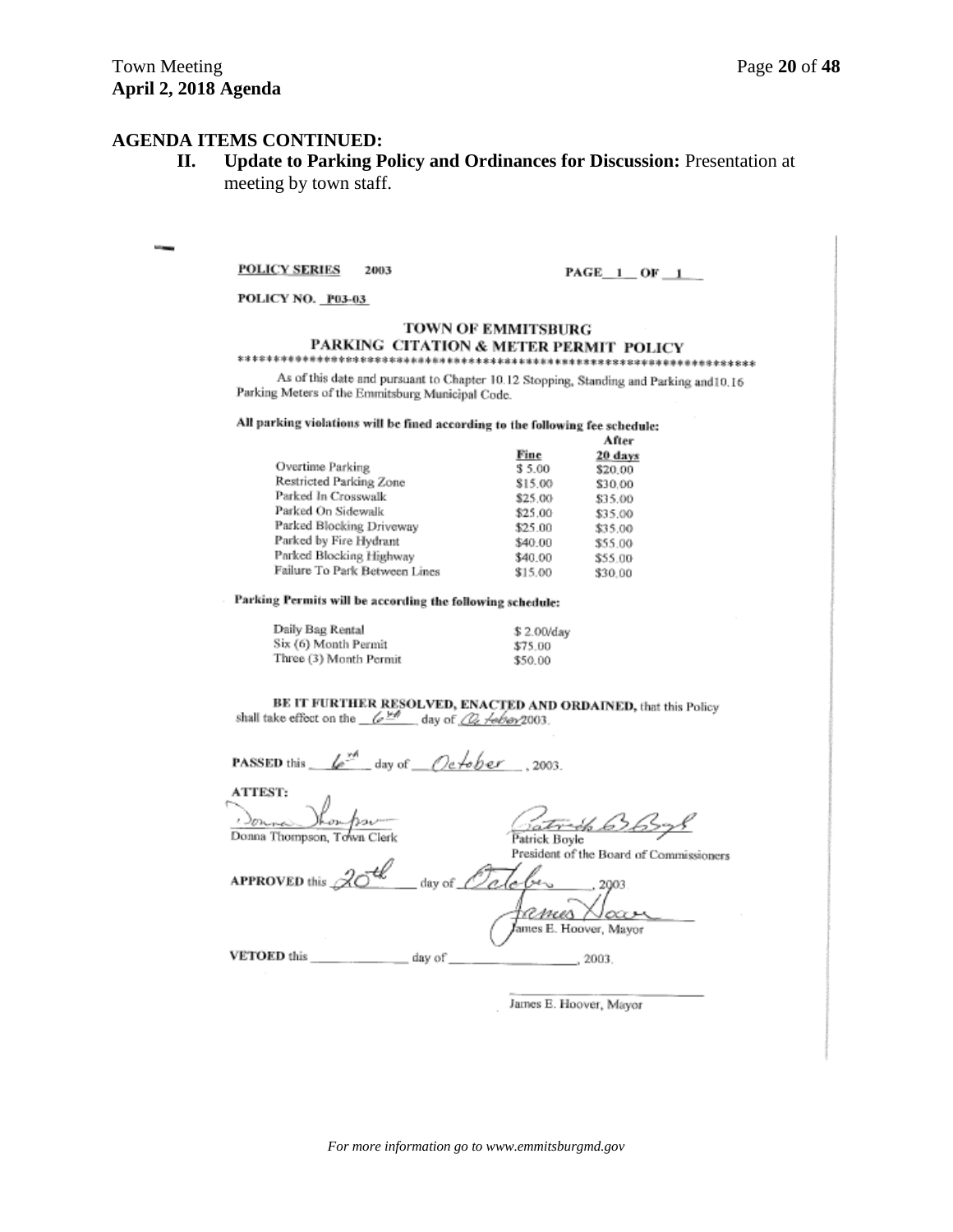**AGENDA ITEMS CONTINUED:**

**II. Update to Parking Policy and Ordinances for Discussion:** Presentation at meeting by town staff.

**POLICY SERIES** 2003 PAGE 1 OF 1

**POLICY NO.** P03-03

## TOWN OF EMMITSBURG
## PARKING CITATION & METER PERMIT POLICY

************************************************************************

As of this date and pursuant to Chapter 10.12 Stopping, Standing and Parking and10.16 Parking Meters of the Emmitsburg Municipal Code.

**All parking violations will be fined according to the following fee schedule:**

| | Fine | After 20 days |
|---|---|---|
| Overtime Parking | $ 5.00 | $20.00 |
| Restricted Parking Zone | $15.00 | $30.00 |
| Parked In Crosswalk | $25.00 | $35.00 |
| Parked On Sidewalk | $25.00 | $35.00 |
| Parked Blocking Driveway | $25.00 | $35.00 |
| Parked by Fire Hydrant | $40.00 | $55.00 |
| Parked Blocking Highway | $40.00 | $55.00 |
| Failure To Park Between Lines | $15.00 | $30.00 |

**Parking Permits will be according the following schedule:**

| | |
|---|---|
| Daily Bag Rental | $ 2.00/day |
| Six (6) Month Permit | $75.00 |
| Three (3) Month Permit | $50.00 |

**BE IT FURTHER RESOLVED, ENACTED AND ORDAINED,** that this Policy shall take effect on the 6th day of October 2003.

**PASSED** this 6th day of October, 2003.

**ATTEST:**

Donna Thompson, Town Clerk

Patrick Boyle
President of the Board of Commissioners

**APPROVED** this 20th day of October, 2003

James E. Hoover, Mayor

**VETOED** this ______ day of ________, 2003.

James E. Hoover, Mayor

*For more information go to www.emmitsburgmd.gov*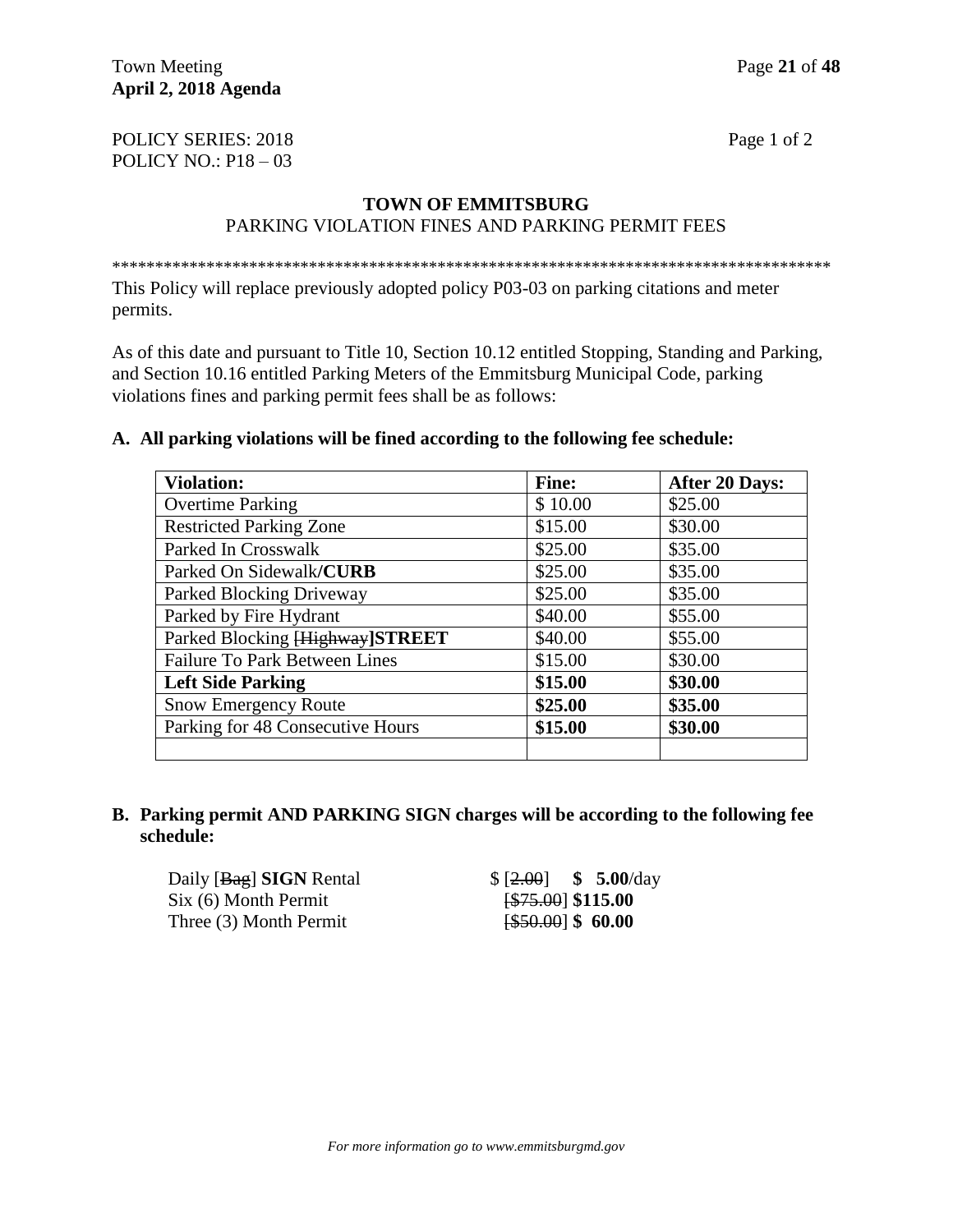POLICY SERIES: 2018 Page 1 of 2
POLICY NO.: P18 – 03

**TOWN OF EMMITSBURG**
PARKING VIOLATION FINES AND PARKING PERMIT FEES

**************************************************************************************

This Policy will replace previously adopted policy P03-03 on parking citations and meter permits.

As of this date and pursuant to Title 10, Section 10.12 entitled Stopping, Standing and Parking, and Section 10.16 entitled Parking Meters of the Emmitsburg Municipal Code, parking violations fines and parking permit fees shall be as follows:

**A. All parking violations will be fined according to the following fee schedule:**

| **Violation:** | **Fine:** | **After 20 Days:** |
|---|---|---|
| Overtime Parking | $ 10.00 | $25.00 |
| Restricted Parking Zone | $15.00 | $30.00 |
| Parked In Crosswalk | $25.00 | $35.00 |
| Parked On Sidewalk**/CURB** | $25.00 | $35.00 |
| Parked Blocking Driveway | $25.00 | $35.00 |
| Parked by Fire Hydrant | $40.00 | $55.00 |
| Parked Blocking [~~Highway~~]**STREET** | $40.00 | $55.00 |
| Failure To Park Between Lines | $15.00 | $30.00 |
| **Left Side Parking** | **$15.00** | **$30.00** |
| Snow Emergency Route | **$25.00** | **$35.00** |
| Parking for 48 Consecutive Hours | **$15.00** | **$30.00** |
| | | |

**B. Parking permit AND PARKING SIGN charges will be according to the following fee schedule:**

| | |
|---|---|
| Daily [~~Bag~~] **SIGN** Rental | $ [~~2.00~~] **$ 5.00**/day |
| Six (6) Month Permit | [~~$75.00~~] **$115.00** |
| Three (3) Month Permit | [~~$50.00~~] **$ 60.00** |

*For more information go to www.emmitsburgmd.gov*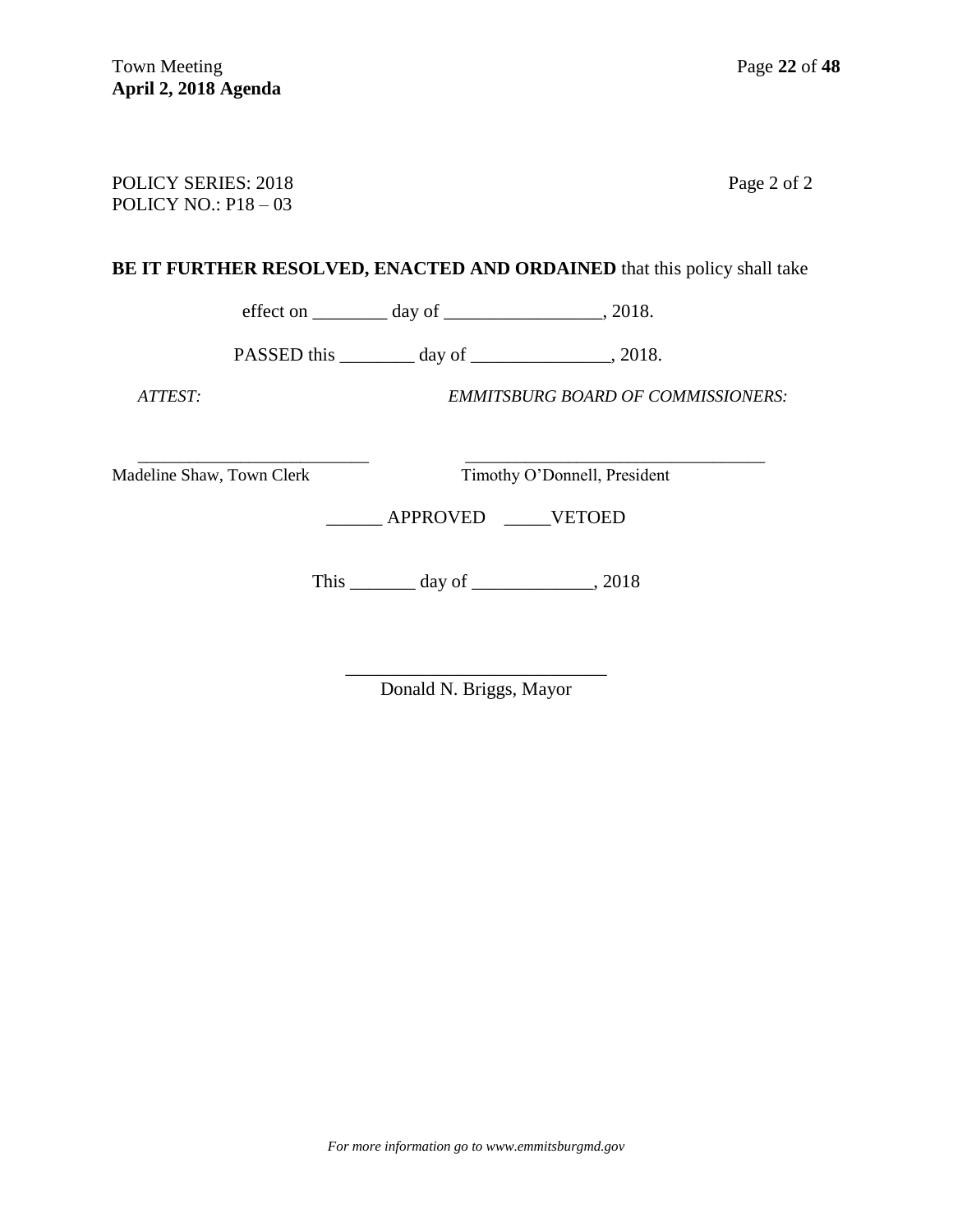POLICY SERIES: 2018
POLICY NO.: P18 – 03

Page 2 of 2

**BE IT FURTHER RESOLVED, ENACTED AND ORDAINED** that this policy shall take

effect on ________ day of _________________, 2018.

PASSED this ________ day of _______________, 2018.

*ATTEST:* *EMMITSBURG BOARD OF COMMISSIONERS:*

__________________________ __________________________________
Madeline Shaw, Town Clerk Timothy O'Donnell, President

______ APPROVED _____VETOED

This _______ day of _____________, 2018

____________________________
Donald N. Briggs, Mayor

*For more information go to www.emmitsburgmd.gov*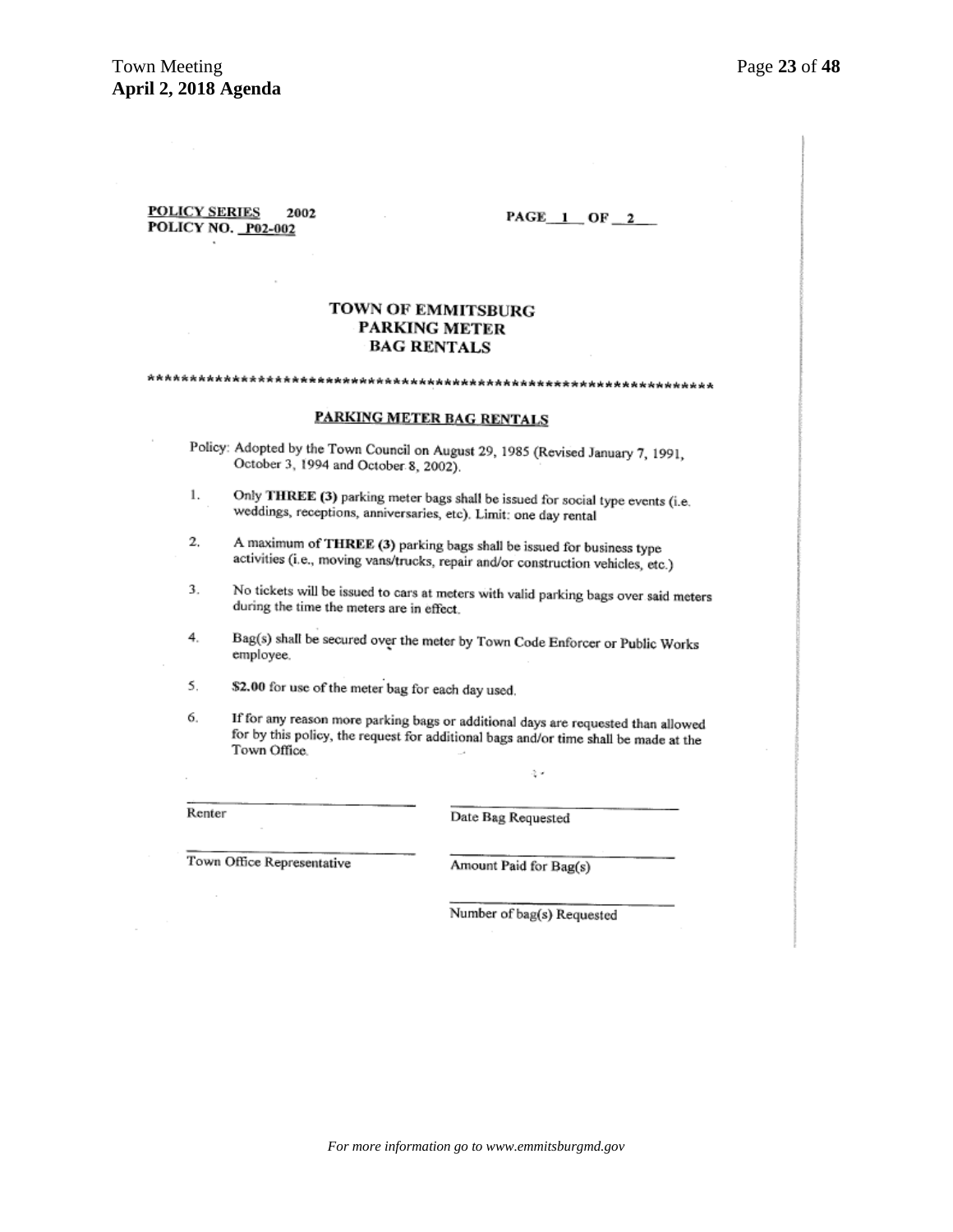**POLICY SERIES** 2002
**POLICY NO.** P02-002

PAGE 1 OF 2

# TOWN OF EMMITSBURG
# PARKING METER
# BAG RENTALS

*******************************************************************

## PARKING METER BAG RENTALS

Policy: Adopted by the Town Council on August 29, 1985 (Revised January 7, 1991, October 3, 1994 and October 8, 2002).

1. Only **THREE (3)** parking meter bags shall be issued for social type events (i.e. weddings, receptions, anniversaries, etc). Limit: one day rental

2. A maximum of **THREE (3)** parking bags shall be issued for business type activities (i.e., moving vans/trucks, repair and/or construction vehicles, etc.)

3. No tickets will be issued to cars at meters with valid parking bags over said meters during the time the meters are in effect.

4. Bag(s) shall be secured over the meter by Town Code Enforcer or Public Works employee.

5. **$2.00** for use of the meter bag for each day used.

6. If for any reason more parking bags or additional days are requested than allowed for by this policy, the request for additional bags and/or time shall be made at the Town Office.

\_\_\_\_\_\_\_\_\_\_\_\_\_\_\_\_\_\_\_\_\_\_\_\_\_\_\_\_
Renter

\_\_\_\_\_\_\_\_\_\_\_\_\_\_\_\_\_\_\_\_\_\_\_\_\_\_\_\_
Date Bag Requested

\_\_\_\_\_\_\_\_\_\_\_\_\_\_\_\_\_\_\_\_\_\_\_\_\_\_\_\_
Town Office Representative

\_\_\_\_\_\_\_\_\_\_\_\_\_\_\_\_\_\_\_\_\_\_\_\_\_\_\_\_
Amount Paid for Bag(s)

\_\_\_\_\_\_\_\_\_\_\_\_\_\_\_\_\_\_\_\_\_\_\_\_\_\_\_\_
Number of bag(s) Requested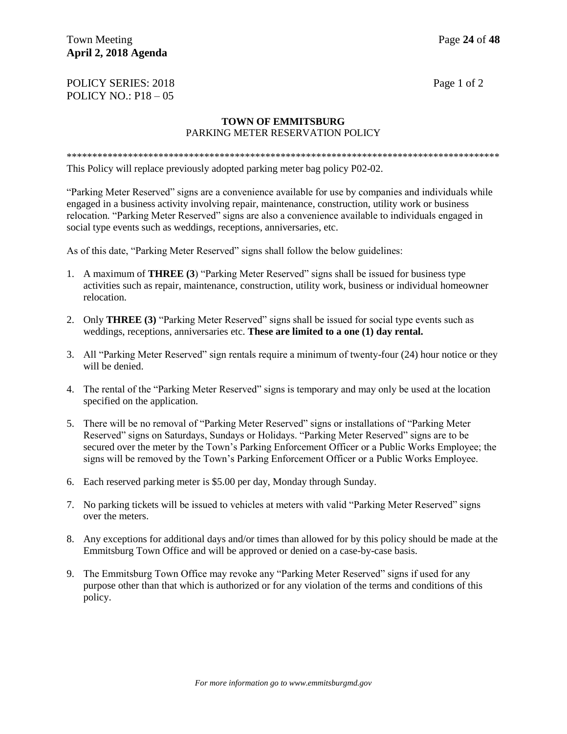POLICY SERIES: 2018
POLICY NO.: P18 – 05

## TOWN OF EMMITSBURG
PARKING METER RESERVATION POLICY

*************************************************************************************

This Policy will replace previously adopted parking meter bag policy P02-02.

"Parking Meter Reserved" signs are a convenience available for use by companies and individuals while engaged in a business activity involving repair, maintenance, construction, utility work or business relocation. "Parking Meter Reserved" signs are also a convenience available to individuals engaged in social type events such as weddings, receptions, anniversaries, etc.

As of this date, "Parking Meter Reserved" signs shall follow the below guidelines:

1. A maximum of **THREE (3**) "Parking Meter Reserved" signs shall be issued for business type activities such as repair, maintenance, construction, utility work, business or individual homeowner relocation.
2. Only **THREE (3)** "Parking Meter Reserved" signs shall be issued for social type events such as weddings, receptions, anniversaries etc. **These are limited to a one (1) day rental.**
3. All "Parking Meter Reserved" sign rentals require a minimum of twenty-four (24) hour notice or they will be denied.
4. The rental of the "Parking Meter Reserved" signs is temporary and may only be used at the location specified on the application.
5. There will be no removal of "Parking Meter Reserved" signs or installations of "Parking Meter Reserved" signs on Saturdays, Sundays or Holidays. "Parking Meter Reserved" signs are to be secured over the meter by the Town's Parking Enforcement Officer or a Public Works Employee; the signs will be removed by the Town's Parking Enforcement Officer or a Public Works Employee.
6. Each reserved parking meter is $5.00 per day, Monday through Sunday.
7. No parking tickets will be issued to vehicles at meters with valid "Parking Meter Reserved" signs over the meters.
8. Any exceptions for additional days and/or times than allowed for by this policy should be made at the Emmitsburg Town Office and will be approved or denied on a case-by-case basis.
9. The Emmitsburg Town Office may revoke any "Parking Meter Reserved" signs if used for any purpose other than that which is authorized or for any violation of the terms and conditions of this policy.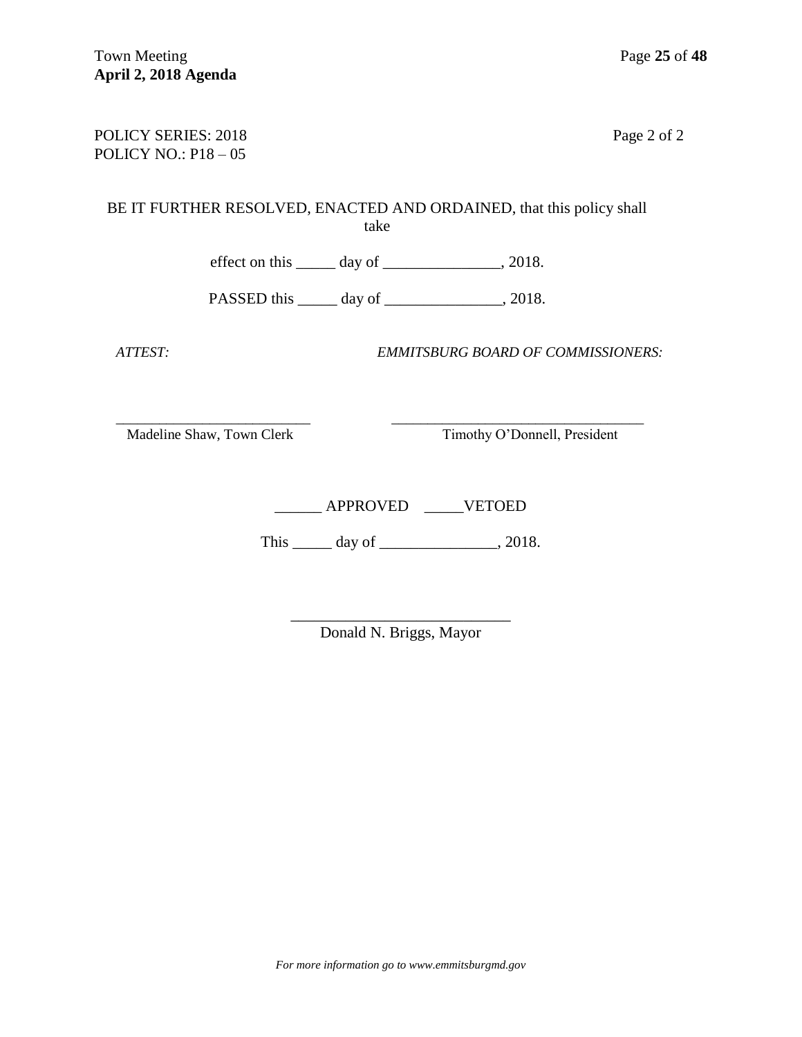POLICY SERIES: 2018
POLICY NO.: P18 – 05

Page 2 of 2

BE IT FURTHER RESOLVED, ENACTED AND ORDAINED, that this policy shall take

effect on this _____ day of _______________, 2018.

PASSED this _____ day of _______________, 2018.

*ATTEST:* *EMMITSBURG BOARD OF COMMISSIONERS:*

__________________________ __________________________________
Madeline Shaw, Town Clerk Timothy O'Donnell, President

______ APPROVED _____VETOED

This _____ day of _______________, 2018.

____________________________
Donald N. Briggs, Mayor

*For more information go to www.emmitsburgmd.gov*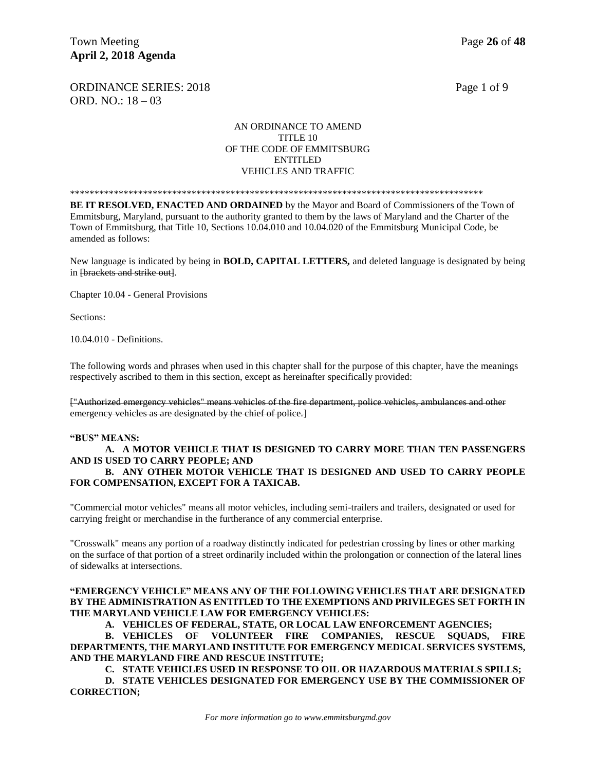ORDINANCE SERIES: 2018
ORD. NO.: 18 – 03

AN ORDINANCE TO AMEND
TITLE 10
OF THE CODE OF EMMITSBURG
ENTITLED
VEHICLES AND TRAFFIC

*************************************************************************************

**BE IT RESOLVED, ENACTED AND ORDAINED** by the Mayor and Board of Commissioners of the Town of Emmitsburg, Maryland, pursuant to the authority granted to them by the laws of Maryland and the Charter of the Town of Emmitsburg, that Title 10, Sections 10.04.010 and 10.04.020 of the Emmitsburg Municipal Code, be amended as follows:

New language is indicated by being in **BOLD, CAPITAL LETTERS,** and deleted language is designated by being in ~~[brackets and strike out]~~.

Chapter 10.04 - General Provisions

Sections:

10.04.010 - Definitions.

The following words and phrases when used in this chapter shall for the purpose of this chapter, have the meanings respectively ascribed to them in this section, except as hereinafter specifically provided:

[~~"Authorized emergency vehicles" means vehicles of the fire department, police vehicles, ambulances and other emergency vehicles as are designated by the chief of police.~~]

**"BUS" MEANS:**

**A. A MOTOR VEHICLE THAT IS DESIGNED TO CARRY MORE THAN TEN PASSENGERS AND IS USED TO CARRY PEOPLE; AND**

**B. ANY OTHER MOTOR VEHICLE THAT IS DESIGNED AND USED TO CARRY PEOPLE FOR COMPENSATION, EXCEPT FOR A TAXICAB.**

"Commercial motor vehicles" means all motor vehicles, including semi-trailers and trailers, designated or used for carrying freight or merchandise in the furtherance of any commercial enterprise.

"Crosswalk" means any portion of a roadway distinctly indicated for pedestrian crossing by lines or other marking on the surface of that portion of a street ordinarily included within the prolongation or connection of the lateral lines of sidewalks at intersections.

**"EMERGENCY VEHICLE" MEANS ANY OF THE FOLLOWING VEHICLES THAT ARE DESIGNATED BY THE ADMINISTRATION AS ENTITLED TO THE EXEMPTIONS AND PRIVILEGES SET FORTH IN THE MARYLAND VEHICLE LAW FOR EMERGENCY VEHICLES:**

**A. VEHICLES OF FEDERAL, STATE, OR LOCAL LAW ENFORCEMENT AGENCIES;**

**B. VEHICLES OF VOLUNTEER FIRE COMPANIES, RESCUE SQUADS, FIRE DEPARTMENTS, THE MARYLAND INSTITUTE FOR EMERGENCY MEDICAL SERVICES SYSTEMS, AND THE MARYLAND FIRE AND RESCUE INSTITUTE;**

**C. STATE VEHICLES USED IN RESPONSE TO OIL OR HAZARDOUS MATERIALS SPILLS;**

**D. STATE VEHICLES DESIGNATED FOR EMERGENCY USE BY THE COMMISSIONER OF CORRECTION;**

*For more information go to www.emmitsburgmd.gov*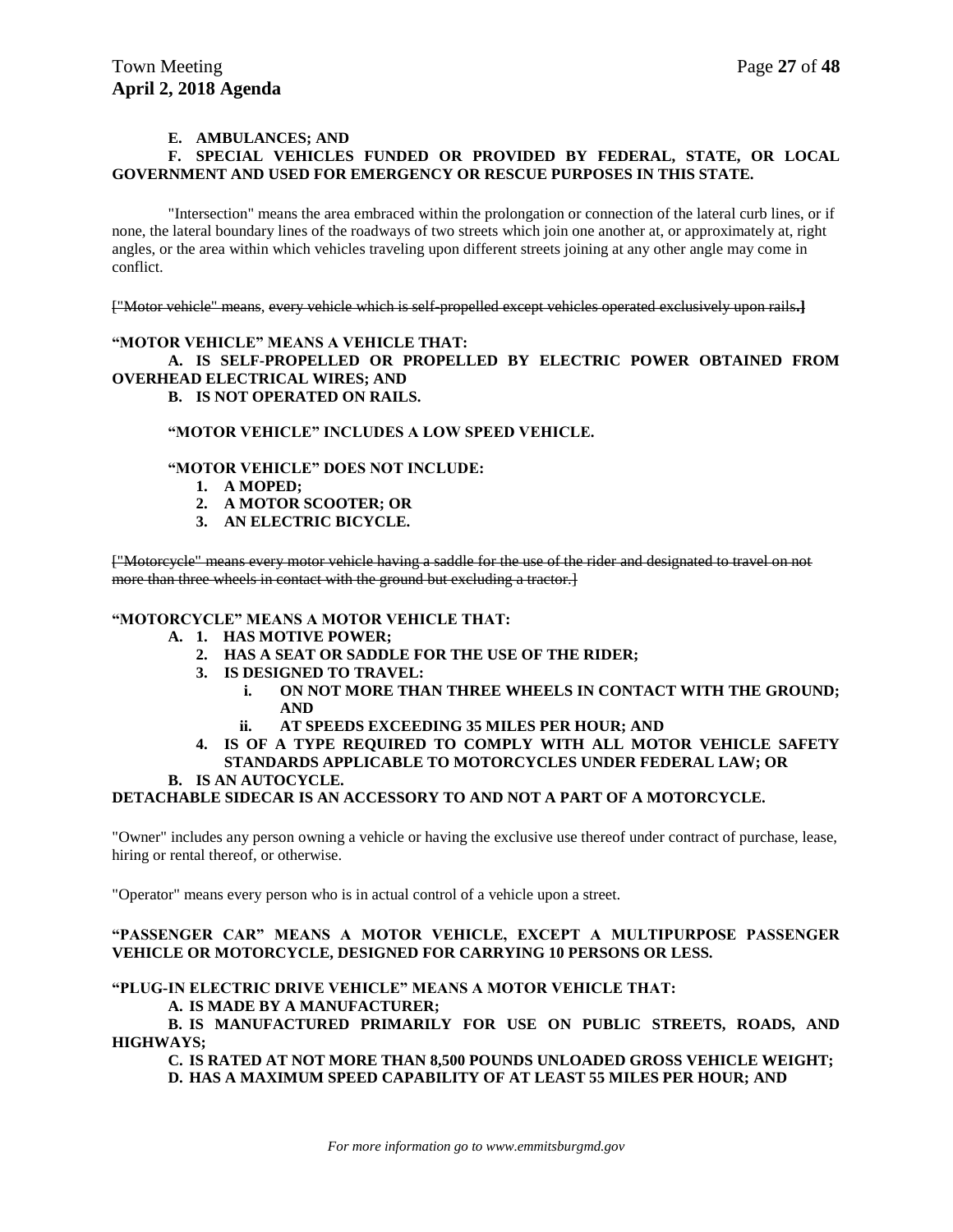**E. AMBULANCES; AND**

**F. SPECIAL VEHICLES FUNDED OR PROVIDED BY FEDERAL, STATE, OR LOCAL GOVERNMENT AND USED FOR EMERGENCY OR RESCUE PURPOSES IN THIS STATE.**

"Intersection" means the area embraced within the prolongation or connection of the lateral curb lines, or if none, the lateral boundary lines of the roadways of two streets which join one another at, or approximately at, right angles, or the area within which vehicles traveling upon different streets joining at any other angle may come in conflict.

~~["Motor vehicle" means, every vehicle which is self-propelled except vehicles operated exclusively upon rails.]~~

**"MOTOR VEHICLE" MEANS A VEHICLE THAT:**

**A. IS SELF-PROPELLED OR PROPELLED BY ELECTRIC POWER OBTAINED FROM OVERHEAD ELECTRICAL WIRES; AND**

**B. IS NOT OPERATED ON RAILS.**

**"MOTOR VEHICLE" INCLUDES A LOW SPEED VEHICLE.**

**"MOTOR VEHICLE" DOES NOT INCLUDE:**

1. **A MOPED;**
2. **A MOTOR SCOOTER; OR**
3. **AN ELECTRIC BICYCLE.**

~~["Motorcycle" means every motor vehicle having a saddle for the use of the rider and designated to travel on not more than three wheels in contact with the ground but excluding a tractor.]~~

**"MOTORCYCLE" MEANS A MOTOR VEHICLE THAT:**

**A. 1. HAS MOTIVE POWER;**

**2. HAS A SEAT OR SADDLE FOR THE USE OF THE RIDER;**

**3. IS DESIGNED TO TRAVEL:**

**i. ON NOT MORE THAN THREE WHEELS IN CONTACT WITH THE GROUND; AND**

**ii. AT SPEEDS EXCEEDING 35 MILES PER HOUR; AND**

**4. IS OF A TYPE REQUIRED TO COMPLY WITH ALL MOTOR VEHICLE SAFETY STANDARDS APPLICABLE TO MOTORCYCLES UNDER FEDERAL LAW; OR**

**B. IS AN AUTOCYCLE.**

**DETACHABLE SIDECAR IS AN ACCESSORY TO AND NOT A PART OF A MOTORCYCLE.**

"Owner" includes any person owning a vehicle or having the exclusive use thereof under contract of purchase, lease, hiring or rental thereof, or otherwise.

"Operator" means every person who is in actual control of a vehicle upon a street.

**"PASSENGER CAR" MEANS A MOTOR VEHICLE, EXCEPT A MULTIPURPOSE PASSENGER VEHICLE OR MOTORCYCLE, DESIGNED FOR CARRYING 10 PERSONS OR LESS.**

**"PLUG-IN ELECTRIC DRIVE VEHICLE" MEANS A MOTOR VEHICLE THAT:**

**A. IS MADE BY A MANUFACTURER;**

**B. IS MANUFACTURED PRIMARILY FOR USE ON PUBLIC STREETS, ROADS, AND HIGHWAYS;**

**C. IS RATED AT NOT MORE THAN 8,500 POUNDS UNLOADED GROSS VEHICLE WEIGHT;**

**D. HAS A MAXIMUM SPEED CAPABILITY OF AT LEAST 55 MILES PER HOUR; AND**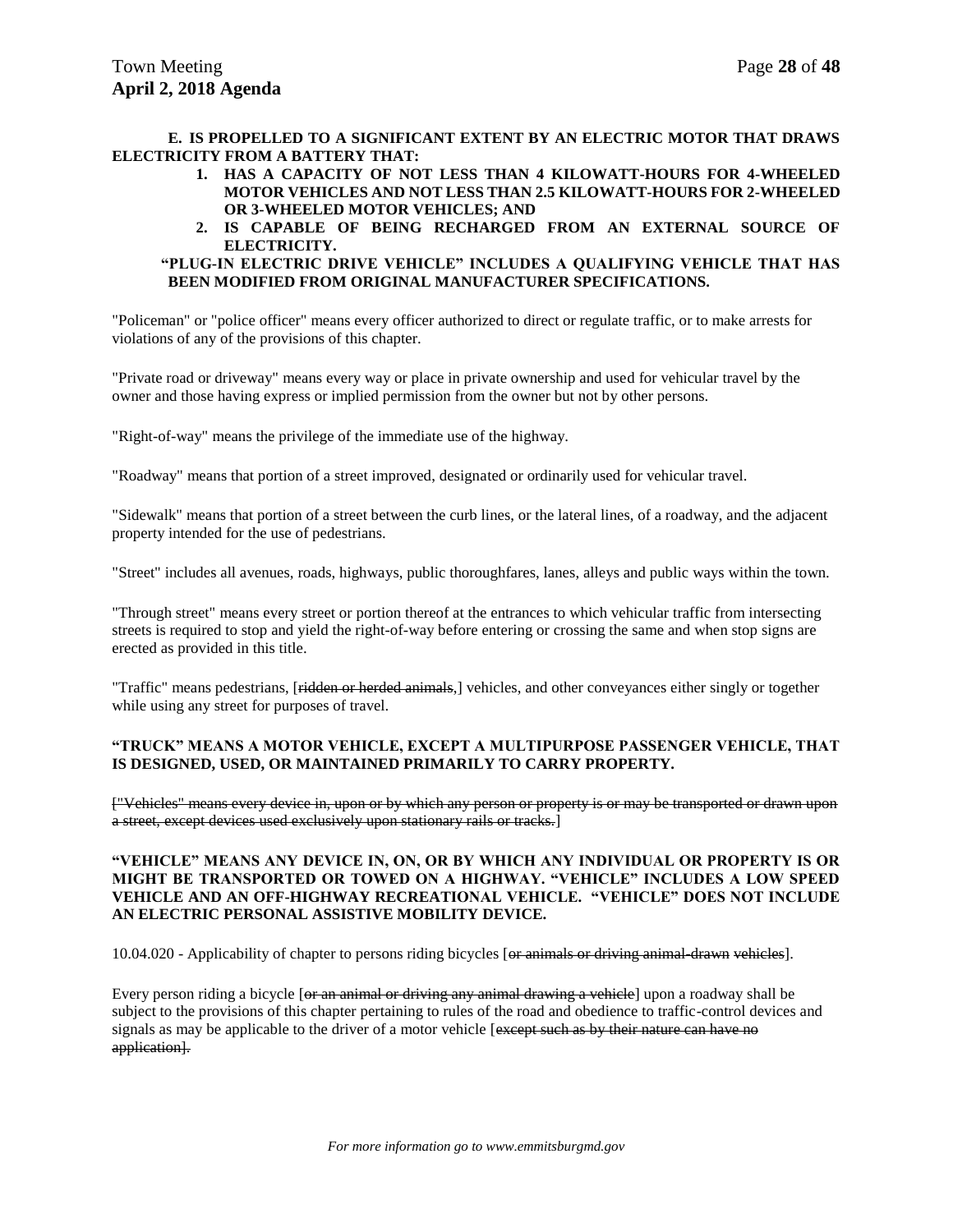**E. IS PROPELLED TO A SIGNIFICANT EXTENT BY AN ELECTRIC MOTOR THAT DRAWS ELECTRICITY FROM A BATTERY THAT:**

1. **HAS A CAPACITY OF NOT LESS THAN 4 KILOWATT-HOURS FOR 4-WHEELED MOTOR VEHICLES AND NOT LESS THAN 2.5 KILOWATT-HOURS FOR 2-WHEELED OR 3-WHEELED MOTOR VEHICLES; AND**
2. **IS CAPABLE OF BEING RECHARGED FROM AN EXTERNAL SOURCE OF ELECTRICITY.**

**"PLUG-IN ELECTRIC DRIVE VEHICLE" INCLUDES A QUALIFYING VEHICLE THAT HAS BEEN MODIFIED FROM ORIGINAL MANUFACTURER SPECIFICATIONS.**

"Policeman" or "police officer" means every officer authorized to direct or regulate traffic, or to make arrests for violations of any of the provisions of this chapter.

"Private road or driveway" means every way or place in private ownership and used for vehicular travel by the owner and those having express or implied permission from the owner but not by other persons.

"Right-of-way" means the privilege of the immediate use of the highway.

"Roadway" means that portion of a street improved, designated or ordinarily used for vehicular travel.

"Sidewalk" means that portion of a street between the curb lines, or the lateral lines, of a roadway, and the adjacent property intended for the use of pedestrians.

"Street" includes all avenues, roads, highways, public thoroughfares, lanes, alleys and public ways within the town.

"Through street" means every street or portion thereof at the entrances to which vehicular traffic from intersecting streets is required to stop and yield the right-of-way before entering or crossing the same and when stop signs are erected as provided in this title.

"Traffic" means pedestrians, [~~ridden or herded animals,~~] vehicles, and other conveyances either singly or together while using any street for purposes of travel.

**"TRUCK" MEANS A MOTOR VEHICLE, EXCEPT A MULTIPURPOSE PASSENGER VEHICLE, THAT IS DESIGNED, USED, OR MAINTAINED PRIMARILY TO CARRY PROPERTY.**

[~~"Vehicles" means every device in, upon or by which any person or property is or may be transported or drawn upon a street, except devices used exclusively upon stationary rails or tracks.~~]

**"VEHICLE" MEANS ANY DEVICE IN, ON, OR BY WHICH ANY INDIVIDUAL OR PROPERTY IS OR MIGHT BE TRANSPORTED OR TOWED ON A HIGHWAY. "VEHICLE" INCLUDES A LOW SPEED VEHICLE AND AN OFF-HIGHWAY RECREATIONAL VEHICLE. "VEHICLE" DOES NOT INCLUDE AN ELECTRIC PERSONAL ASSISTIVE MOBILITY DEVICE.**

10.04.020 - Applicability of chapter to persons riding bicycles [~~or animals or driving animal-drawn vehicles~~].

Every person riding a bicycle [~~or an animal or driving any animal drawing a vehicle~~] upon a roadway shall be subject to the provisions of this chapter pertaining to rules of the road and obedience to traffic-control devices and signals as may be applicable to the driver of a motor vehicle [~~except such as by their nature can have no application~~].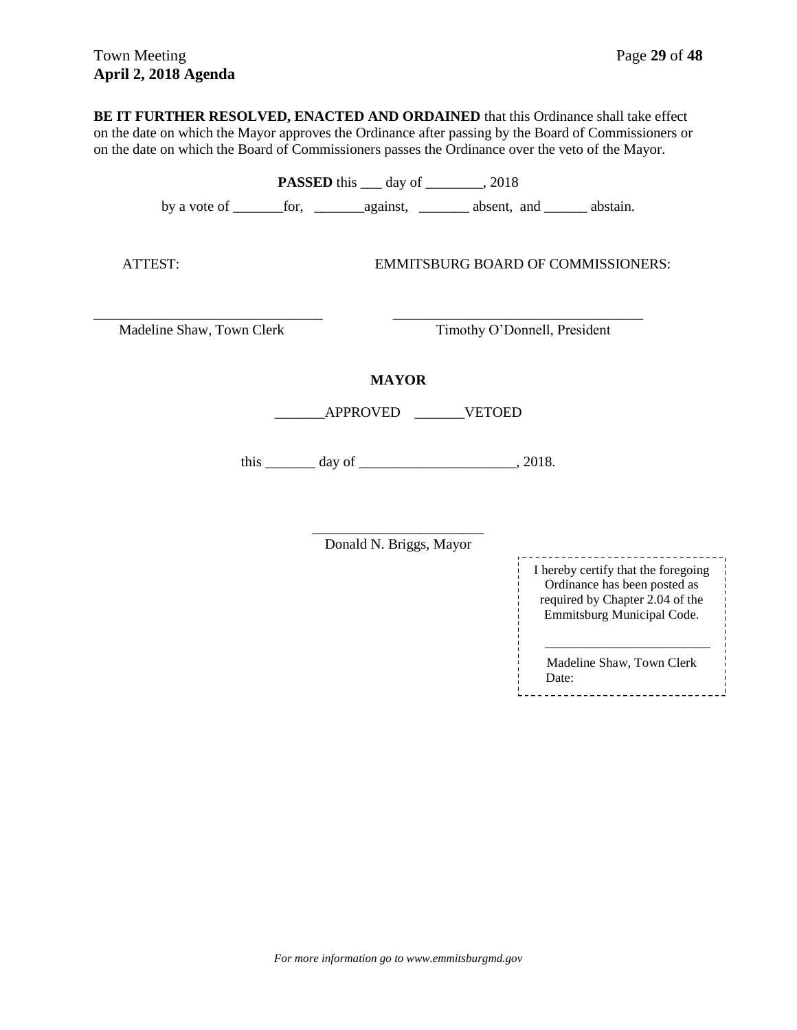**BE IT FURTHER RESOLVED, ENACTED AND ORDAINED** that this Ordinance shall take effect on the date on which the Mayor approves the Ordinance after passing by the Board of Commissioners or on the date on which the Board of Commissioners passes the Ordinance over the veto of the Mayor.

**PASSED** this ___ day of ________, 2018

by a vote of _______for, _______against, _______ absent, and ______ abstain.

ATTEST: EMMITSBURG BOARD OF COMMISSIONERS:

________________________________ ___________________________________

Madeline Shaw, Town Clerk Timothy O'Donnell, President

**MAYOR**

_______APPROVED _______VETOED

this _______ day of ______________________, 2018.

________________________

Donald N. Briggs, Mayor

I hereby certify that the foregoing Ordinance has been posted as required by Chapter 2.04 of the Emmitsburg Municipal Code.

________________________

Madeline Shaw, Town Clerk
Date:

*For more information go to www.emmitsburgmd.gov*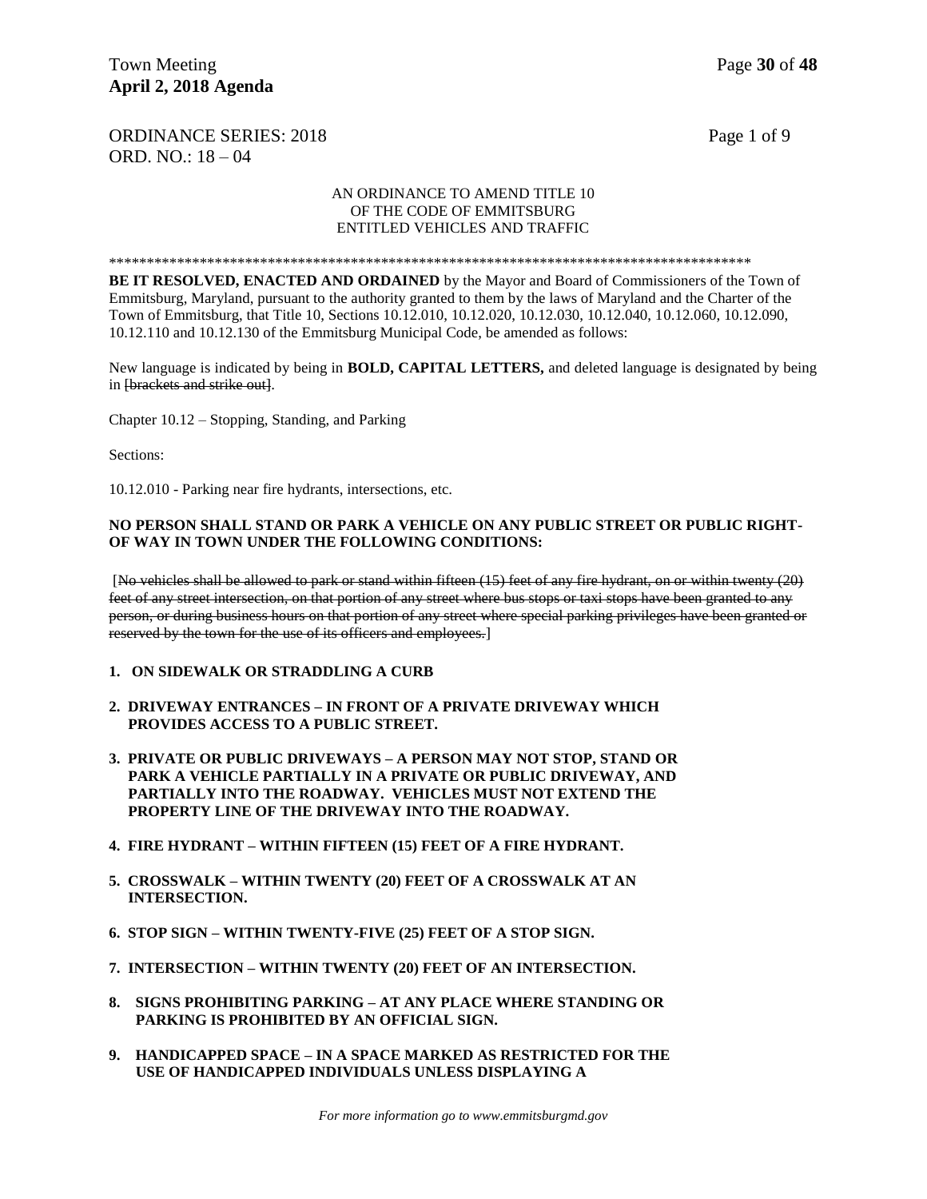ORDINANCE SERIES: 2018 Page 1 of 9
ORD. NO.: 18 – 04

AN ORDINANCE TO AMEND TITLE 10
OF THE CODE OF EMMITSBURG
ENTITLED VEHICLES AND TRAFFIC

\*\*\*\*\*\*\*\*\*\*\*\*\*\*\*\*\*\*\*\*\*\*\*\*\*\*\*\*\*\*\*\*\*\*\*\*\*\*\*\*\*\*\*\*\*\*\*\*\*\*\*\*\*\*\*\*\*\*\*\*\*\*\*\*\*\*\*\*\*\*\*\*\*\*\*\*\*\*\*\*\*\*\*\*\*\*\*\*

**BE IT RESOLVED, ENACTED AND ORDAINED** by the Mayor and Board of Commissioners of the Town of Emmitsburg, Maryland, pursuant to the authority granted to them by the laws of Maryland and the Charter of the Town of Emmitsburg, that Title 10, Sections 10.12.010, 10.12.020, 10.12.030, 10.12.040, 10.12.060, 10.12.090, 10.12.110 and 10.12.130 of the Emmitsburg Municipal Code, be amended as follows:

New language is indicated by being in **BOLD, CAPITAL LETTERS,** and deleted language is designated by being in ~~[brackets and strike out]~~.

Chapter 10.12 – Stopping, Standing, and Parking

Sections:

10.12.010 - Parking near fire hydrants, intersections, etc.

**NO PERSON SHALL STAND OR PARK A VEHICLE ON ANY PUBLIC STREET OR PUBLIC RIGHT-OF WAY IN TOWN UNDER THE FOLLOWING CONDITIONS:**

[~~No vehicles shall be allowed to park or stand within fifteen (15) feet of any fire hydrant, on or within twenty (20) feet of any street intersection, on that portion of any street where bus stops or taxi stops have been granted to any person, or during business hours on that portion of any street where special parking privileges have been granted or reserved by the town for the use of its officers and employees.~~]

1. **ON SIDEWALK OR STRADDLING A CURB**
2. **DRIVEWAY ENTRANCES – IN FRONT OF A PRIVATE DRIVEWAY WHICH PROVIDES ACCESS TO A PUBLIC STREET.**
3. **PRIVATE OR PUBLIC DRIVEWAYS – A PERSON MAY NOT STOP, STAND OR PARK A VEHICLE PARTIALLY IN A PRIVATE OR PUBLIC DRIVEWAY, AND PARTIALLY INTO THE ROADWAY. VEHICLES MUST NOT EXTEND THE PROPERTY LINE OF THE DRIVEWAY INTO THE ROADWAY.**
4. **FIRE HYDRANT – WITHIN FIFTEEN (15) FEET OF A FIRE HYDRANT.**
5. **CROSSWALK – WITHIN TWENTY (20) FEET OF A CROSSWALK AT AN INTERSECTION.**
6. **STOP SIGN – WITHIN TWENTY-FIVE (25) FEET OF A STOP SIGN.**
7. **INTERSECTION – WITHIN TWENTY (20) FEET OF AN INTERSECTION.**
8. **SIGNS PROHIBITING PARKING – AT ANY PLACE WHERE STANDING OR PARKING IS PROHIBITED BY AN OFFICIAL SIGN.**
9. **HANDICAPPED SPACE – IN A SPACE MARKED AS RESTRICTED FOR THE USE OF HANDICAPPED INDIVIDUALS UNLESS DISPLAYING A**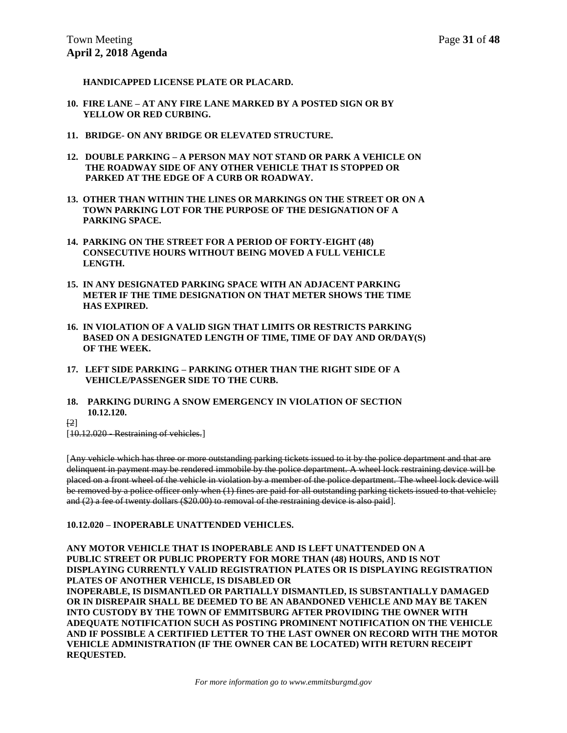**HANDICAPPED LICENSE PLATE OR PLACARD.**

10. **FIRE LANE – AT ANY FIRE LANE MARKED BY A POSTED SIGN OR BY YELLOW OR RED CURBING.**

11. **BRIDGE- ON ANY BRIDGE OR ELEVATED STRUCTURE.**

12. **DOUBLE PARKING – A PERSON MAY NOT STAND OR PARK A VEHICLE ON THE ROADWAY SIDE OF ANY OTHER VEHICLE THAT IS STOPPED OR PARKED AT THE EDGE OF A CURB OR ROADWAY.**

13. **OTHER THAN WITHIN THE LINES OR MARKINGS ON THE STREET OR ON A TOWN PARKING LOT FOR THE PURPOSE OF THE DESIGNATION OF A PARKING SPACE.**

14. **PARKING ON THE STREET FOR A PERIOD OF FORTY-EIGHT (48) CONSECUTIVE HOURS WITHOUT BEING MOVED A FULL VEHICLE LENGTH.**

15. **IN ANY DESIGNATED PARKING SPACE WITH AN ADJACENT PARKING METER IF THE TIME DESIGNATION ON THAT METER SHOWS THE TIME HAS EXPIRED.**

16. **IN VIOLATION OF A VALID SIGN THAT LIMITS OR RESTRICTS PARKING BASED ON A DESIGNATED LENGTH OF TIME, TIME OF DAY AND OR/DAY(S) OF THE WEEK.**

17. **LEFT SIDE PARKING – PARKING OTHER THAN THE RIGHT SIDE OF A VEHICLE/PASSENGER SIDE TO THE CURB.**

18. **PARKING DURING A SNOW EMERGENCY IN VIOLATION OF SECTION 10.12.120.**

[~~2~~]

[~~10.12.020 - Restraining of vehicles.~~]

[~~Any vehicle which has three or more outstanding parking tickets issued to it by the police department and that are delinquent in payment may be rendered immobile by the police department. A wheel lock restraining device will be placed on a front wheel of the vehicle in violation by a member of the police department. The wheel lock device will be removed by a police officer only when (1) fines are paid for all outstanding parking tickets issued to that vehicle; and (2) a fee of twenty dollars ($20.00) to removal of the restraining device is also paid~~].

**10.12.020 – INOPERABLE UNATTENDED VEHICLES.**

**ANY MOTOR VEHICLE THAT IS INOPERABLE AND IS LEFT UNATTENDED ON A PUBLIC STREET OR PUBLIC PROPERTY FOR MORE THAN (48) HOURS, AND IS NOT DISPLAYING CURRENTLY VALID REGISTRATION PLATES OR IS DISPLAYING REGISTRATION PLATES OF ANOTHER VEHICLE, IS DISABLED OR INOPERABLE, IS DISMANTLED OR PARTIALLY DISMANTLED, IS SUBSTANTIALLY DAMAGED OR IN DISREPAIR SHALL BE DEEMED TO BE AN ABANDONED VEHICLE AND MAY BE TAKEN INTO CUSTODY BY THE TOWN OF EMMITSBURG AFTER PROVIDING THE OWNER WITH ADEQUATE NOTIFICATION SUCH AS POSTING PROMINENT NOTIFICATION ON THE VEHICLE AND IF POSSIBLE A CERTIFIED LETTER TO THE LAST OWNER ON RECORD WITH THE MOTOR VEHICLE ADMINISTRATION (IF THE OWNER CAN BE LOCATED) WITH RETURN RECEIPT REQUESTED.**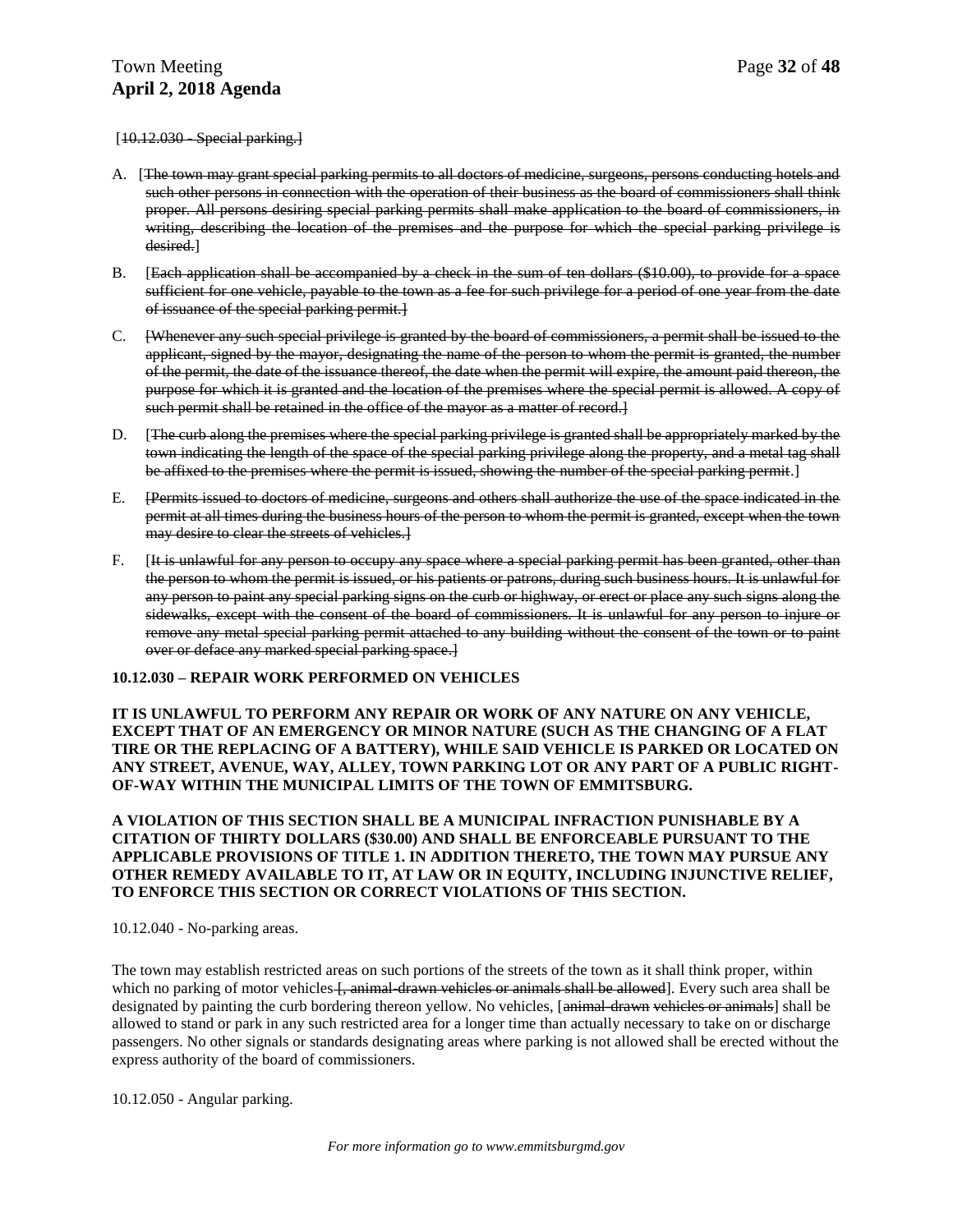[~~10.12.030 - Special parking.~~]

A. [~~The town may grant special parking permits to all doctors of medicine, surgeons, persons conducting hotels and such other persons in connection with the operation of their business as the board of commissioners shall think proper. All persons desiring special parking permits shall make application to the board of commissioners, in writing, describing the location of the premises and the purpose for which the special parking privilege is desired.~~]

B. [~~Each application shall be accompanied by a check in the sum of ten dollars ($10.00), to provide for a space sufficient for one vehicle, payable to the town as a fee for such privilege for a period of one year from the date of issuance of the special parking permit.~~]

C. [~~Whenever any such special privilege is granted by the board of commissioners, a permit shall be issued to the applicant, signed by the mayor, designating the name of the person to whom the permit is granted, the number of the permit, the date of the issuance thereof, the date when the permit will expire, the amount paid thereon, the purpose for which it is granted and the location of the premises where the special permit is allowed. A copy of such permit shall be retained in the office of the mayor as a matter of record.~~]

D. [~~The curb along the premises where the special parking privilege is granted shall be appropriately marked by the town indicating the length of the space of the special parking privilege along the property, and a metal tag shall be affixed to the premises where the permit is issued, showing the number of the special parking permit~~.]

E. [~~Permits issued to doctors of medicine, surgeons and others shall authorize the use of the space indicated in the permit at all times during the business hours of the person to whom the permit is granted, except when the town may desire to clear the streets of vehicles.~~]

F. [~~It is unlawful for any person to occupy any space where a special parking permit has been granted, other than the person to whom the permit is issued, or his patients or patrons, during such business hours. It is unlawful for any person to paint any special parking signs on the curb or highway, or erect or place any such signs along the sidewalks, except with the consent of the board of commissioners. It is unlawful for any person to injure or remove any metal special parking permit attached to any building without the consent of the town or to paint over or deface any marked special parking space.~~]

**10.12.030 – REPAIR WORK PERFORMED ON VEHICLES**

**IT IS UNLAWFUL TO PERFORM ANY REPAIR OR WORK OF ANY NATURE ON ANY VEHICLE, EXCEPT THAT OF AN EMERGENCY OR MINOR NATURE (SUCH AS THE CHANGING OF A FLAT TIRE OR THE REPLACING OF A BATTERY), WHILE SAID VEHICLE IS PARKED OR LOCATED ON ANY STREET, AVENUE, WAY, ALLEY, TOWN PARKING LOT OR ANY PART OF A PUBLIC RIGHT-OF-WAY WITHIN THE MUNICIPAL LIMITS OF THE TOWN OF EMMITSBURG.**

**A VIOLATION OF THIS SECTION SHALL BE A MUNICIPAL INFRACTION PUNISHABLE BY A CITATION OF THIRTY DOLLARS ($30.00) AND SHALL BE ENFORCEABLE PURSUANT TO THE APPLICABLE PROVISIONS OF TITLE 1. IN ADDITION THERETO, THE TOWN MAY PURSUE ANY OTHER REMEDY AVAILABLE TO IT, AT LAW OR IN EQUITY, INCLUDING INJUNCTIVE RELIEF, TO ENFORCE THIS SECTION OR CORRECT VIOLATIONS OF THIS SECTION.**

10.12.040 - No-parking areas.

The town may establish restricted areas on such portions of the streets of the town as it shall think proper, within which no parking of motor vehicles [~~, animal-drawn vehicles or animals shall be allowed~~]. Every such area shall be designated by painting the curb bordering thereon yellow. No vehicles, [~~animal-drawn vehicles or animals~~] shall be allowed to stand or park in any such restricted area for a longer time than actually necessary to take on or discharge passengers. No other signals or standards designating areas where parking is not allowed shall be erected without the express authority of the board of commissioners.

10.12.050 - Angular parking.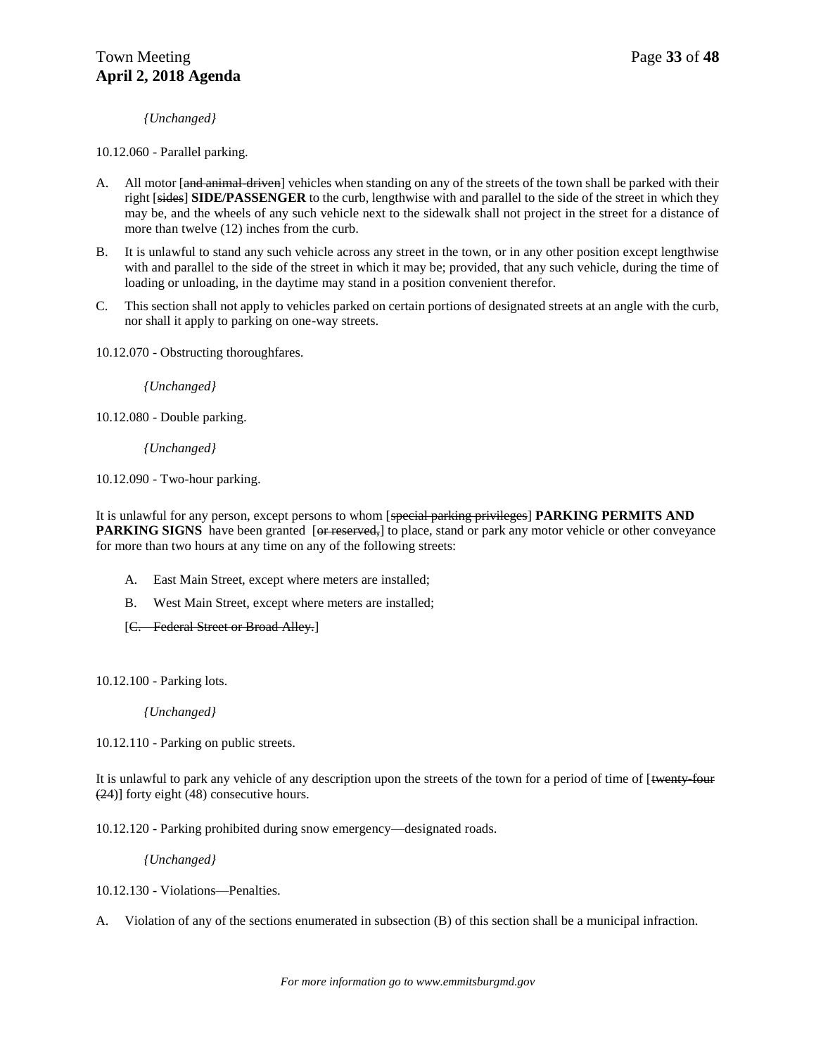*{Unchanged}*

10.12.060 - Parallel parking.

A. All motor [~~and animal-driven~~] vehicles when standing on any of the streets of the town shall be parked with their right [~~sides~~] **SIDE/PASSENGER** to the curb, lengthwise with and parallel to the side of the street in which they may be, and the wheels of any such vehicle next to the sidewalk shall not project in the street for a distance of more than twelve (12) inches from the curb.

B. It is unlawful to stand any such vehicle across any street in the town, or in any other position except lengthwise with and parallel to the side of the street in which it may be; provided, that any such vehicle, during the time of loading or unloading, in the daytime may stand in a position convenient therefor.

C. This section shall not apply to vehicles parked on certain portions of designated streets at an angle with the curb, nor shall it apply to parking on one-way streets.

10.12.070 - Obstructing thoroughfares.

*{Unchanged}*

10.12.080 - Double parking.

*{Unchanged}*

10.12.090 - Two-hour parking.

It is unlawful for any person, except persons to whom [~~special parking privileges~~] **PARKING PERMITS AND PARKING SIGNS** have been granted [~~or reserved,~~] to place, stand or park any motor vehicle or other conveyance for more than two hours at any time on any of the following streets:

A. East Main Street, except where meters are installed;

B. West Main Street, except where meters are installed;

[~~C. Federal Street or Broad Alley.~~]

10.12.100 - Parking lots.

*{Unchanged}*

10.12.110 - Parking on public streets.

It is unlawful to park any vehicle of any description upon the streets of the town for a period of time of [~~twenty-four (24)~~] forty eight (48) consecutive hours.

10.12.120 - Parking prohibited during snow emergency—designated roads.

*{Unchanged}*

10.12.130 - Violations—Penalties.

A. Violation of any of the sections enumerated in subsection (B) of this section shall be a municipal infraction.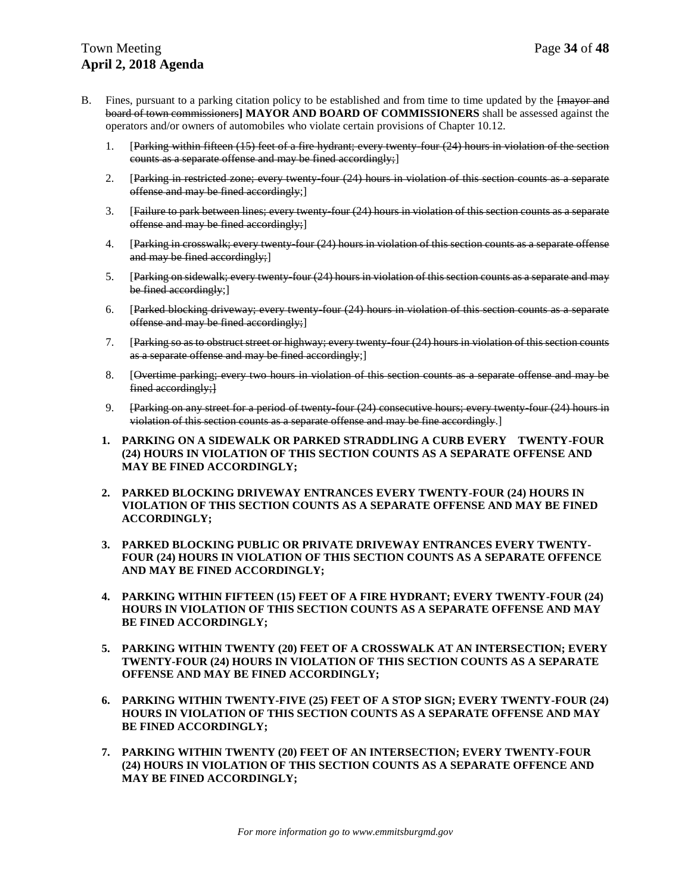B. Fines, pursuant to a parking citation policy to be established and from time to time updated by the ~~[mayor and board of town commissioners~~**] MAYOR AND BOARD OF COMMISSIONERS** shall be assessed against the operators and/or owners of automobiles who violate certain provisions of Chapter 10.12.

1. [~~Parking within fifteen (15) feet of a fire hydrant; every twenty-four (24) hours in violation of the section counts as a separate offense and may be fined accordingly;~~]
2. [~~Parking in restricted zone; every twenty-four (24) hours in violation of this section counts as a separate offense and may be fined accordingly~~;]
3. [~~Failure to park between lines; every twenty-four (24) hours in violation of this section counts as a separate offense and may be fined accordingly;~~]
4. [~~Parking in crosswalk; every twenty-four (24) hours in violation of this section counts as a separate offense and may be fined accordingly;~~]
5. [~~Parking on sidewalk; every twenty-four (24) hours in violation of this section counts as a separate and may be fined accordingly~~;]
6. [~~Parked blocking driveway; every twenty-four (24) hours in violation of this section counts as a separate offense and may be fined accordingly;~~]
7. [~~Parking so as to obstruct street or highway; every twenty-four (24) hours in violation of this section counts as a separate offense and may be fined accordingly~~;]
8. [~~Overtime parking; every two hours in violation of this section counts as a separate offense and may be fined accordingly;]~~
9. ~~[Parking on any street for a period of twenty-four (24) consecutive hours; every twenty-four (24) hours in violation of this section counts as a separate offense and may be fine accordingly~~.]

**1. PARKING ON A SIDEWALK OR PARKED STRADDLING A CURB EVERY TWENTY-FOUR (24) HOURS IN VIOLATION OF THIS SECTION COUNTS AS A SEPARATE OFFENSE AND MAY BE FINED ACCORDINGLY;**

**2. PARKED BLOCKING DRIVEWAY ENTRANCES EVERY TWENTY-FOUR (24) HOURS IN VIOLATION OF THIS SECTION COUNTS AS A SEPARATE OFFENSE AND MAY BE FINED ACCORDINGLY;**

**3. PARKED BLOCKING PUBLIC OR PRIVATE DRIVEWAY ENTRANCES EVERY TWENTY-FOUR (24) HOURS IN VIOLATION OF THIS SECTION COUNTS AS A SEPARATE OFFENCE AND MAY BE FINED ACCORDINGLY;**

**4. PARKING WITHIN FIFTEEN (15) FEET OF A FIRE HYDRANT; EVERY TWENTY-FOUR (24) HOURS IN VIOLATION OF THIS SECTION COUNTS AS A SEPARATE OFFENSE AND MAY BE FINED ACCORDINGLY;**

**5. PARKING WITHIN TWENTY (20) FEET OF A CROSSWALK AT AN INTERSECTION; EVERY TWENTY-FOUR (24) HOURS IN VIOLATION OF THIS SECTION COUNTS AS A SEPARATE OFFENSE AND MAY BE FINED ACCORDINGLY;**

**6. PARKING WITHIN TWENTY-FIVE (25) FEET OF A STOP SIGN; EVERY TWENTY-FOUR (24) HOURS IN VIOLATION OF THIS SECTION COUNTS AS A SEPARATE OFFENSE AND MAY BE FINED ACCORDINGLY;**

**7. PARKING WITHIN TWENTY (20) FEET OF AN INTERSECTION; EVERY TWENTY-FOUR (24) HOURS IN VIOLATION OF THIS SECTION COUNTS AS A SEPARATE OFFENCE AND MAY BE FINED ACCORDINGLY;**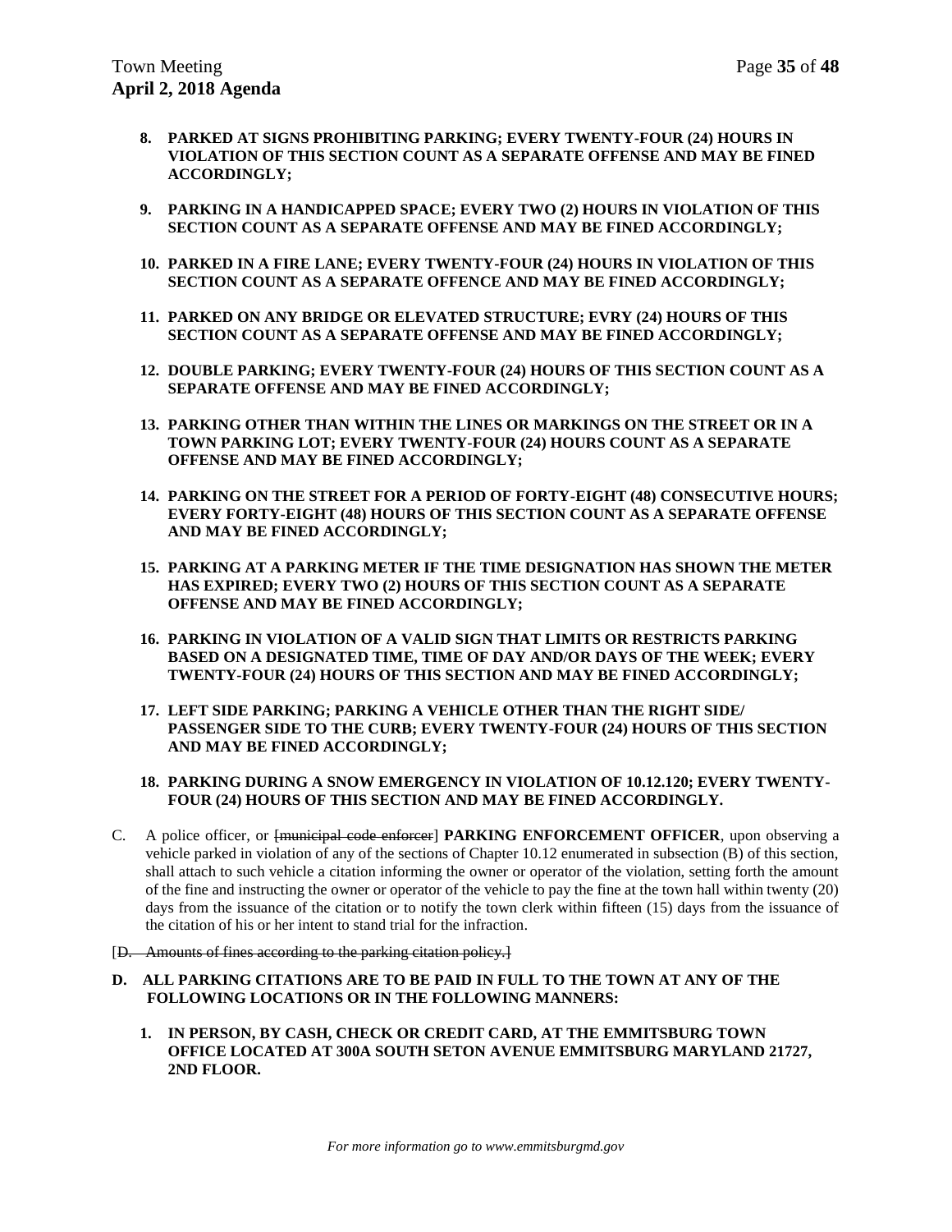8. **PARKED AT SIGNS PROHIBITING PARKING; EVERY TWENTY-FOUR (24) HOURS IN VIOLATION OF THIS SECTION COUNT AS A SEPARATE OFFENSE AND MAY BE FINED ACCORDINGLY;**

9. **PARKING IN A HANDICAPPED SPACE; EVERY TWO (2) HOURS IN VIOLATION OF THIS SECTION COUNT AS A SEPARATE OFFENSE AND MAY BE FINED ACCORDINGLY;**

10. **PARKED IN A FIRE LANE; EVERY TWENTY-FOUR (24) HOURS IN VIOLATION OF THIS SECTION COUNT AS A SEPARATE OFFENCE AND MAY BE FINED ACCORDINGLY;**

11. **PARKED ON ANY BRIDGE OR ELEVATED STRUCTURE; EVRY (24) HOURS OF THIS SECTION COUNT AS A SEPARATE OFFENSE AND MAY BE FINED ACCORDINGLY;**

12. **DOUBLE PARKING; EVERY TWENTY-FOUR (24) HOURS OF THIS SECTION COUNT AS A SEPARATE OFFENSE AND MAY BE FINED ACCORDINGLY;**

13. **PARKING OTHER THAN WITHIN THE LINES OR MARKINGS ON THE STREET OR IN A TOWN PARKING LOT; EVERY TWENTY-FOUR (24) HOURS COUNT AS A SEPARATE OFFENSE AND MAY BE FINED ACCORDINGLY;**

14. **PARKING ON THE STREET FOR A PERIOD OF FORTY-EIGHT (48) CONSECUTIVE HOURS; EVERY FORTY-EIGHT (48) HOURS OF THIS SECTION COUNT AS A SEPARATE OFFENSE AND MAY BE FINED ACCORDINGLY;**

15. **PARKING AT A PARKING METER IF THE TIME DESIGNATION HAS SHOWN THE METER HAS EXPIRED; EVERY TWO (2) HOURS OF THIS SECTION COUNT AS A SEPARATE OFFENSE AND MAY BE FINED ACCORDINGLY;**

16. **PARKING IN VIOLATION OF A VALID SIGN THAT LIMITS OR RESTRICTS PARKING BASED ON A DESIGNATED TIME, TIME OF DAY AND/OR DAYS OF THE WEEK; EVERY TWENTY-FOUR (24) HOURS OF THIS SECTION AND MAY BE FINED ACCORDINGLY;**

17. **LEFT SIDE PARKING; PARKING A VEHICLE OTHER THAN THE RIGHT SIDE/ PASSENGER SIDE TO THE CURB; EVERY TWENTY-FOUR (24) HOURS OF THIS SECTION AND MAY BE FINED ACCORDINGLY;**

18. **PARKING DURING A SNOW EMERGENCY IN VIOLATION OF 10.12.120; EVERY TWENTY-FOUR (24) HOURS OF THIS SECTION AND MAY BE FINED ACCORDINGLY.**

C. A police officer, or [~~municipal code enforcer~~] **PARKING ENFORCEMENT OFFICER**, upon observing a vehicle parked in violation of any of the sections of Chapter 10.12 enumerated in subsection (B) of this section, shall attach to such vehicle a citation informing the owner or operator of the violation, setting forth the amount of the fine and instructing the owner or operator of the vehicle to pay the fine at the town hall within twenty (20) days from the issuance of the citation or to notify the town clerk within fifteen (15) days from the issuance of the citation of his or her intent to stand trial for the infraction.

[~~D. Amounts of fines according to the parking citation policy.~~]

**D. ALL PARKING CITATIONS ARE TO BE PAID IN FULL TO THE TOWN AT ANY OF THE FOLLOWING LOCATIONS OR IN THE FOLLOWING MANNERS:**

1. **IN PERSON, BY CASH, CHECK OR CREDIT CARD, AT THE EMMITSBURG TOWN OFFICE LOCATED AT 300A SOUTH SETON AVENUE EMMITSBURG MARYLAND 21727, 2ND FLOOR.**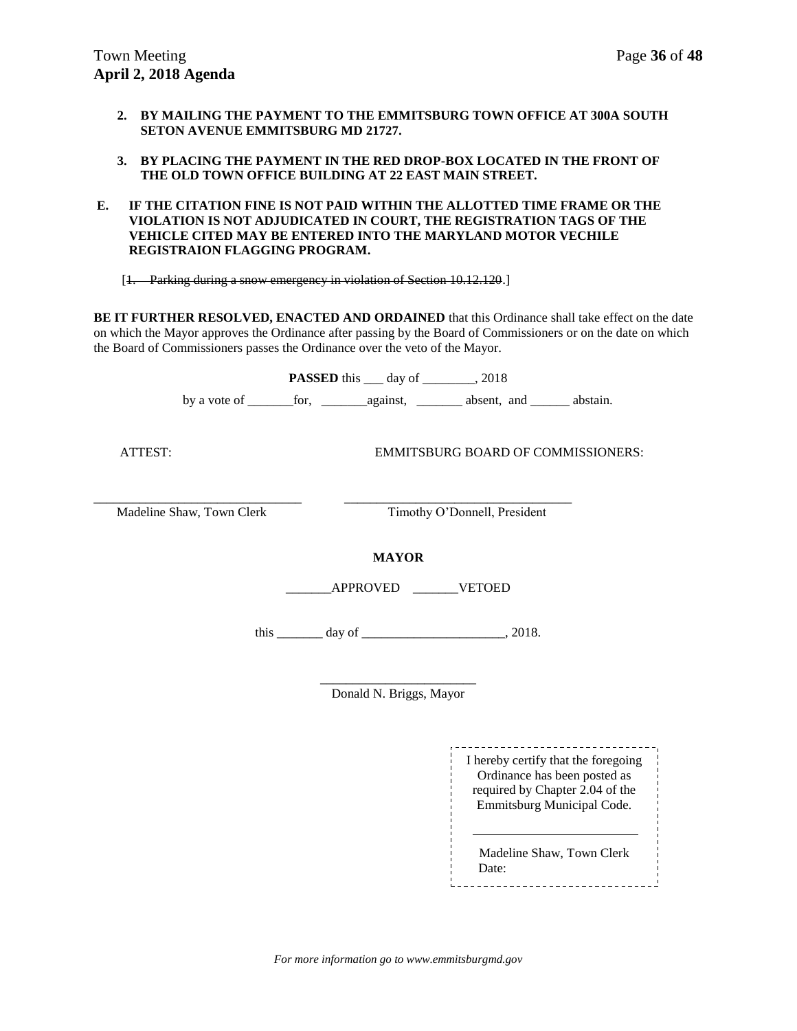2. **BY MAILING THE PAYMENT TO THE EMMITSBURG TOWN OFFICE AT 300A SOUTH SETON AVENUE EMMITSBURG MD 21727.**

3. **BY PLACING THE PAYMENT IN THE RED DROP-BOX LOCATED IN THE FRONT OF THE OLD TOWN OFFICE BUILDING AT 22 EAST MAIN STREET.**

**E. IF THE CITATION FINE IS NOT PAID WITHIN THE ALLOTTED TIME FRAME OR THE VIOLATION IS NOT ADJUDICATED IN COURT, THE REGISTRATION TAGS OF THE VEHICLE CITED MAY BE ENTERED INTO THE MARYLAND MOTOR VECHILE REGISTRAION FLAGGING PROGRAM.**

[~~1. Parking during a snow emergency in violation of Section 10.12.120~~.]

**BE IT FURTHER RESOLVED, ENACTED AND ORDAINED** that this Ordinance shall take effect on the date on which the Mayor approves the Ordinance after passing by the Board of Commissioners or on the date on which the Board of Commissioners passes the Ordinance over the veto of the Mayor.

**PASSED** this ___ day of ________, 2018

by a vote of _______for, _______against, _______ absent, and ______ abstain.

ATTEST: EMMITSBURG BOARD OF COMMISSIONERS:

_______________________________ ___________________________________

Madeline Shaw, Town Clerk Timothy O'Donnell, President

**MAYOR**

_______APPROVED _______VETOED

this _______ day of ______________________, 2018.

________________________

Donald N. Briggs, Mayor

I hereby certify that the foregoing Ordinance has been posted as required by Chapter 2.04 of the Emmitsburg Municipal Code.

__________________________

Madeline Shaw, Town Clerk
Date: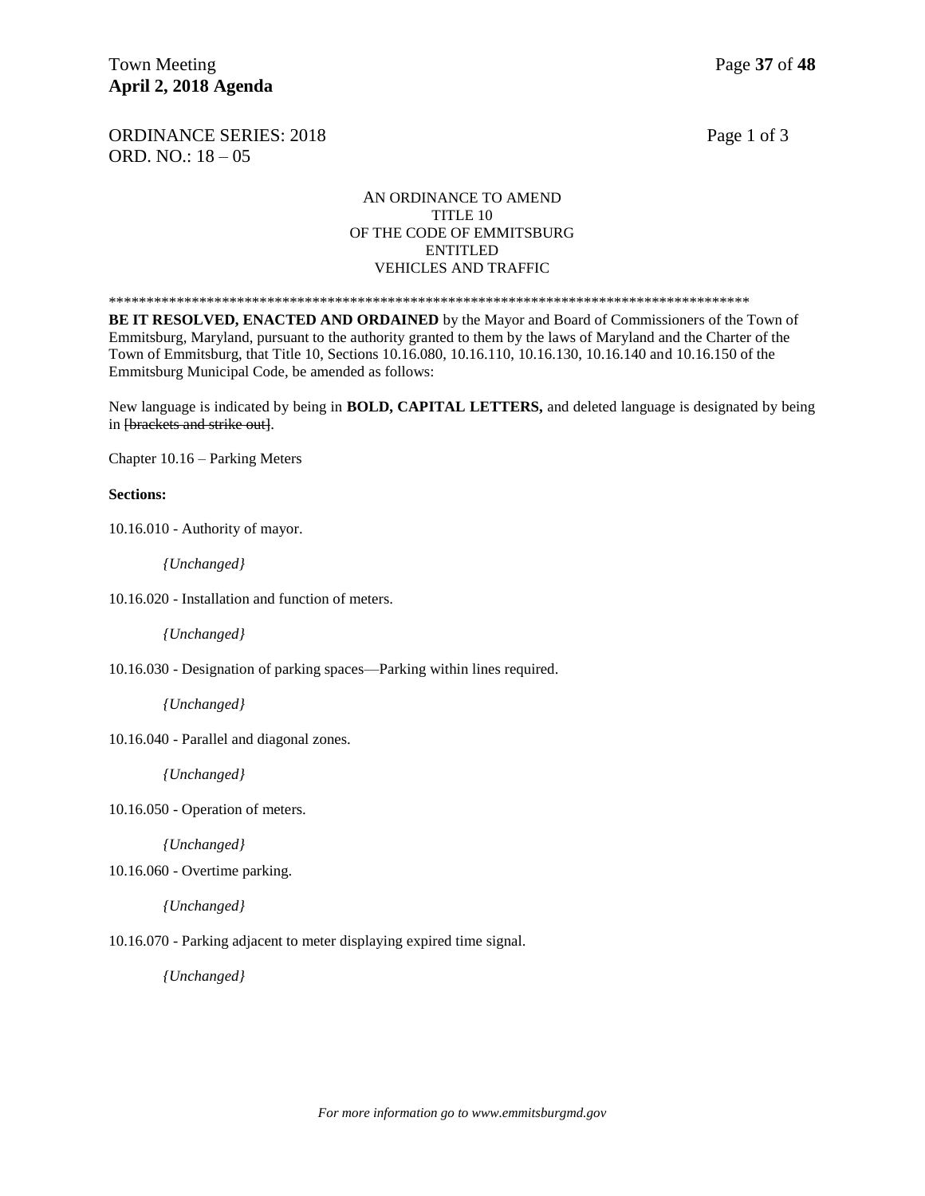ORDINANCE SERIES: 2018
ORD. NO.: 18 – 05

AN ORDINANCE TO AMEND
TITLE 10
OF THE CODE OF EMMITSBURG
ENTITLED
VEHICLES AND TRAFFIC

\*\*\*\*\*\*\*\*\*\*\*\*\*\*\*\*\*\*\*\*\*\*\*\*\*\*\*\*\*\*\*\*\*\*\*\*\*\*\*\*\*\*\*\*\*\*\*\*\*\*\*\*\*\*\*\*\*\*\*\*\*\*\*\*\*\*\*\*\*\*\*\*\*\*\*\*\*\*\*\*\*\*\*\*\*\*\*\*

**BE IT RESOLVED, ENACTED AND ORDAINED** by the Mayor and Board of Commissioners of the Town of Emmitsburg, Maryland, pursuant to the authority granted to them by the laws of Maryland and the Charter of the Town of Emmitsburg, that Title 10, Sections 10.16.080, 10.16.110, 10.16.130, 10.16.140 and 10.16.150 of the Emmitsburg Municipal Code, be amended as follows:

New language is indicated by being in **BOLD, CAPITAL LETTERS,** and deleted language is designated by being in ~~[brackets and strike out]~~.

Chapter 10.16 – Parking Meters

**Sections:**

10.16.010 - Authority of mayor.

*{Unchanged}*

10.16.020 - Installation and function of meters.

*{Unchanged}*

10.16.030 - Designation of parking spaces—Parking within lines required.

*{Unchanged}*

10.16.040 - Parallel and diagonal zones.

*{Unchanged}*

10.16.050 - Operation of meters.

*{Unchanged}*

10.16.060 - Overtime parking.

*{Unchanged}*

10.16.070 - Parking adjacent to meter displaying expired time signal.

*{Unchanged}*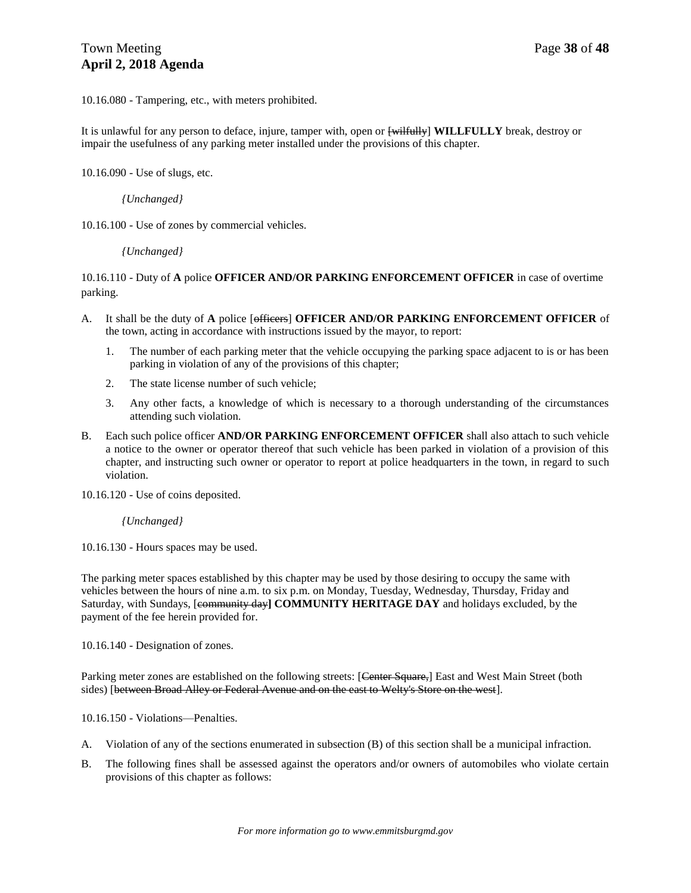10.16.080 - Tampering, etc., with meters prohibited.

It is unlawful for any person to deface, injure, tamper with, open or [~~wilfully~~] **WILLFULLY** break, destroy or impair the usefulness of any parking meter installed under the provisions of this chapter.

10.16.090 - Use of slugs, etc.

*{Unchanged}*

10.16.100 - Use of zones by commercial vehicles.

*{Unchanged}*

10.16.110 - Duty of **A** police **OFFICER AND/OR PARKING ENFORCEMENT OFFICER** in case of overtime parking.

A. It shall be the duty of **A** police [~~officers~~] **OFFICER AND/OR PARKING ENFORCEMENT OFFICER** of the town, acting in accordance with instructions issued by the mayor, to report:

   1. The number of each parking meter that the vehicle occupying the parking space adjacent to is or has been parking in violation of any of the provisions of this chapter;

   2. The state license number of such vehicle;

   3. Any other facts, a knowledge of which is necessary to a thorough understanding of the circumstances attending such violation.

B. Each such police officer **AND/OR PARKING ENFORCEMENT OFFICER** shall also attach to such vehicle a notice to the owner or operator thereof that such vehicle has been parked in violation of a provision of this chapter, and instructing such owner or operator to report at police headquarters in the town, in regard to such violation.

10.16.120 - Use of coins deposited.

*{Unchanged}*

10.16.130 - Hours spaces may be used.

The parking meter spaces established by this chapter may be used by those desiring to occupy the same with vehicles between the hours of nine a.m. to six p.m. on Monday, Tuesday, Wednesday, Thursday, Friday and Saturday, with Sundays, [~~community day~~**] COMMUNITY HERITAGE DAY** and holidays excluded, by the payment of the fee herein provided for.

10.16.140 - Designation of zones.

Parking meter zones are established on the following streets: [~~Center Square,~~] East and West Main Street (both sides) [~~between Broad Alley or Federal Avenue and on the east to Welty's Store on the west~~].

10.16.150 - Violations—Penalties.

A. Violation of any of the sections enumerated in subsection (B) of this section shall be a municipal infraction.

B. The following fines shall be assessed against the operators and/or owners of automobiles who violate certain provisions of this chapter as follows: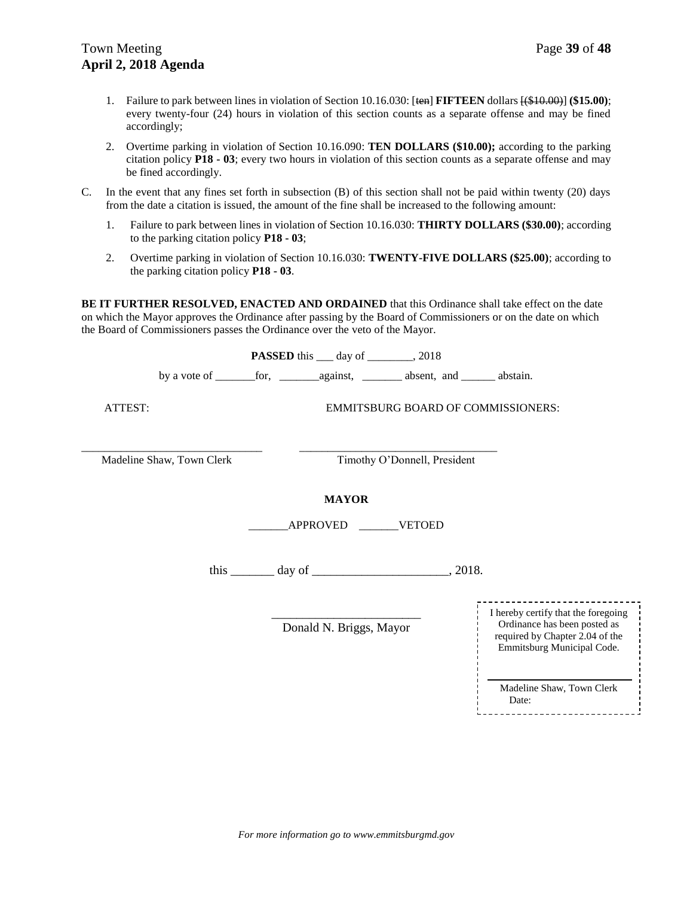1. Failure to park between lines in violation of Section 10.16.030: [~~ten~~] **FIFTEEN** dollars [~~($10.00)~~] **($15.00)**; every twenty-four (24) hours in violation of this section counts as a separate offense and may be fined accordingly;

2. Overtime parking in violation of Section 10.16.090: **TEN DOLLARS ($10.00);** according to the parking citation policy **P18 - 03**; every two hours in violation of this section counts as a separate offense and may be fined accordingly.

C. In the event that any fines set forth in subsection (B) of this section shall not be paid within twenty (20) days from the date a citation is issued, the amount of the fine shall be increased to the following amount:

1. Failure to park between lines in violation of Section 10.16.030: **THIRTY DOLLARS ($30.00)**; according to the parking citation policy **P18 - 03**;

2. Overtime parking in violation of Section 10.16.030: **TWENTY-FIVE DOLLARS ($25.00)**; according to the parking citation policy **P18 - 03**.

**BE IT FURTHER RESOLVED, ENACTED AND ORDAINED** that this Ordinance shall take effect on the date on which the Mayor approves the Ordinance after passing by the Board of Commissioners or on the date on which the Board of Commissioners passes the Ordinance over the veto of the Mayor.

**PASSED** this ___ day of ________, 2018

by a vote of _______for, _______against, _______ absent, and ______ abstain.

ATTEST: EMMITSBURG BOARD OF COMMISSIONERS:

_______________________________ ___________________________________

Madeline Shaw, Town Clerk Timothy O'Donnell, President

**MAYOR**

_______APPROVED _______VETOED

this _______ day of ______________________, 2018.

________________________

Donald N. Briggs, Mayor

I hereby certify that the foregoing Ordinance has been posted as required by Chapter 2.04 of the Emmitsburg Municipal Code.

________________________

Madeline Shaw, Town Clerk

Date:

*For more information go to www.emmitsburgmd.gov*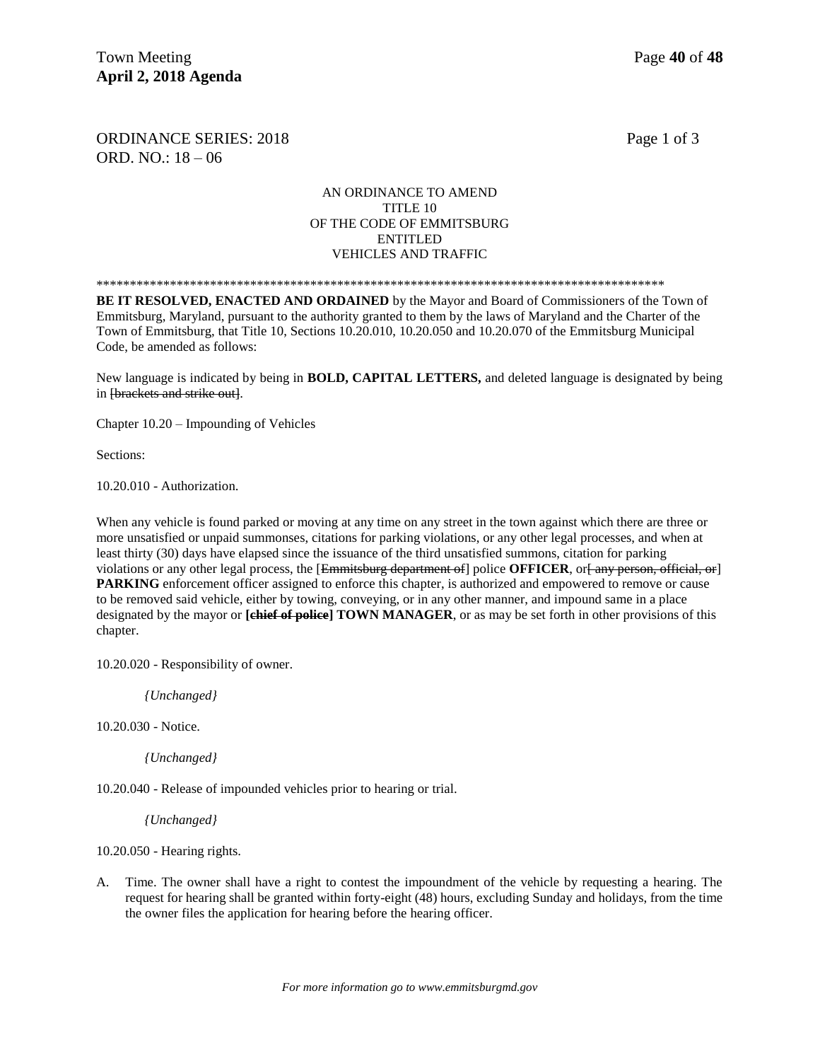ORDINANCE SERIES: 2018
ORD. NO.: 18 – 06

AN ORDINANCE TO AMEND
TITLE 10
OF THE CODE OF EMMITSBURG
ENTITLED
VEHICLES AND TRAFFIC

\*\*\*\*\*\*\*\*\*\*\*\*\*\*\*\*\*\*\*\*\*\*\*\*\*\*\*\*\*\*\*\*\*\*\*\*\*\*\*\*\*\*\*\*\*\*\*\*\*\*\*\*\*\*\*\*\*\*\*\*\*\*\*\*\*\*\*\*\*\*\*\*\*\*\*\*\*\*\*\*\*\*\*\*\*\*\*\*

**BE IT RESOLVED, ENACTED AND ORDAINED** by the Mayor and Board of Commissioners of the Town of Emmitsburg, Maryland, pursuant to the authority granted to them by the laws of Maryland and the Charter of the Town of Emmitsburg, that Title 10, Sections 10.20.010, 10.20.050 and 10.20.070 of the Emmitsburg Municipal Code, be amended as follows:

New language is indicated by being in **BOLD, CAPITAL LETTERS,** and deleted language is designated by being in [~~brackets and strike out~~].

Chapter 10.20 – Impounding of Vehicles

Sections:

10.20.010 - Authorization.

When any vehicle is found parked or moving at any time on any street in the town against which there are three or more unsatisfied or unpaid summonses, citations for parking violations, or any other legal processes, and when at least thirty (30) days have elapsed since the issuance of the third unsatisfied summons, citation for parking violations or any other legal process, the [~~Emmitsburg department of~~] police **OFFICER**, or[~~ any person, official, or~~] **PARKING** enforcement officer assigned to enforce this chapter, is authorized and empowered to remove or cause to be removed said vehicle, either by towing, conveying, or in any other manner, and impound same in a place designated by the mayor or **[~~chief of police~~] TOWN MANAGER**, or as may be set forth in other provisions of this chapter.

10.20.020 - Responsibility of owner.

*{Unchanged}*

10.20.030 - Notice.

*{Unchanged}*

10.20.040 - Release of impounded vehicles prior to hearing or trial.

*{Unchanged}*

10.20.050 - Hearing rights.

A. Time. The owner shall have a right to contest the impoundment of the vehicle by requesting a hearing. The request for hearing shall be granted within forty-eight (48) hours, excluding Sunday and holidays, from the time the owner files the application for hearing before the hearing officer.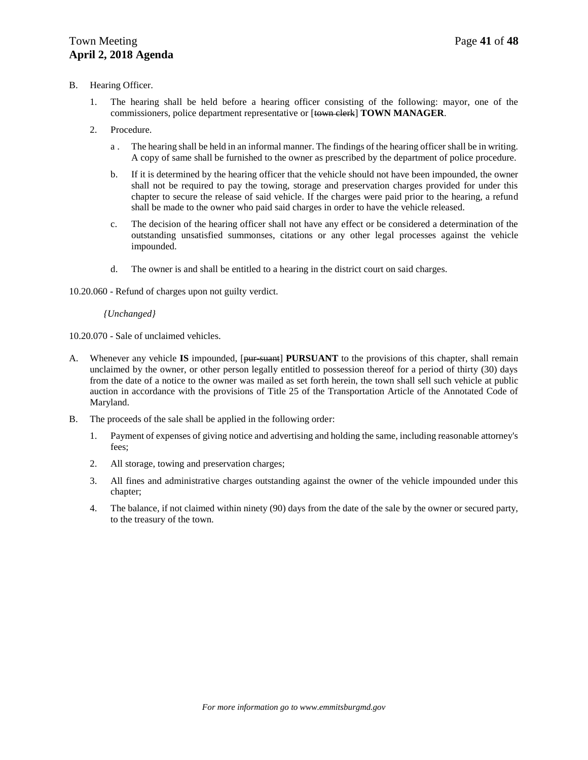B. Hearing Officer.

1. The hearing shall be held before a hearing officer consisting of the following: mayor, one of the commissioners, police department representative or [~~town clerk~~] **TOWN MANAGER**.

2. Procedure.

   a. The hearing shall be held in an informal manner. The findings of the hearing officer shall be in writing. A copy of same shall be furnished to the owner as prescribed by the department of police procedure.

   b. If it is determined by the hearing officer that the vehicle should not have been impounded, the owner shall not be required to pay the towing, storage and preservation charges provided for under this chapter to secure the release of said vehicle. If the charges were paid prior to the hearing, a refund shall be made to the owner who paid said charges in order to have the vehicle released.

   c. The decision of the hearing officer shall not have any effect or be considered a determination of the outstanding unsatisfied summonses, citations or any other legal processes against the vehicle impounded.

   d. The owner is and shall be entitled to a hearing in the district court on said charges.

10.20.060 - Refund of charges upon not guilty verdict.

*{Unchanged}*

10.20.070 - Sale of unclaimed vehicles.

A. Whenever any vehicle **IS** impounded, [~~pur-suant~~] **PURSUANT** to the provisions of this chapter, shall remain unclaimed by the owner, or other person legally entitled to possession thereof for a period of thirty (30) days from the date of a notice to the owner was mailed as set forth herein, the town shall sell such vehicle at public auction in accordance with the provisions of Title 25 of the Transportation Article of the Annotated Code of Maryland.

B. The proceeds of the sale shall be applied in the following order:

1. Payment of expenses of giving notice and advertising and holding the same, including reasonable attorney's fees;

2. All storage, towing and preservation charges;

3. All fines and administrative charges outstanding against the owner of the vehicle impounded under this chapter;

4. The balance, if not claimed within ninety (90) days from the date of the sale by the owner or secured party, to the treasury of the town.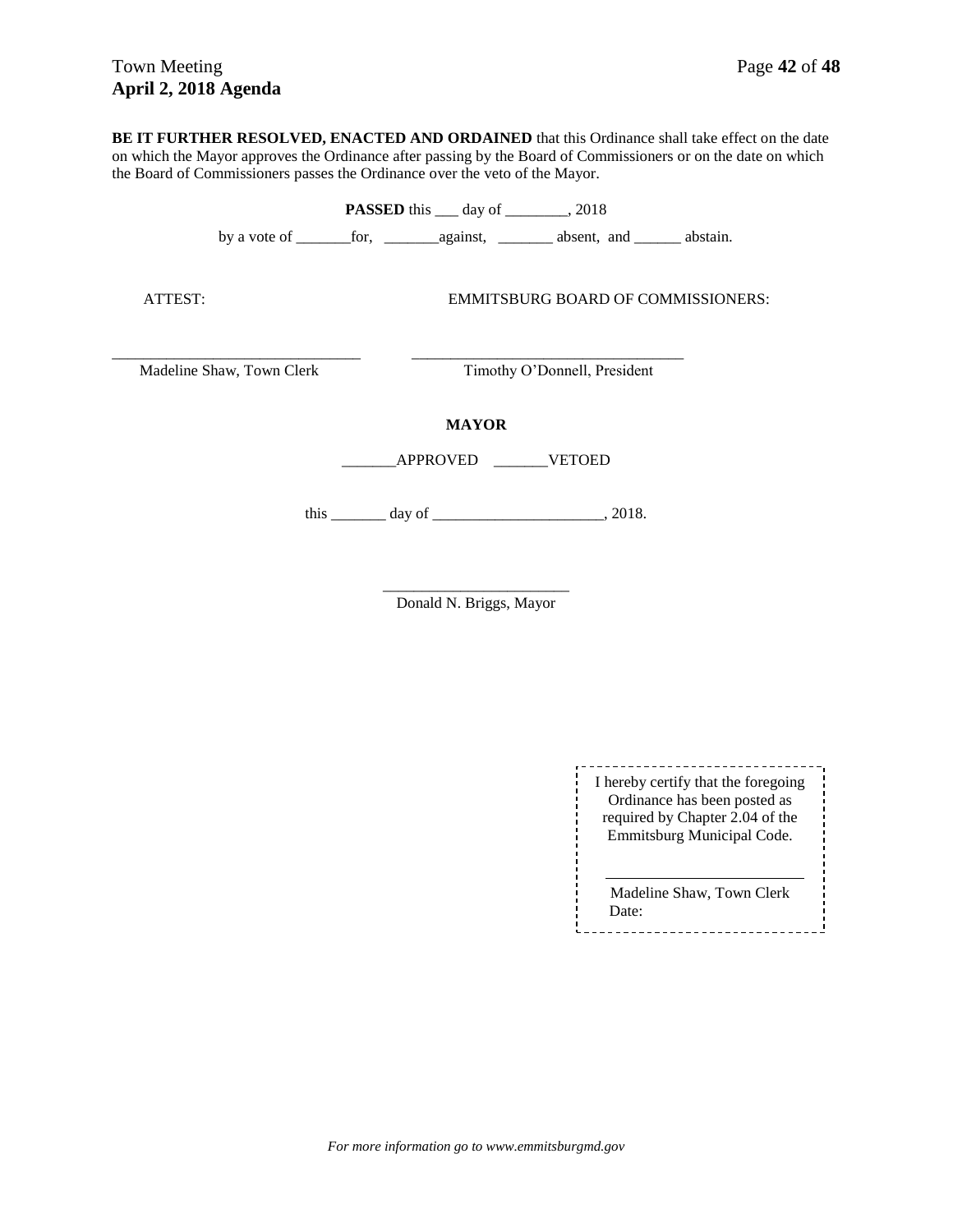**BE IT FURTHER RESOLVED, ENACTED AND ORDAINED** that this Ordinance shall take effect on the date on which the Mayor approves the Ordinance after passing by the Board of Commissioners or on the date on which the Board of Commissioners passes the Ordinance over the veto of the Mayor.

**PASSED** this ___ day of ________, 2018

by a vote of _______for, _______against, _______ absent, and ______ abstain.

ATTEST: EMMITSBURG BOARD OF COMMISSIONERS:

_______________________________ _________________________________

Madeline Shaw, Town Clerk Timothy O'Donnell, President

**MAYOR**

_______APPROVED _______VETOED

this _______ day of ______________________, 2018.

________________________

Donald N. Briggs, Mayor

I hereby certify that the foregoing Ordinance has been posted as required by Chapter 2.04 of the Emmitsburg Municipal Code.

________________________

Madeline Shaw, Town Clerk
Date:

*For more information go to www.emmitsburgmd.gov*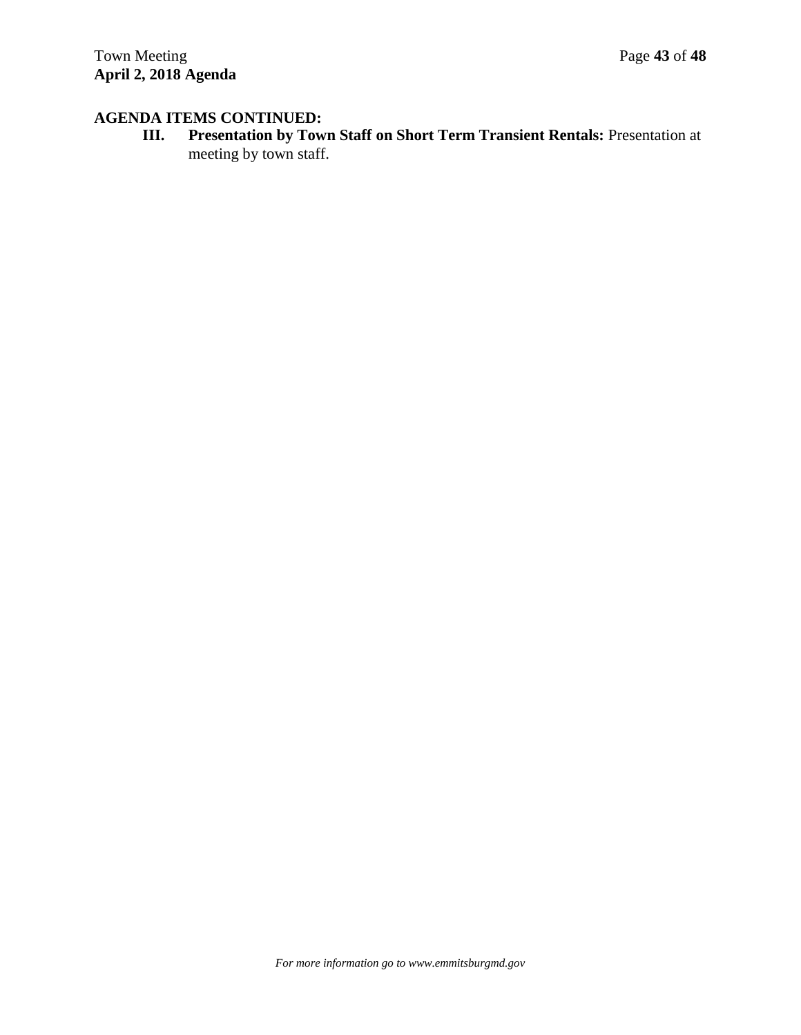**AGENDA ITEMS CONTINUED:**

**III. Presentation by Town Staff on Short Term Transient Rentals:** Presentation at meeting by town staff.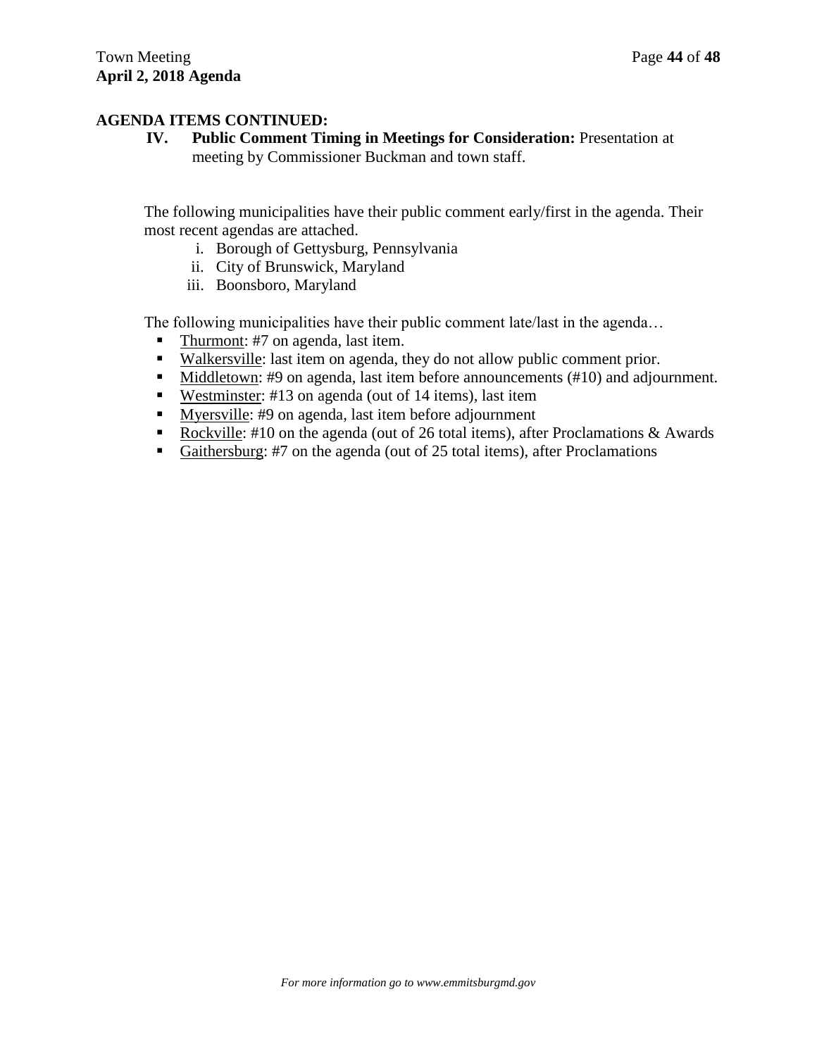**AGENDA ITEMS CONTINUED:**

**IV. Public Comment Timing in Meetings for Consideration:** Presentation at meeting by Commissioner Buckman and town staff.

The following municipalities have their public comment early/first in the agenda. Their most recent agendas are attached.

i. Borough of Gettysburg, Pennsylvania
ii. City of Brunswick, Maryland
iii. Boonsboro, Maryland

The following municipalities have their public comment late/last in the agenda…

- Thurmont: #7 on agenda, last item.
- Walkersville: last item on agenda, they do not allow public comment prior.
- Middletown: #9 on agenda, last item before announcements (#10) and adjournment.
- Westminster: #13 on agenda (out of 14 items), last item
- Myersville: #9 on agenda, last item before adjournment
- Rockville: #10 on the agenda (out of 26 total items), after Proclamations & Awards
- Gaithersburg: #7 on the agenda (out of 25 total items), after Proclamations

*For more information go to www.emmitsburgmd.gov*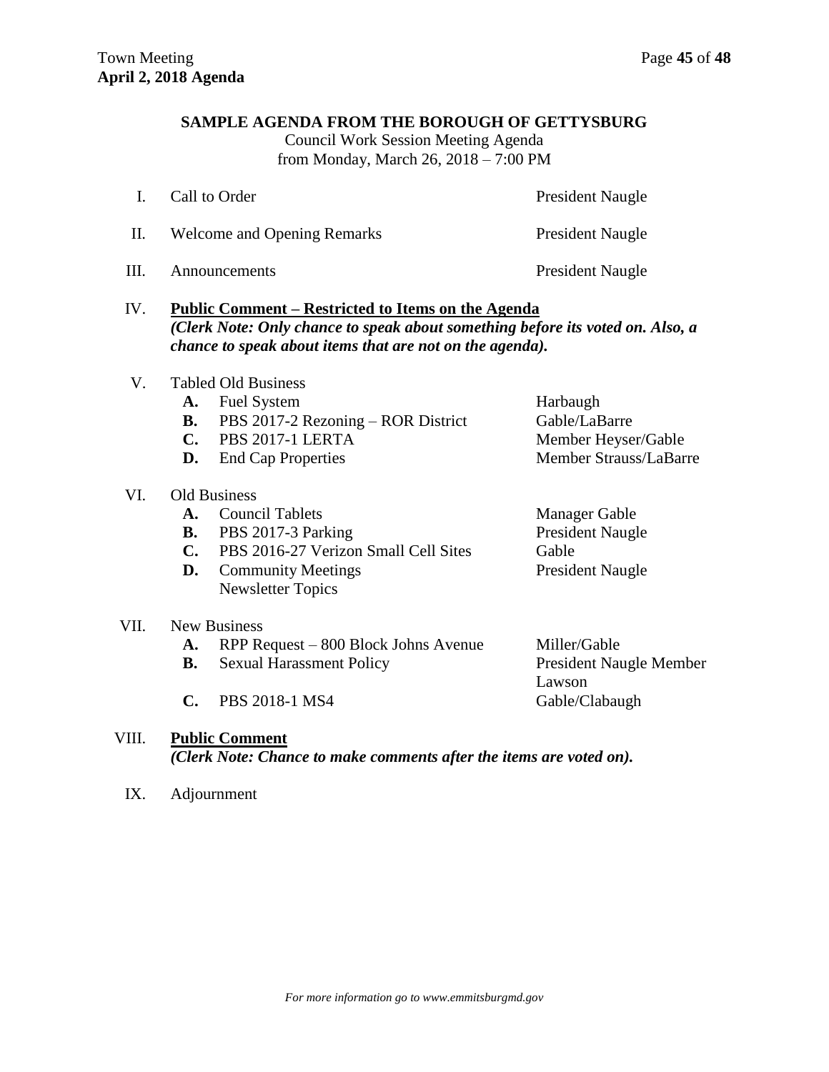## SAMPLE AGENDA FROM THE BOROUGH OF GETTYSBURG

Council Work Session Meeting Agenda
from Monday, March 26, 2018 – 7:00 PM

| | | |
|---|---|---|
| I. | Call to Order | President Naugle |
| II. | Welcome and Opening Remarks | President Naugle |
| III. | Announcements | President Naugle |

IV. **Public Comment – Restricted to Items on the Agenda**
***(Clerk Note: Only chance to speak about something before its voted on. Also, a chance to speak about items that are not on the agenda).***

V. Tabled Old Business

| | | |
|---|---|---|
| **A.** | Fuel System | Harbaugh |
| **B.** | PBS 2017-2 Rezoning – ROR District | Gable/LaBarre |
| **C.** | PBS 2017-1 LERTA | Member Heyser/Gable |
| **D.** | End Cap Properties | Member Strauss/LaBarre |

VI. Old Business

| | | |
|---|---|---|
| **A.** | Council Tablets | Manager Gable |
| **B.** | PBS 2017-3 Parking | President Naugle |
| **C.** | PBS 2016-27 Verizon Small Cell Sites | Gable |
| **D.** | Community Meetings<br>Newsletter Topics | President Naugle |

VII. New Business

| | | |
|---|---|---|
| **A.** | RPP Request – 800 Block Johns Avenue | Miller/Gable |
| **B.** | Sexual Harassment Policy | President Naugle Member Lawson |
| **C.** | PBS 2018-1 MS4 | Gable/Clabaugh |

VIII. **Public Comment**
***(Clerk Note: Chance to make comments after the items are voted on).***

IX. Adjournment

*For more information go to www.emmitsburgmd.gov*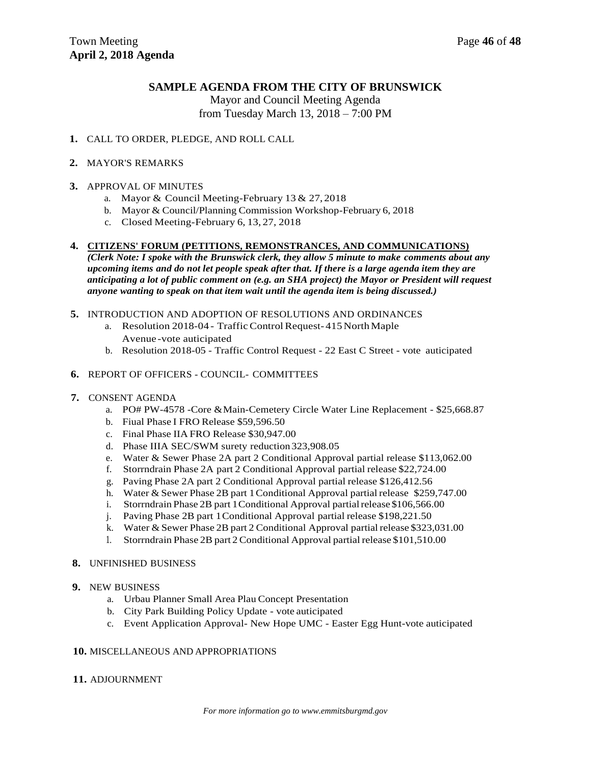## SAMPLE AGENDA FROM THE CITY OF BRUNSWICK

Mayor and Council Meeting Agenda
from Tuesday March 13, 2018 – 7:00 PM

**1.** CALL TO ORDER, PLEDGE, AND ROLL CALL

**2.** MAYOR'S REMARKS

**3.** APPROVAL OF MINUTES

a. Mayor & Council Meeting-February 13 & 27, 2018
b. Mayor & Council/Planning Commission Workshop-February 6, 2018
c. Closed Meeting-February 6, 13, 27, 2018

**4.** **CITIZENS' FORUM (PETITIONS, REMONSTRANCES, AND COMMUNICATIONS)**
***(Clerk Note: I spoke with the Brunswick clerk, they allow 5 minute to make comments about any upcoming items and do not let people speak after that. If there is a large agenda item they are anticipating a lot of public comment on (e.g. an SHA project) the Mayor or President will request anyone wanting to speak on that item wait until the agenda item is being discussed.)***

**5.** INTRODUCTION AND ADOPTION OF RESOLUTIONS AND ORDINANCES

a. Resolution 2018-04 - Traffic Control Request- 415 North Maple Avenue -vote auticipated
b. Resolution 2018-05 - Traffic Control Request - 22 East C Street - vote auticipated

**6.** REPORT OF OFFICERS - COUNCIL- COMMITTEES

**7.** CONSENT AGENDA

a. PO# PW-4578 -Core &Main-Cemetery Circle Water Line Replacement - $25,668.87
b. Fiual Phase I FRO Release $59,596.50
c. Final Phase IIA FRO Release $30,947.00
d. Phase IIIA SEC/SWM surety reduction 323,908.05
e. Water & Sewer Phase 2A part 2 Conditional Approval partial release $113,062.00
f. Storrndrain Phase 2A part 2 Conditional Approval partial release $22,724.00
g. Paving Phase 2A part 2 Conditional Approval partial release $126,412.56
h. Water & Sewer Phase 2B part 1 Conditional Approval partial release $259,747.00
i. Storrndrain Phase 2B part 1 Conditional Approval partial release $106,566.00
j. Paving Phase 2B part 1 Conditional Approval partial release $198,221.50
k. Water & Sewer Phase 2B part 2 Conditional Approval partial release $323,031.00
l. Storrndrain Phase 2B part 2 Conditional Approval partial release $101,510.00

**8.** UNFINISHED BUSINESS

**9.** NEW BUSINESS

a. Urbau Planner Small Area Plau Concept Presentation
b. City Park Building Policy Update - vote auticipated
c. Event Application Approval- New Hope UMC - Easter Egg Hunt-vote auticipated

**10.** MISCELLANEOUS AND APPROPRIATIONS

**11.** ADJOURNMENT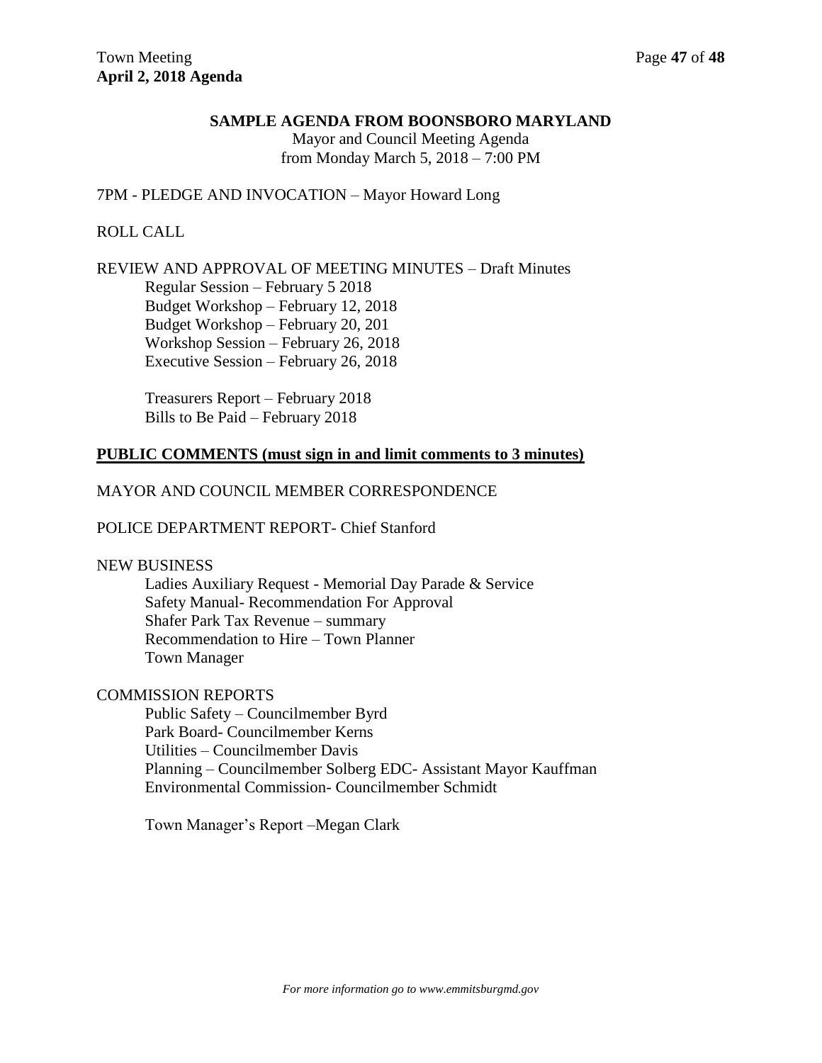## SAMPLE AGENDA FROM BOONSBORO MARYLAND

Mayor and Council Meeting Agenda
from Monday March 5, 2018 – 7:00 PM

7PM - PLEDGE AND INVOCATION – Mayor Howard Long

ROLL CALL

REVIEW AND APPROVAL OF MEETING MINUTES – Draft Minutes
- Regular Session – February 5 2018
- Budget Workshop – February 12, 2018
- Budget Workshop – February 20, 201
- Workshop Session – February 26, 2018
- Executive Session – February 26, 2018

- Treasurers Report – February 2018
- Bills to Be Paid – February 2018

**PUBLIC COMMENTS (must sign in and limit comments to 3 minutes)**

MAYOR AND COUNCIL MEMBER CORRESPONDENCE

POLICE DEPARTMENT REPORT- Chief Stanford

NEW BUSINESS
- Ladies Auxiliary Request - Memorial Day Parade & Service
- Safety Manual- Recommendation For Approval
- Shafer Park Tax Revenue – summary
- Recommendation to Hire – Town Planner
- Town Manager

COMMISSION REPORTS
- Public Safety – Councilmember Byrd
- Park Board- Councilmember Kerns
- Utilities – Councilmember Davis
- Planning – Councilmember Solberg EDC- Assistant Mayor Kauffman
- Environmental Commission- Councilmember Schmidt

- Town Manager's Report –Megan Clark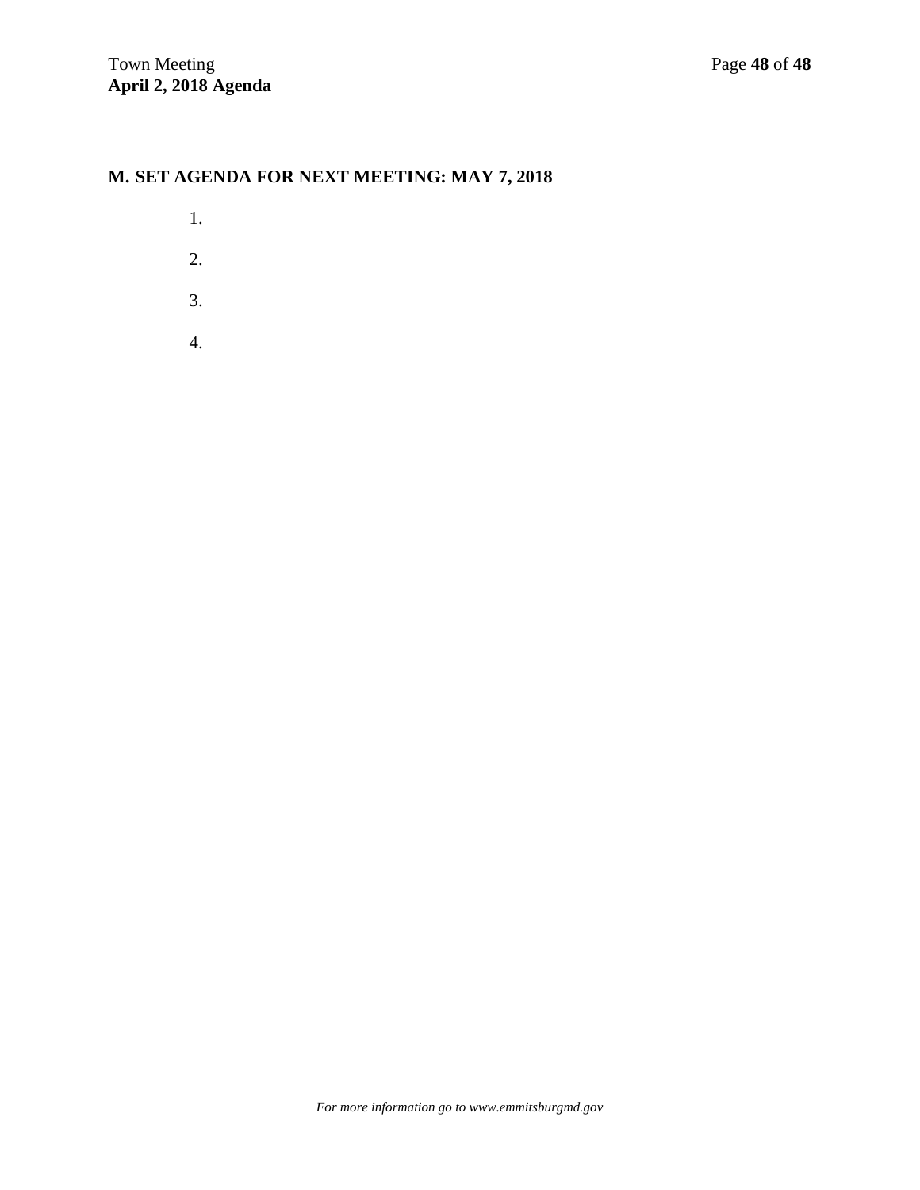## M. SET AGENDA FOR NEXT MEETING: MAY 7, 2018

1.
2.
3.
4.

*For more information go to www.emmitsburgmd.gov*